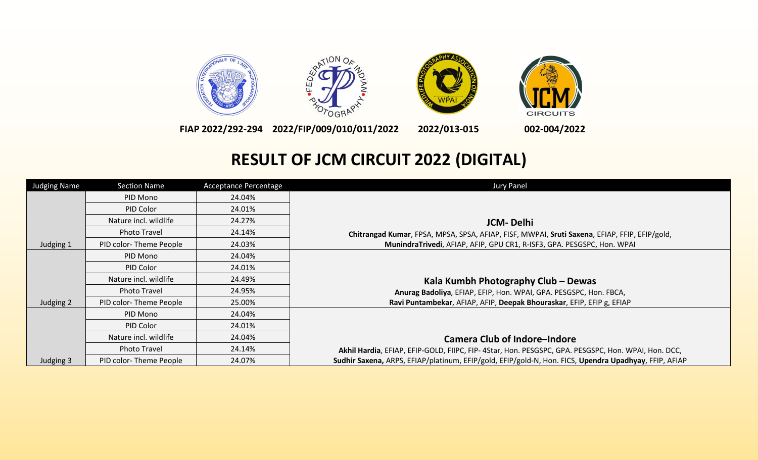FIAP 2022/292-294 2022/FIP/009/010/011/2022 2022/013-015 002-004/2022

# RESULT OF JCM CIRCUIT 2022 (DIGITAL)

| Judging Name | Section Name | Acceptance Percentage | Jury Panel |
|---|---|---|---|
| Judging 1 | PID Mono | 24.04% | **JCM- Delhi**<br>**Chitrangad Kumar**, FPSA, MPSA, SPSA, AFIAP, FISF, MWPAI, **Sruti Saxena**, EFIAP, FFIP, EFIP/gold, **MunindraTrivedi**, AFIAP, AFIP, GPU CR1, R-ISF3, GPA. PESGSPC, Hon. WPAI |
| | PID Color | 24.01% | |
| | Nature incl. wildlife | 24.27% | |
| | Photo Travel | 24.14% | |
| | PID color- Theme People | 24.03% | |
| Judging 2 | PID Mono | 24.04% | **Kala Kumbh Photography Club – Dewas**<br>**Anurag Badoliya**, EFIAP, EFIP, Hon. WPAI, GPA. PESGSPC, Hon. FBCA, **Ravi Puntambekar**, AFIAP, AFIP, **Deepak Bhouraskar**, EFIP, EFIP g, EFIAP |
| | PID Color | 24.01% | |
| | Nature incl. wildlife | 24.49% | |
| | Photo Travel | 24.95% | |
| | PID color- Theme People | 25.00% | |
| Judging 3 | PID Mono | 24.04% | **Camera Club of Indore–Indore**<br>**Akhil Hardia**, EFIAP, EFIP-GOLD, FIIPC, FIP- 4Star, Hon. PESGSPC, GPA. PESGSPC, Hon. WPAI, Hon. DCC, **Sudhir Saxena,** ARPS, EFIAP/platinum, EFIP/gold, EFIP/gold-N, Hon. FICS, **Upendra Upadhyay**, FFIP, AFIAP |
| | PID Color | 24.01% | |
| | Nature incl. wildlife | 24.04% | |
| | Photo Travel | 24.14% | |
| | PID color- Theme People | 24.07% | |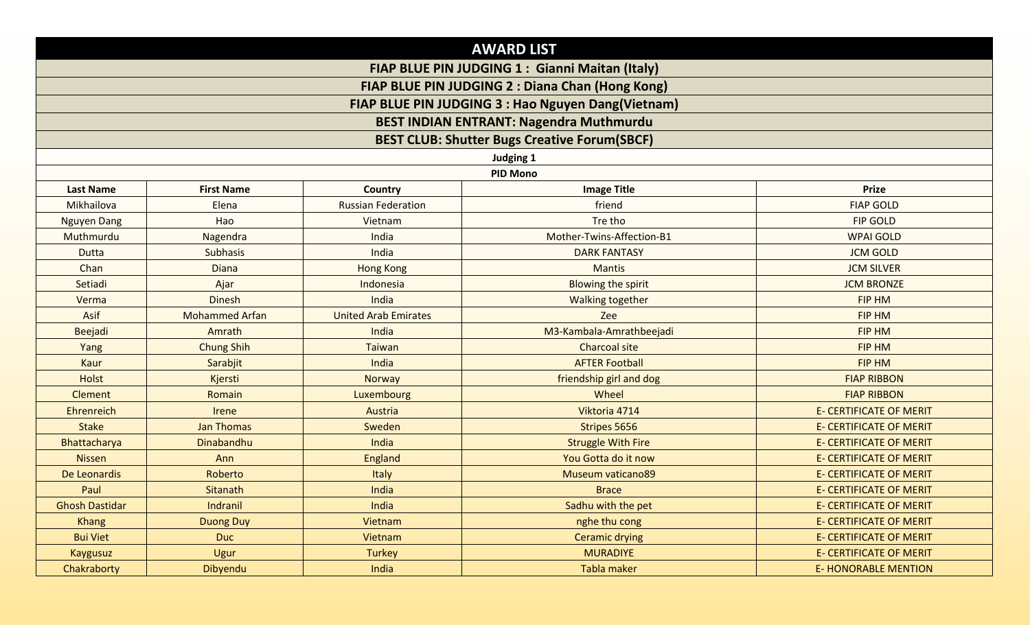# AWARD LIST

**FIAP BLUE PIN JUDGING 1 : Gianni Maitan (Italy)**

**FIAP BLUE PIN JUDGING 2 : Diana Chan (Hong Kong)**

**FIAP BLUE PIN JUDGING 3 : Hao Nguyen Dang(Vietnam)**

**BEST INDIAN ENTRANT: Nagendra Muthmurdu**

**BEST CLUB: Shutter Bugs Creative Forum(SBCF)**

**Judging 1**

**PID Mono**

| Last Name | First Name | Country | Image Title | Prize |
|---|---|---|---|---|
| Mikhailova | Elena | Russian Federation | friend | FIAP GOLD |
| Nguyen Dang | Hao | Vietnam | Tre tho | FIP GOLD |
| Muthmurdu | Nagendra | India | Mother-Twins-Affection-B1 | WPAI GOLD |
| Dutta | Subhasis | India | DARK FANTASY | JCM GOLD |
| Chan | Diana | Hong Kong | Mantis | JCM SILVER |
| Setiadi | Ajar | Indonesia | Blowing the spirit | JCM BRONZE |
| Verma | Dinesh | India | Walking together | FIP HM |
| Asif | Mohammed Arfan | United Arab Emirates | Zee | FIP HM |
| Beejadi | Amrath | India | M3-Kambala-Amrathbeejadi | FIP HM |
| Yang | Chung Shih | Taiwan | Charcoal site | FIP HM |
| Kaur | Sarabjit | India | AFTER Football | FIP HM |
| Holst | Kjersti | Norway | friendship girl and dog | FIAP RIBBON |
| Clement | Romain | Luxembourg | Wheel | FIAP RIBBON |
| Ehrenreich | Irene | Austria | Viktoria 4714 | E- CERTIFICATE OF MERIT |
| Stake | Jan Thomas | Sweden | Stripes 5656 | E- CERTIFICATE OF MERIT |
| Bhattacharya | Dinabandhu | India | Struggle With Fire | E- CERTIFICATE OF MERIT |
| Nissen | Ann | England | You Gotta do it now | E- CERTIFICATE OF MERIT |
| De Leonardis | Roberto | Italy | Museum vaticano89 | E- CERTIFICATE OF MERIT |
| Paul | Sitanath | India | Brace | E- CERTIFICATE OF MERIT |
| Ghosh Dastidar | Indranil | India | Sadhu with the pet | E- CERTIFICATE OF MERIT |
| Khang | Duong Duy | Vietnam | nghe thu cong | E- CERTIFICATE OF MERIT |
| Bui Viet | Duc | Vietnam | Ceramic drying | E- CERTIFICATE OF MERIT |
| Kaygusuz | Ugur | Turkey | MURADIYE | E- CERTIFICATE OF MERIT |
| Chakraborty | Dibyendu | India | Tabla maker | E- HONORABLE MENTION |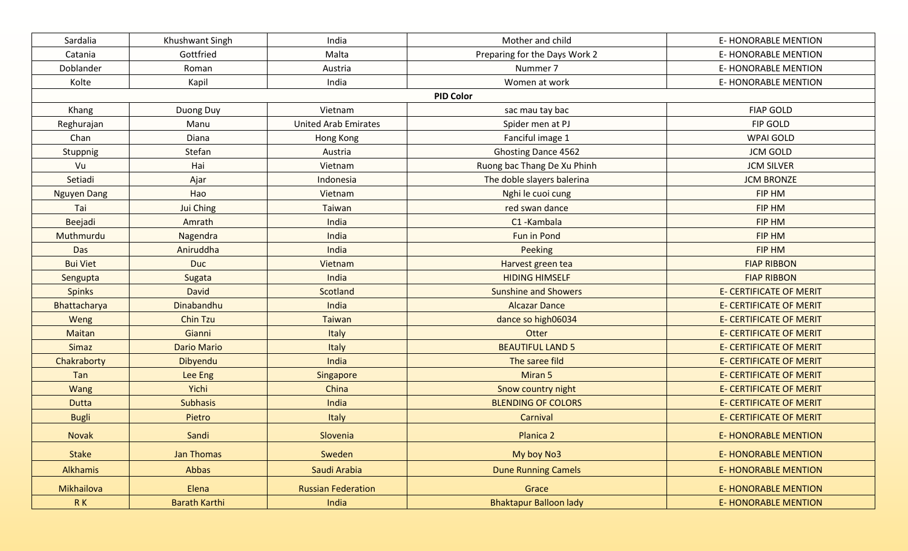| | | | | |
|---|---|---|---|---|
| Sardalia | Khushwant Singh | India | Mother and child | E- HONORABLE MENTION |
| Catania | Gottfried | Malta | Preparing for the Days Work 2 | E- HONORABLE MENTION |
| Doblander | Roman | Austria | Nummer 7 | E- HONORABLE MENTION |
| Kolte | Kapil | India | Women at work | E- HONORABLE MENTION |
| **PID Color** | | | | |
| Khang | Duong Duy | Vietnam | sac mau tay bac | FIAP GOLD |
| Reghurajan | Manu | United Arab Emirates | Spider men at PJ | FIP GOLD |
| Chan | Diana | Hong Kong | Fanciful image 1 | WPAI GOLD |
| Stuppnig | Stefan | Austria | Ghosting Dance 4562 | JCM GOLD |
| Vu | Hai | Vietnam | Ruong bac Thang De Xu Phinh | JCM SILVER |
| Setiadi | Ajar | Indonesia | The doble slayers balerina | JCM BRONZE |
| Nguyen Dang | Hao | Vietnam | Nghi le cuoi cung | FIP HM |
| Tai | Jui Ching | Taiwan | red swan dance | FIP HM |
| Beejadi | Amrath | India | C1 -Kambala | FIP HM |
| Muthmurdu | Nagendra | India | Fun in Pond | FIP HM |
| Das | Aniruddha | India | Peeking | FIP HM |
| Bui Viet | Duc | Vietnam | Harvest green tea | FIAP RIBBON |
| Sengupta | Sugata | India | HIDING HIMSELF | FIAP RIBBON |
| Spinks | David | Scotland | Sunshine and Showers | E- CERTIFICATE OF MERIT |
| Bhattacharya | Dinabandhu | India | Alcazar Dance | E- CERTIFICATE OF MERIT |
| Weng | Chin Tzu | Taiwan | dance so high06034 | E- CERTIFICATE OF MERIT |
| Maitan | Gianni | Italy | Otter | E- CERTIFICATE OF MERIT |
| Simaz | Dario Mario | Italy | BEAUTIFUL LAND 5 | E- CERTIFICATE OF MERIT |
| Chakraborty | Dibyendu | India | The saree fild | E- CERTIFICATE OF MERIT |
| Tan | Lee Eng | Singapore | Miran 5 | E- CERTIFICATE OF MERIT |
| Wang | Yichi | China | Snow country night | E- CERTIFICATE OF MERIT |
| Dutta | Subhasis | India | BLENDING OF COLORS | E- CERTIFICATE OF MERIT |
| Bugli | Pietro | Italy | Carnival | E- CERTIFICATE OF MERIT |
| Novak | Sandi | Slovenia | Planica 2 | E- HONORABLE MENTION |
| Stake | Jan Thomas | Sweden | My boy No3 | E- HONORABLE MENTION |
| Alkhamis | Abbas | Saudi Arabia | Dune Running Camels | E- HONORABLE MENTION |
| Mikhailova | Elena | Russian Federation | Grace | E- HONORABLE MENTION |
| R K | Barath Karthi | India | Bhaktapur Balloon lady | E- HONORABLE MENTION |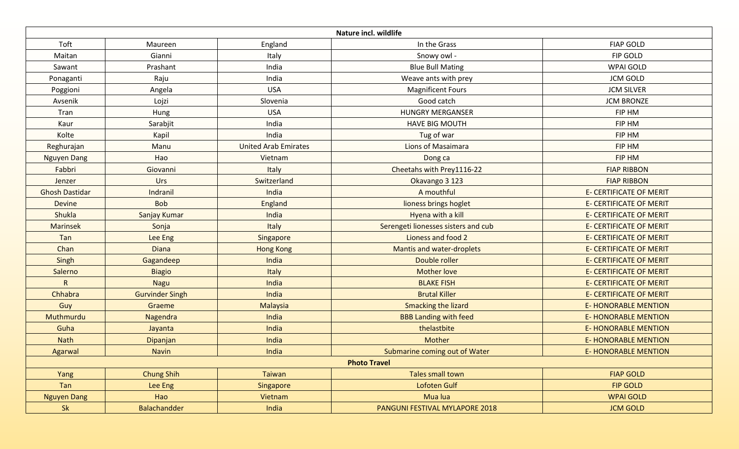| Nature incl. wildlife | | | | |
|---|---|---|---|---|
| Toft | Maureen | England | In the Grass | FIAP GOLD |
| Maitan | Gianni | Italy | Snowy owl - | FIP GOLD |
| Sawant | Prashant | India | Blue Bull Mating | WPAI GOLD |
| Ponaganti | Raju | India | Weave ants with prey | JCM GOLD |
| Poggioni | Angela | USA | Magnificent Fours | JCM SILVER |
| Avsenik | Lojzi | Slovenia | Good catch | JCM BRONZE |
| Tran | Hung | USA | HUNGRY MERGANSER | FIP HM |
| Kaur | Sarabjit | India | HAVE BIG MOUTH | FIP HM |
| Kolte | Kapil | India | Tug of war | FIP HM |
| Reghurajan | Manu | United Arab Emirates | Lions of Masaimara | FIP HM |
| Nguyen Dang | Hao | Vietnam | Dong ca | FIP HM |
| Fabbri | Giovanni | Italy | Cheetahs with Prey1116-22 | FIAP RIBBON |
| Jenzer | Urs | Switzerland | Okavango 3 123 | FIAP RIBBON |
| Ghosh Dastidar | Indranil | India | A mouthful | E- CERTIFICATE OF MERIT |
| Devine | Bob | England | lioness brings hoglet | E- CERTIFICATE OF MERIT |
| Shukla | Sanjay Kumar | India | Hyena with a kill | E- CERTIFICATE OF MERIT |
| Marinsek | Sonja | Italy | Serengeti lionesses sisters and cub | E- CERTIFICATE OF MERIT |
| Tan | Lee Eng | Singapore | Lioness and food 2 | E- CERTIFICATE OF MERIT |
| Chan | Diana | Hong Kong | Mantis and water-droplets | E- CERTIFICATE OF MERIT |
| Singh | Gagandeep | India | Double roller | E- CERTIFICATE OF MERIT |
| Salerno | Biagio | Italy | Mother love | E- CERTIFICATE OF MERIT |
| R | Nagu | India | BLAKE FISH | E- CERTIFICATE OF MERIT |
| Chhabra | Gurvinder Singh | India | Brutal Killer | E- CERTIFICATE OF MERIT |
| Guy | Graeme | Malaysia | Smacking the lizard | E- HONORABLE MENTION |
| Muthmurdu | Nagendra | India | BBB Landing with feed | E- HONORABLE MENTION |
| Guha | Jayanta | India | thelastbite | E- HONORABLE MENTION |
| Nath | Dipanjan | India | Mother | E- HONORABLE MENTION |
| Agarwal | Navin | India | Submarine coming out of Water | E- HONORABLE MENTION |
| **Photo Travel** | | | | |
| Yang | Chung Shih | Taiwan | Tales small town | FIAP GOLD |
| Tan | Lee Eng | Singapore | Lofoten Gulf | FIP GOLD |
| Nguyen Dang | Hao | Vietnam | Mua lua | WPAI GOLD |
| Sk | Balachandder | India | PANGUNI FESTIVAL MYLAPORE 2018 | JCM GOLD |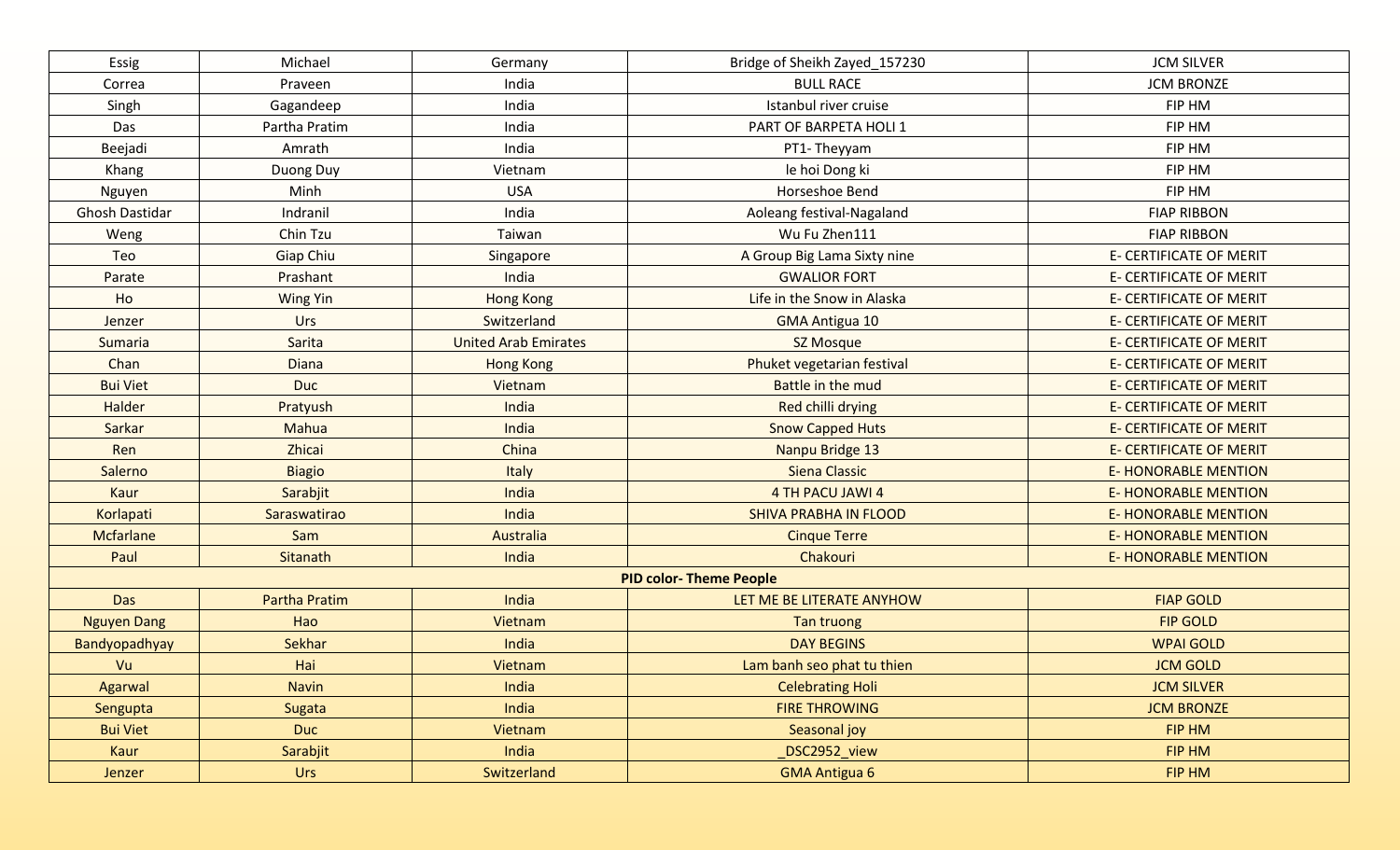| | | | | |
|---|---|---|---|---|
| Essig | Michael | Germany | Bridge of Sheikh Zayed_157230 | JCM SILVER |
| Correa | Praveen | India | BULL RACE | JCM BRONZE |
| Singh | Gagandeep | India | Istanbul river cruise | FIP HM |
| Das | Partha Pratim | India | PART OF BARPETA HOLI 1 | FIP HM |
| Beejadi | Amrath | India | PT1- Theyyam | FIP HM |
| Khang | Duong Duy | Vietnam | le hoi Dong ki | FIP HM |
| Nguyen | Minh | USA | Horseshoe Bend | FIP HM |
| Ghosh Dastidar | Indranil | India | Aoleang festival-Nagaland | FIAP RIBBON |
| Weng | Chin Tzu | Taiwan | Wu Fu Zhen111 | FIAP RIBBON |
| Teo | Giap Chiu | Singapore | A Group Big Lama Sixty nine | E- CERTIFICATE OF MERIT |
| Parate | Prashant | India | GWALIOR FORT | E- CERTIFICATE OF MERIT |
| Ho | Wing Yin | Hong Kong | Life in the Snow in Alaska | E- CERTIFICATE OF MERIT |
| Jenzer | Urs | Switzerland | GMA Antigua 10 | E- CERTIFICATE OF MERIT |
| Sumaria | Sarita | United Arab Emirates | SZ Mosque | E- CERTIFICATE OF MERIT |
| Chan | Diana | Hong Kong | Phuket vegetarian festival | E- CERTIFICATE OF MERIT |
| Bui Viet | Duc | Vietnam | Battle in the mud | E- CERTIFICATE OF MERIT |
| Halder | Pratyush | India | Red chilli drying | E- CERTIFICATE OF MERIT |
| Sarkar | Mahua | India | Snow Capped Huts | E- CERTIFICATE OF MERIT |
| Ren | Zhicai | China | Nanpu Bridge 13 | E- CERTIFICATE OF MERIT |
| Salerno | Biagio | Italy | Siena Classic | E- HONORABLE MENTION |
| Kaur | Sarabjit | India | 4 TH PACU JAWI 4 | E- HONORABLE MENTION |
| Korlapati | Saraswatirao | India | SHIVA PRABHA IN FLOOD | E- HONORABLE MENTION |
| Mcfarlane | Sam | Australia | Cinque Terre | E- HONORABLE MENTION |
| Paul | Sitanath | India | Chakouri | E- HONORABLE MENTION |
| **PID color- Theme People** | | | | |
| Das | Partha Pratim | India | LET ME BE LITERATE ANYHOW | FIAP GOLD |
| Nguyen Dang | Hao | Vietnam | Tan truong | FIP GOLD |
| Bandyopadhyay | Sekhar | India | DAY BEGINS | WPAI GOLD |
| Vu | Hai | Vietnam | Lam banh seo phat tu thien | JCM GOLD |
| Agarwal | Navin | India | Celebrating Holi | JCM SILVER |
| Sengupta | Sugata | India | FIRE THROWING | JCM BRONZE |
| Bui Viet | Duc | Vietnam | Seasonal joy | FIP HM |
| Kaur | Sarabjit | India | _DSC2952_view | FIP HM |
| Jenzer | Urs | Switzerland | GMA Antigua 6 | FIP HM |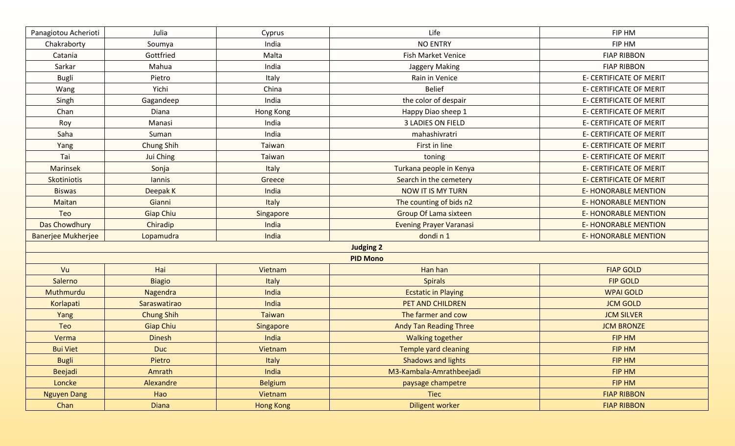| | | | | |
|---|---|---|---|---|
| Panagiotou Acherioti | Julia | Cyprus | Life | FIP HM |
| Chakraborty | Soumya | India | NO ENTRY | FIP HM |
| Catania | Gottfried | Malta | Fish Market Venice | FIAP RIBBON |
| Sarkar | Mahua | India | Jaggery Making | FIAP RIBBON |
| Bugli | Pietro | Italy | Rain in Venice | E- CERTIFICATE OF MERIT |
| Wang | Yichi | China | Belief | E- CERTIFICATE OF MERIT |
| Singh | Gagandeep | India | the color of despair | E- CERTIFICATE OF MERIT |
| Chan | Diana | Hong Kong | Happy Diao sheep 1 | E- CERTIFICATE OF MERIT |
| Roy | Manasi | India | 3 LADIES ON FIELD | E- CERTIFICATE OF MERIT |
| Saha | Suman | India | mahashivratri | E- CERTIFICATE OF MERIT |
| Yang | Chung Shih | Taiwan | First in line | E- CERTIFICATE OF MERIT |
| Tai | Jui Ching | Taiwan | toning | E- CERTIFICATE OF MERIT |
| Marinsek | Sonja | Italy | Turkana people in Kenya | E- CERTIFICATE OF MERIT |
| Skotiniotis | Iannis | Greece | Search in the cemetery | E- CERTIFICATE OF MERIT |
| Biswas | Deepak K | India | NOW IT IS MY TURN | E- HONORABLE MENTION |
| Maitan | Gianni | Italy | The counting of bids n2 | E- HONORABLE MENTION |
| Teo | Giap Chiu | Singapore | Group Of Lama sixteen | E- HONORABLE MENTION |
| Das Chowdhury | Chiradip | India | Evening Prayer Varanasi | E- HONORABLE MENTION |
| Banerjee Mukherjee | Lopamudra | India | dondi n 1 | E- HONORABLE MENTION |
| | | | **Judging 2** | |
| | | | **PID Mono** | |
| Vu | Hai | Vietnam | Han han | FIAP GOLD |
| Salerno | Biagio | Italy | Spirals | FIP GOLD |
| Muthmurdu | Nagendra | India | Ecstatic in Playing | WPAI GOLD |
| Korlapati | Saraswatirao | India | PET AND CHILDREN | JCM GOLD |
| Yang | Chung Shih | Taiwan | The farmer and cow | JCM SILVER |
| Teo | Giap Chiu | Singapore | Andy Tan Reading Three | JCM BRONZE |
| Verma | Dinesh | India | Walking together | FIP HM |
| Bui Viet | Duc | Vietnam | Temple yard cleaning | FIP HM |
| Bugli | Pietro | Italy | Shadows and lights | FIP HM |
| Beejadi | Amrath | India | M3-Kambala-Amrathbeejadi | FIP HM |
| Loncke | Alexandre | Belgium | paysage champetre | FIP HM |
| Nguyen Dang | Hao | Vietnam | Tiec | FIAP RIBBON |
| Chan | Diana | Hong Kong | Diligent worker | FIAP RIBBON |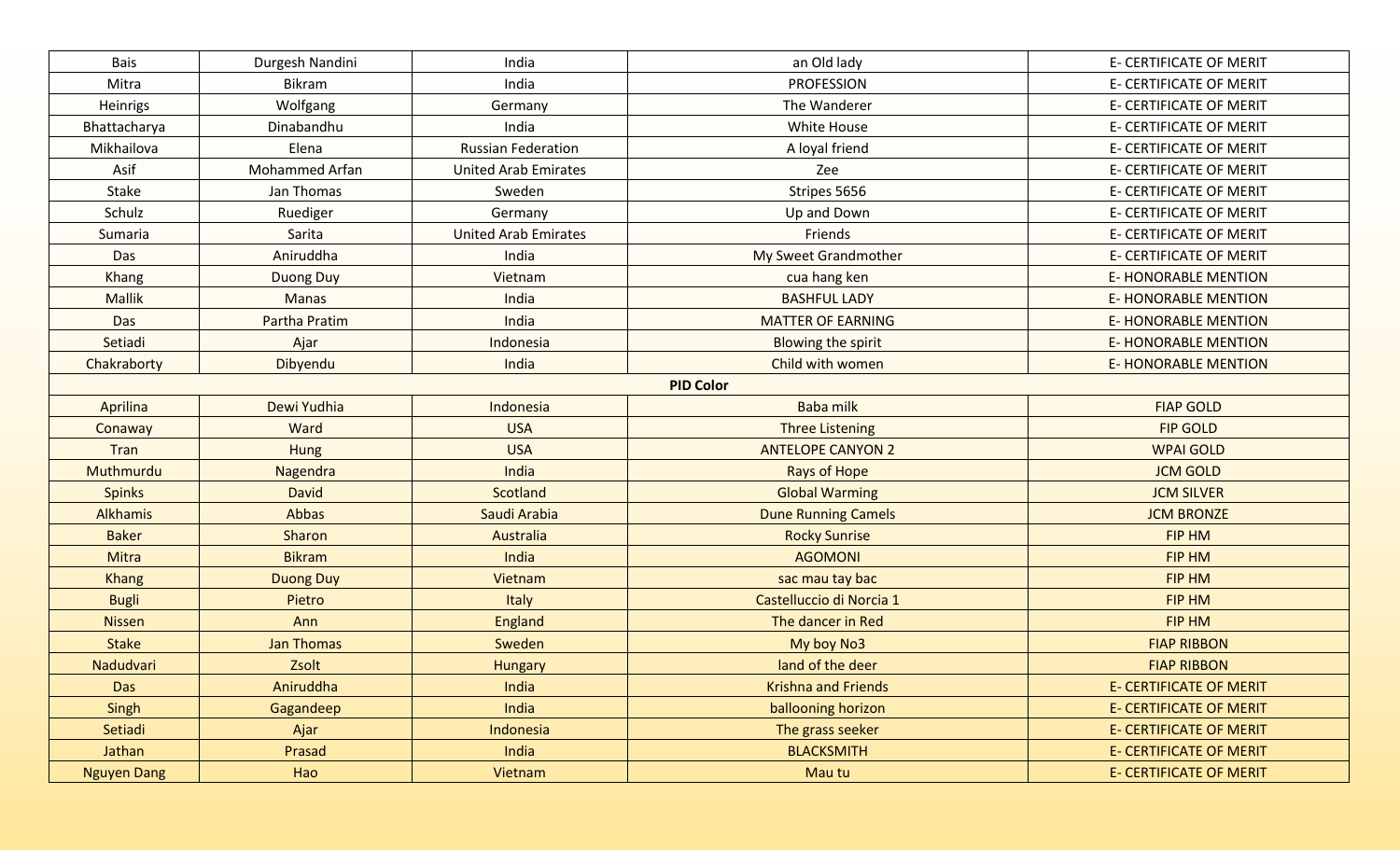| | | | | |
|---|---|---|---|---|
| Bais | Durgesh Nandini | India | an Old lady | E- CERTIFICATE OF MERIT |
| Mitra | Bikram | India | PROFESSION | E- CERTIFICATE OF MERIT |
| Heinrigs | Wolfgang | Germany | The Wanderer | E- CERTIFICATE OF MERIT |
| Bhattacharya | Dinabandhu | India | White House | E- CERTIFICATE OF MERIT |
| Mikhailova | Elena | Russian Federation | A loyal friend | E- CERTIFICATE OF MERIT |
| Asif | Mohammed Arfan | United Arab Emirates | Zee | E- CERTIFICATE OF MERIT |
| Stake | Jan Thomas | Sweden | Stripes 5656 | E- CERTIFICATE OF MERIT |
| Schulz | Ruediger | Germany | Up and Down | E- CERTIFICATE OF MERIT |
| Sumaria | Sarita | United Arab Emirates | Friends | E- CERTIFICATE OF MERIT |
| Das | Aniruddha | India | My Sweet Grandmother | E- CERTIFICATE OF MERIT |
| Khang | Duong Duy | Vietnam | cua hang ken | E- HONORABLE MENTION |
| Mallik | Manas | India | BASHFUL LADY | E- HONORABLE MENTION |
| Das | Partha Pratim | India | MATTER OF EARNING | E- HONORABLE MENTION |
| Setiadi | Ajar | Indonesia | Blowing the spirit | E- HONORABLE MENTION |
| Chakraborty | Dibyendu | India | Child with women | E- HONORABLE MENTION |
| **PID Color** | | | | |
| Aprilina | Dewi Yudhia | Indonesia | Baba milk | FIAP GOLD |
| Conaway | Ward | USA | Three Listening | FIP GOLD |
| Tran | Hung | USA | ANTELOPE CANYON 2 | WPAI GOLD |
| Muthmurdu | Nagendra | India | Rays of Hope | JCM GOLD |
| Spinks | David | Scotland | Global Warming | JCM SILVER |
| Alkhamis | Abbas | Saudi Arabia | Dune Running Camels | JCM BRONZE |
| Baker | Sharon | Australia | Rocky Sunrise | FIP HM |
| Mitra | Bikram | India | AGOMONI | FIP HM |
| Khang | Duong Duy | Vietnam | sac mau tay bac | FIP HM |
| Bugli | Pietro | Italy | Castelluccio di Norcia 1 | FIP HM |
| Nissen | Ann | England | The dancer in Red | FIP HM |
| Stake | Jan Thomas | Sweden | My boy No3 | FIAP RIBBON |
| Nadudvari | Zsolt | Hungary | land of the deer | FIAP RIBBON |
| Das | Aniruddha | India | Krishna and Friends | E- CERTIFICATE OF MERIT |
| Singh | Gagandeep | India | ballooning horizon | E- CERTIFICATE OF MERIT |
| Setiadi | Ajar | Indonesia | The grass seeker | E- CERTIFICATE OF MERIT |
| Jathan | Prasad | India | BLACKSMITH | E- CERTIFICATE OF MERIT |
| Nguyen Dang | Hao | Vietnam | Mau tu | E- CERTIFICATE OF MERIT |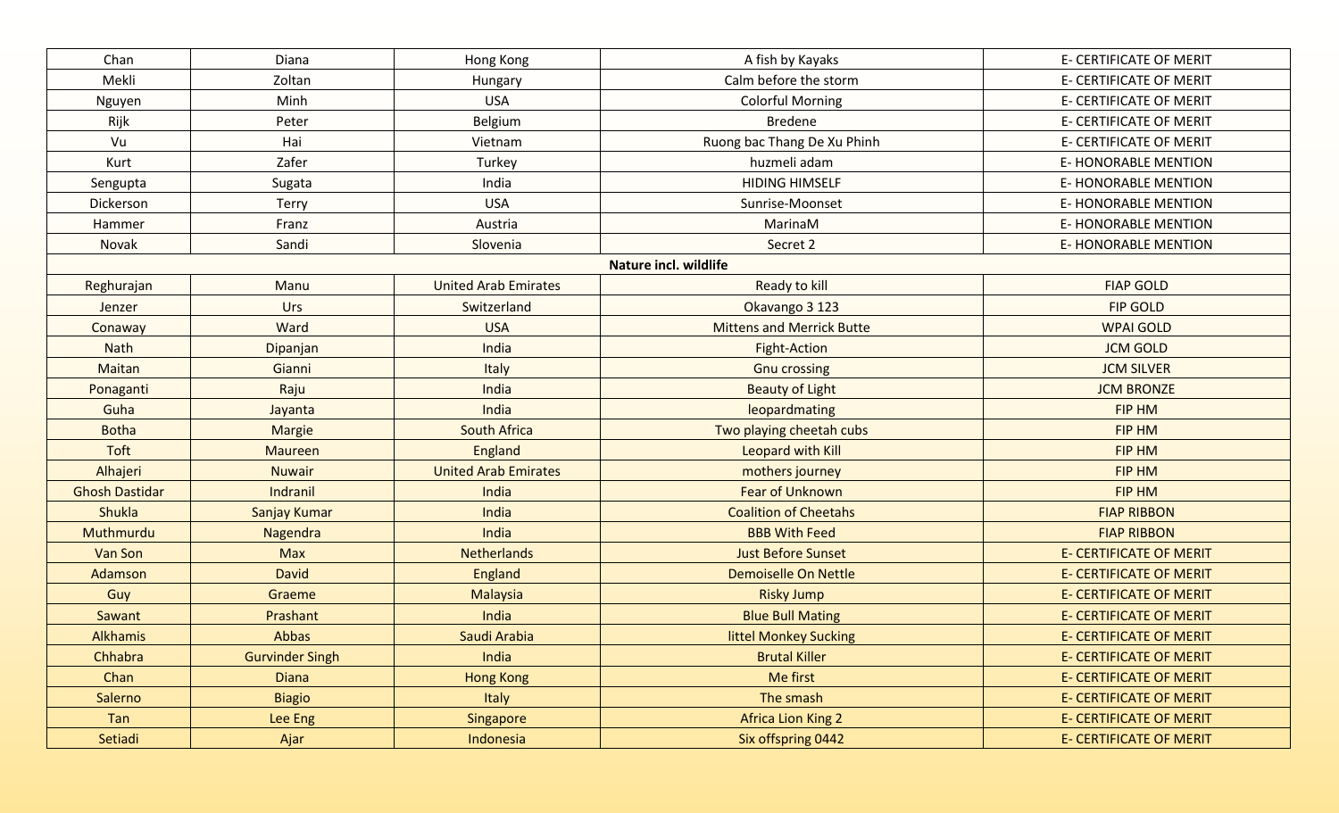| | | | | |
|---|---|---|---|---|
| Chan | Diana | Hong Kong | A fish by Kayaks | E- CERTIFICATE OF MERIT |
| Mekli | Zoltan | Hungary | Calm before the storm | E- CERTIFICATE OF MERIT |
| Nguyen | Minh | USA | Colorful Morning | E- CERTIFICATE OF MERIT |
| Rijk | Peter | Belgium | Bredene | E- CERTIFICATE OF MERIT |
| Vu | Hai | Vietnam | Ruong bac Thang De Xu Phinh | E- CERTIFICATE OF MERIT |
| Kurt | Zafer | Turkey | huzmeli adam | E- HONORABLE MENTION |
| Sengupta | Sugata | India | HIDING HIMSELF | E- HONORABLE MENTION |
| Dickerson | Terry | USA | Sunrise-Moonset | E- HONORABLE MENTION |
| Hammer | Franz | Austria | MarinaM | E- HONORABLE MENTION |
| Novak | Sandi | Slovenia | Secret 2 | E- HONORABLE MENTION |
| | | **Nature incl. wildlife** | | |
| Reghurajan | Manu | United Arab Emirates | Ready to kill | FIAP GOLD |
| Jenzer | Urs | Switzerland | Okavango 3 123 | FIP GOLD |
| Conaway | Ward | USA | Mittens and Merrick Butte | WPAI GOLD |
| Nath | Dipanjan | India | Fight-Action | JCM GOLD |
| Maitan | Gianni | Italy | Gnu crossing | JCM SILVER |
| Ponaganti | Raju | India | Beauty of Light | JCM BRONZE |
| Guha | Jayanta | India | leopardmating | FIP HM |
| Botha | Margie | South Africa | Two playing cheetah cubs | FIP HM |
| Toft | Maureen | England | Leopard with Kill | FIP HM |
| Alhajeri | Nuwair | United Arab Emirates | mothers journey | FIP HM |
| Ghosh Dastidar | Indranil | India | Fear of Unknown | FIP HM |
| Shukla | Sanjay Kumar | India | Coalition of Cheetahs | FIAP RIBBON |
| Muthmurdu | Nagendra | India | BBB With Feed | FIAP RIBBON |
| Van Son | Max | Netherlands | Just Before Sunset | E- CERTIFICATE OF MERIT |
| Adamson | David | England | Demoiselle On Nettle | E- CERTIFICATE OF MERIT |
| Guy | Graeme | Malaysia | Risky Jump | E- CERTIFICATE OF MERIT |
| Sawant | Prashant | India | Blue Bull Mating | E- CERTIFICATE OF MERIT |
| Alkhamis | Abbas | Saudi Arabia | littel Monkey Sucking | E- CERTIFICATE OF MERIT |
| Chhabra | Gurvinder Singh | India | Brutal Killer | E- CERTIFICATE OF MERIT |
| Chan | Diana | Hong Kong | Me first | E- CERTIFICATE OF MERIT |
| Salerno | Biagio | Italy | The smash | E- CERTIFICATE OF MERIT |
| Tan | Lee Eng | Singapore | Africa Lion King 2 | E- CERTIFICATE OF MERIT |
| Setiadi | Ajar | Indonesia | Six offspring 0442 | E- CERTIFICATE OF MERIT |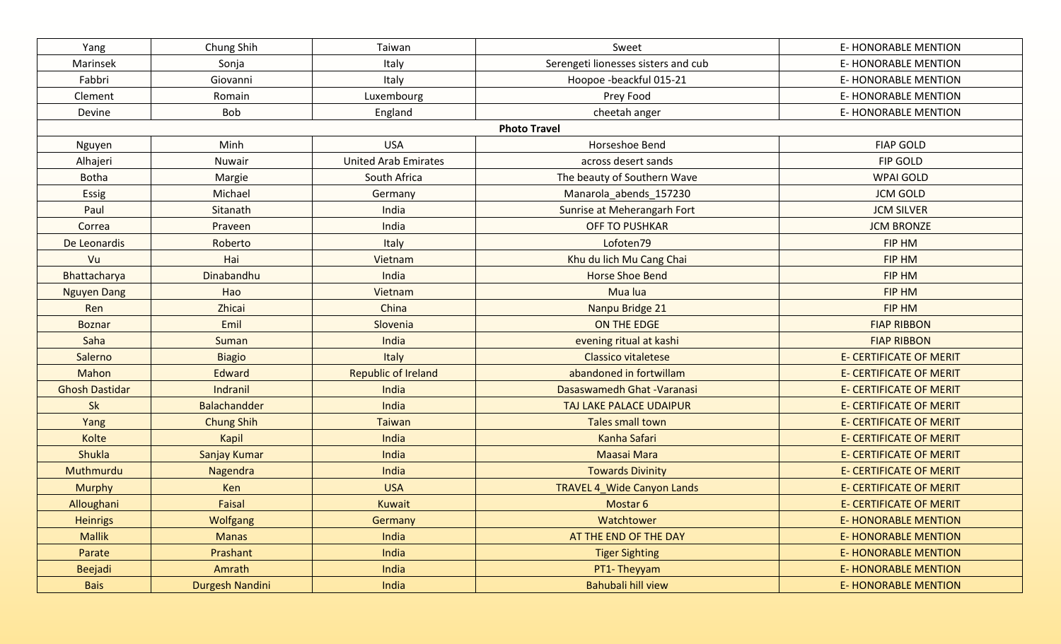| | | | | |
|---|---|---|---|---|
| Yang | Chung Shih | Taiwan | Sweet | E- HONORABLE MENTION |
| Marinsek | Sonja | Italy | Serengeti lionesses sisters and cub | E- HONORABLE MENTION |
| Fabbri | Giovanni | Italy | Hoopoe -beackful 015-21 | E- HONORABLE MENTION |
| Clement | Romain | Luxembourg | Prey Food | E- HONORABLE MENTION |
| Devine | Bob | England | cheetah anger | E- HONORABLE MENTION |
| | | **Photo Travel** | | |
| Nguyen | Minh | USA | Horseshoe Bend | FIAP GOLD |
| Alhajeri | Nuwair | United Arab Emirates | across desert sands | FIP GOLD |
| Botha | Margie | South Africa | The beauty of Southern Wave | WPAI GOLD |
| Essig | Michael | Germany | Manarola_abends_157230 | JCM GOLD |
| Paul | Sitanath | India | Sunrise at Meherangarh Fort | JCM SILVER |
| Correa | Praveen | India | OFF TO PUSHKAR | JCM BRONZE |
| De Leonardis | Roberto | Italy | Lofoten79 | FIP HM |
| Vu | Hai | Vietnam | Khu du lich Mu Cang Chai | FIP HM |
| Bhattacharya | Dinabandhu | India | Horse Shoe Bend | FIP HM |
| Nguyen Dang | Hao | Vietnam | Mua lua | FIP HM |
| Ren | Zhicai | China | Nanpu Bridge 21 | FIP HM |
| Boznar | Emil | Slovenia | ON THE EDGE | FIAP RIBBON |
| Saha | Suman | India | evening ritual at kashi | FIAP RIBBON |
| Salerno | Biagio | Italy | Classico vitaletese | E- CERTIFICATE OF MERIT |
| Mahon | Edward | Republic of Ireland | abandoned in fortwillam | E- CERTIFICATE OF MERIT |
| Ghosh Dastidar | Indranil | India | Dasaswamedh Ghat -Varanasi | E- CERTIFICATE OF MERIT |
| Sk | Balachandder | India | TAJ LAKE PALACE UDAIPUR | E- CERTIFICATE OF MERIT |
| Yang | Chung Shih | Taiwan | Tales small town | E- CERTIFICATE OF MERIT |
| Kolte | Kapil | India | Kanha Safari | E- CERTIFICATE OF MERIT |
| Shukla | Sanjay Kumar | India | Maasai Mara | E- CERTIFICATE OF MERIT |
| Muthmurdu | Nagendra | India | Towards Divinity | E- CERTIFICATE OF MERIT |
| Murphy | Ken | USA | TRAVEL 4_Wide Canyon Lands | E- CERTIFICATE OF MERIT |
| Alloughani | Faisal | Kuwait | Mostar 6 | E- CERTIFICATE OF MERIT |
| Heinrigs | Wolfgang | Germany | Watchtower | E- HONORABLE MENTION |
| Mallik | Manas | India | AT THE END OF THE DAY | E- HONORABLE MENTION |
| Parate | Prashant | India | Tiger Sighting | E- HONORABLE MENTION |
| Beejadi | Amrath | India | PT1- Theyyam | E- HONORABLE MENTION |
| Bais | Durgesh Nandini | India | Bahubali hill view | E- HONORABLE MENTION |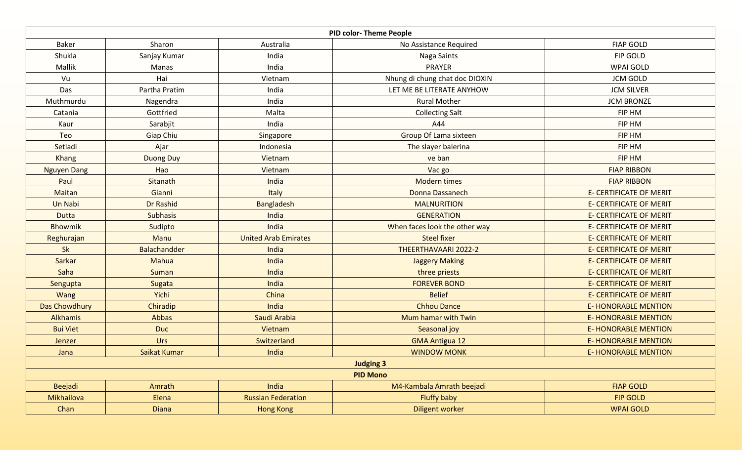| PID color- Theme People | | | | |
|---|---|---|---|---|
| Baker | Sharon | Australia | No Assistance Required | FIAP GOLD |
| Shukla | Sanjay Kumar | India | Naga Saints | FIP GOLD |
| Mallik | Manas | India | PRAYER | WPAI GOLD |
| Vu | Hai | Vietnam | Nhung di chung chat doc DIOXIN | JCM GOLD |
| Das | Partha Pratim | India | LET ME BE LITERATE ANYHOW | JCM SILVER |
| Muthmurdu | Nagendra | India | Rural Mother | JCM BRONZE |
| Catania | Gottfried | Malta | Collecting Salt | FIP HM |
| Kaur | Sarabjit | India | A44 | FIP HM |
| Teo | Giap Chiu | Singapore | Group Of Lama sixteen | FIP HM |
| Setiadi | Ajar | Indonesia | The slayer balerina | FIP HM |
| Khang | Duong Duy | Vietnam | ve ban | FIP HM |
| Nguyen Dang | Hao | Vietnam | Vac go | FIAP RIBBON |
| Paul | Sitanath | India | Modern times | FIAP RIBBON |
| Maitan | Gianni | Italy | Donna Dassanech | E- CERTIFICATE OF MERIT |
| Un Nabi | Dr Rashid | Bangladesh | MALNURITION | E- CERTIFICATE OF MERIT |
| Dutta | Subhasis | India | GENERATION | E- CERTIFICATE OF MERIT |
| Bhowmik | Sudipto | India | When faces look the other way | E- CERTIFICATE OF MERIT |
| Reghurajan | Manu | United Arab Emirates | Steel fixer | E- CERTIFICATE OF MERIT |
| Sk | Balachandder | India | THEERTHAVAARI 2022-2 | E- CERTIFICATE OF MERIT |
| Sarkar | Mahua | India | Jaggery Making | E- CERTIFICATE OF MERIT |
| Saha | Suman | India | three priests | E- CERTIFICATE OF MERIT |
| Sengupta | Sugata | India | FOREVER BOND | E- CERTIFICATE OF MERIT |
| Wang | Yichi | China | Belief | E- CERTIFICATE OF MERIT |
| Das Chowdhury | Chiradip | India | Chhou Dance | E- HONORABLE MENTION |
| Alkhamis | Abbas | Saudi Arabia | Mum hamar with Twin | E- HONORABLE MENTION |
| Bui Viet | Duc | Vietnam | Seasonal joy | E- HONORABLE MENTION |
| Jenzer | Urs | Switzerland | GMA Antigua 12 | E- HONORABLE MENTION |
| Jana | Saikat Kumar | India | WINDOW MONK | E- HONORABLE MENTION |
| **Judging 3** | | | | |
| **PID Mono** | | | | |
| Beejadi | Amrath | India | M4-Kambala Amrath beejadi | FIAP GOLD |
| Mikhailova | Elena | Russian Federation | Fluffy baby | FIP GOLD |
| Chan | Diana | Hong Kong | Diligent worker | WPAI GOLD |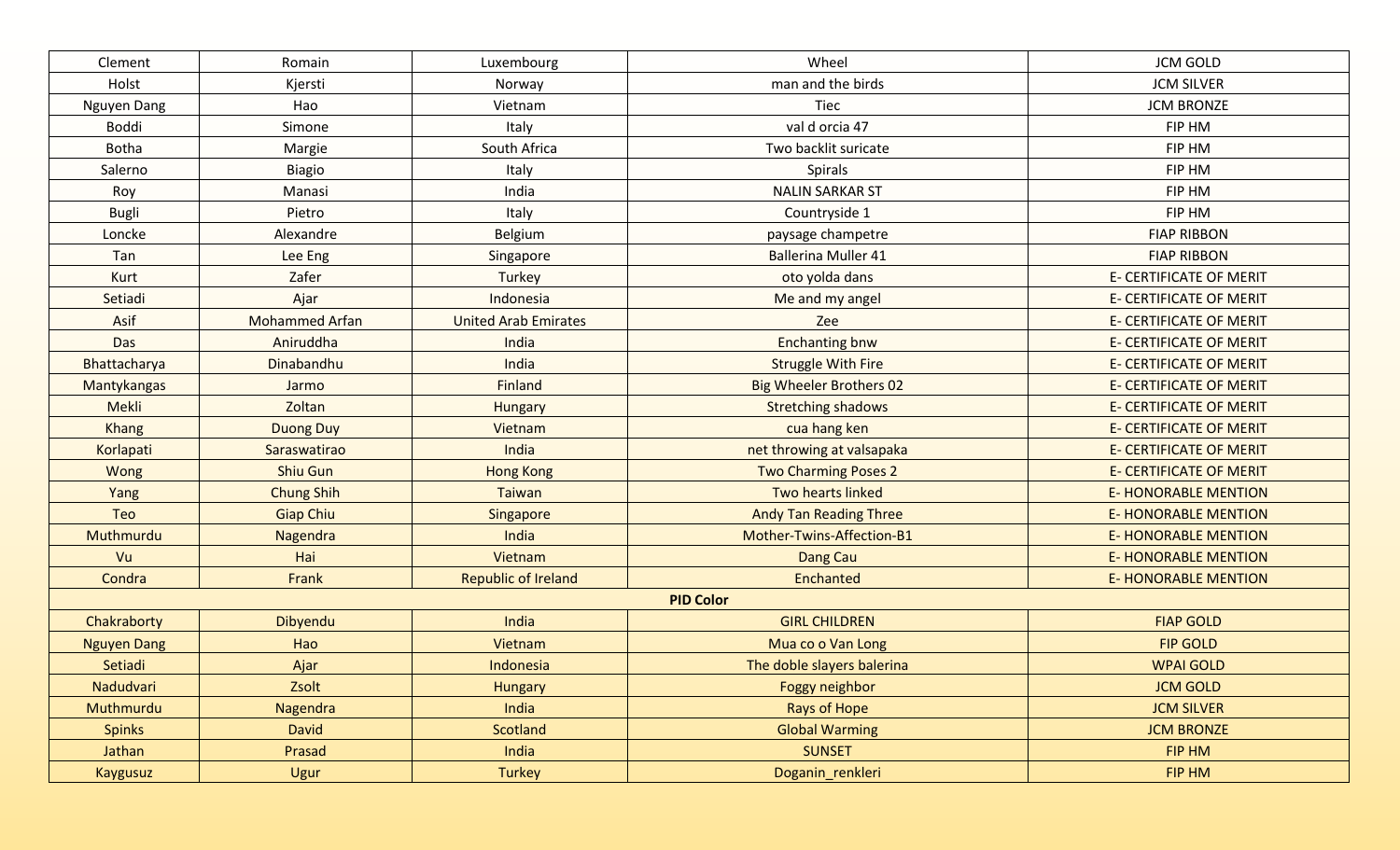| | | | | |
|---|---|---|---|---|
| Clement | Romain | Luxembourg | Wheel | JCM GOLD |
| Holst | Kjersti | Norway | man and the birds | JCM SILVER |
| Nguyen Dang | Hao | Vietnam | Tiec | JCM BRONZE |
| Boddi | Simone | Italy | val d orcia 47 | FIP HM |
| Botha | Margie | South Africa | Two backlit suricate | FIP HM |
| Salerno | Biagio | Italy | Spirals | FIP HM |
| Roy | Manasi | India | NALIN SARKAR ST | FIP HM |
| Bugli | Pietro | Italy | Countryside 1 | FIP HM |
| Loncke | Alexandre | Belgium | paysage champetre | FIAP RIBBON |
| Tan | Lee Eng | Singapore | Ballerina Muller 41 | FIAP RIBBON |
| Kurt | Zafer | Turkey | oto yolda dans | E- CERTIFICATE OF MERIT |
| Setiadi | Ajar | Indonesia | Me and my angel | E- CERTIFICATE OF MERIT |
| Asif | Mohammed Arfan | United Arab Emirates | Zee | E- CERTIFICATE OF MERIT |
| Das | Aniruddha | India | Enchanting bnw | E- CERTIFICATE OF MERIT |
| Bhattacharya | Dinabandhu | India | Struggle With Fire | E- CERTIFICATE OF MERIT |
| Mantykangas | Jarmo | Finland | Big Wheeler Brothers 02 | E- CERTIFICATE OF MERIT |
| Mekli | Zoltan | Hungary | Stretching shadows | E- CERTIFICATE OF MERIT |
| Khang | Duong Duy | Vietnam | cua hang ken | E- CERTIFICATE OF MERIT |
| Korlapati | Saraswatirao | India | net throwing at valsapaka | E- CERTIFICATE OF MERIT |
| Wong | Shiu Gun | Hong Kong | Two Charming Poses 2 | E- CERTIFICATE OF MERIT |
| Yang | Chung Shih | Taiwan | Two hearts linked | E- HONORABLE MENTION |
| Teo | Giap Chiu | Singapore | Andy Tan Reading Three | E- HONORABLE MENTION |
| Muthmurdu | Nagendra | India | Mother-Twins-Affection-B1 | E- HONORABLE MENTION |
| Vu | Hai | Vietnam | Dang Cau | E- HONORABLE MENTION |
| Condra | Frank | Republic of Ireland | Enchanted | E- HONORABLE MENTION |
| | | | **PID Color** | |
| Chakraborty | Dibyendu | India | GIRL CHILDREN | FIAP GOLD |
| Nguyen Dang | Hao | Vietnam | Mua co o Van Long | FIP GOLD |
| Setiadi | Ajar | Indonesia | The doble slayers balerina | WPAI GOLD |
| Nadudvari | Zsolt | Hungary | Foggy neighbor | JCM GOLD |
| Muthmurdu | Nagendra | India | Rays of Hope | JCM SILVER |
| Spinks | David | Scotland | Global Warming | JCM BRONZE |
| Jathan | Prasad | India | SUNSET | FIP HM |
| Kaygusuz | Ugur | Turkey | Doganin_renkleri | FIP HM |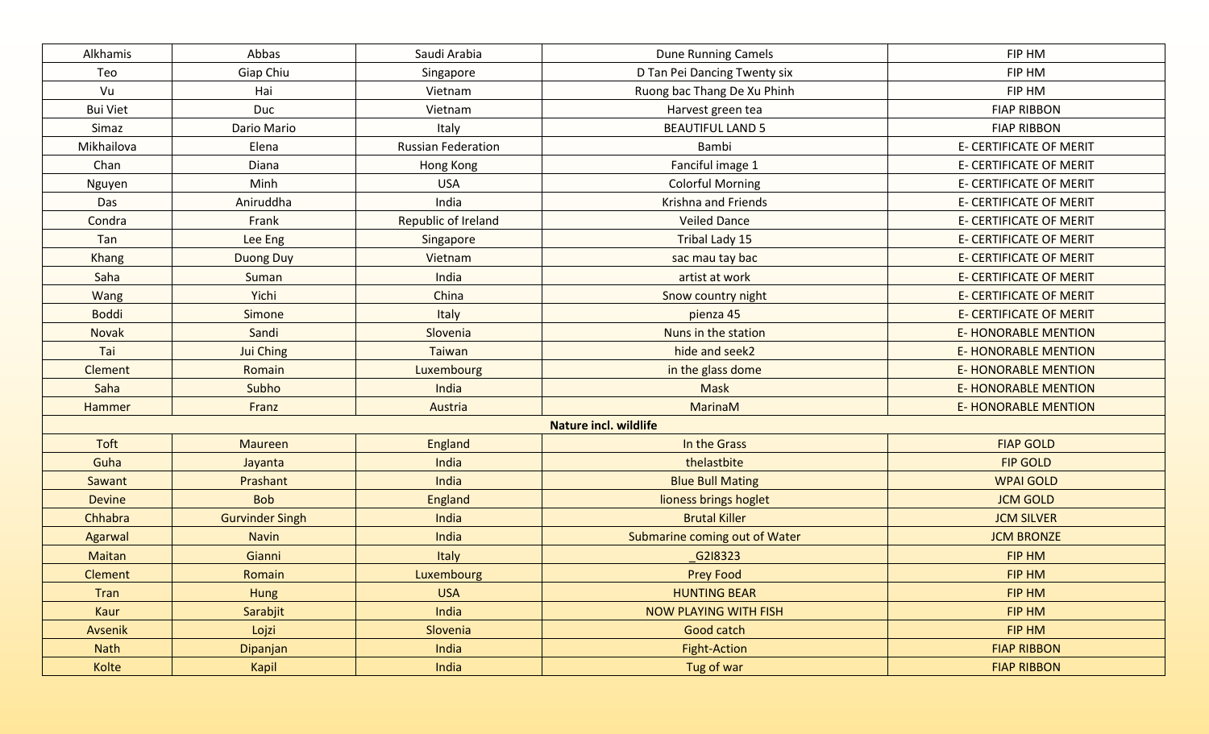| Alkhamis | Abbas | Saudi Arabia | Dune Running Camels | FIP HM |
|---|---|---|---|---|
| Teo | Giap Chiu | Singapore | D Tan Pei Dancing Twenty six | FIP HM |
| Vu | Hai | Vietnam | Ruong bac Thang De Xu Phinh | FIP HM |
| Bui Viet | Duc | Vietnam | Harvest green tea | FIAP RIBBON |
| Simaz | Dario Mario | Italy | BEAUTIFUL LAND 5 | FIAP RIBBON |
| Mikhailova | Elena | Russian Federation | Bambi | E- CERTIFICATE OF MERIT |
| Chan | Diana | Hong Kong | Fanciful image 1 | E- CERTIFICATE OF MERIT |
| Nguyen | Minh | USA | Colorful Morning | E- CERTIFICATE OF MERIT |
| Das | Aniruddha | India | Krishna and Friends | E- CERTIFICATE OF MERIT |
| Condra | Frank | Republic of Ireland | Veiled Dance | E- CERTIFICATE OF MERIT |
| Tan | Lee Eng | Singapore | Tribal Lady 15 | E- CERTIFICATE OF MERIT |
| Khang | Duong Duy | Vietnam | sac mau tay bac | E- CERTIFICATE OF MERIT |
| Saha | Suman | India | artist at work | E- CERTIFICATE OF MERIT |
| Wang | Yichi | China | Snow country night | E- CERTIFICATE OF MERIT |
| Boddi | Simone | Italy | pienza 45 | E- CERTIFICATE OF MERIT |
| Novak | Sandi | Slovenia | Nuns in the station | E- HONORABLE MENTION |
| Tai | Jui Ching | Taiwan | hide and seek2 | E- HONORABLE MENTION |
| Clement | Romain | Luxembourg | in the glass dome | E- HONORABLE MENTION |
| Saha | Subho | India | Mask | E- HONORABLE MENTION |
| Hammer | Franz | Austria | MarinaM | E- HONORABLE MENTION |
| **Nature incl. wildlife** | | | | |
| Toft | Maureen | England | In the Grass | FIAP GOLD |
| Guha | Jayanta | India | thelastbite | FIP GOLD |
| Sawant | Prashant | India | Blue Bull Mating | WPAI GOLD |
| Devine | Bob | England | lioness brings hoglet | JCM GOLD |
| Chhabra | Gurvinder Singh | India | Brutal Killer | JCM SILVER |
| Agarwal | Navin | India | Submarine coming out of Water | JCM BRONZE |
| Maitan | Gianni | Italy | _G2I8323 | FIP HM |
| Clement | Romain | Luxembourg | Prey Food | FIP HM |
| Tran | Hung | USA | HUNTING BEAR | FIP HM |
| Kaur | Sarabjit | India | NOW PLAYING WITH FISH | FIP HM |
| Avsenik | Lojzi | Slovenia | Good catch | FIP HM |
| Nath | Dipanjan | India | Fight-Action | FIAP RIBBON |
| Kolte | Kapil | India | Tug of war | FIAP RIBBON |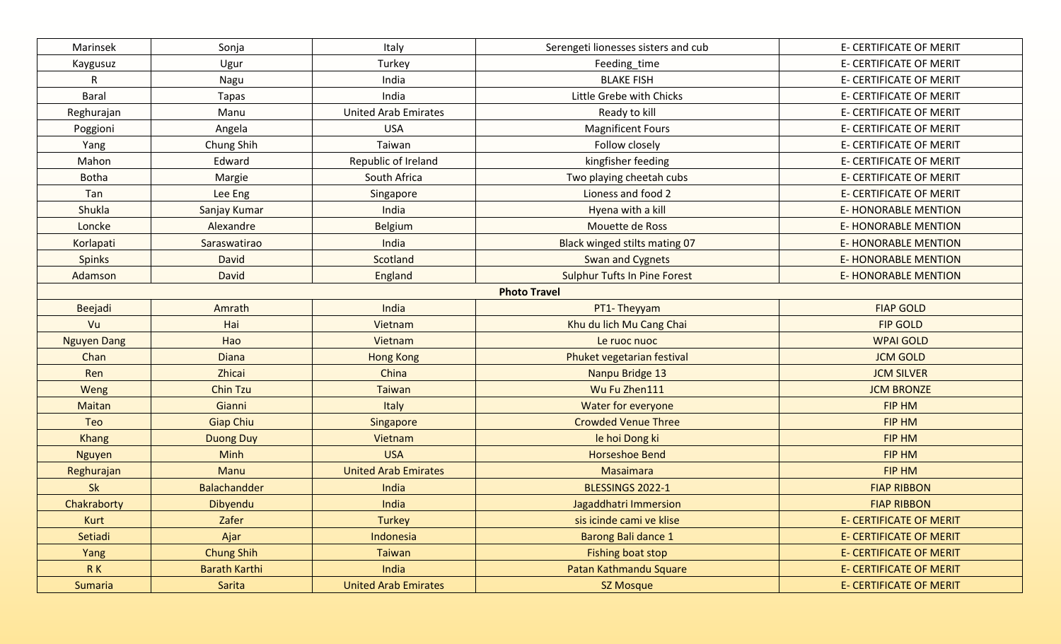| Marinsek | Sonja | Italy | Serengeti lionesses sisters and cub | E- CERTIFICATE OF MERIT |
|---|---|---|---|---|
| Kaygusuz | Ugur | Turkey | Feeding_time | E- CERTIFICATE OF MERIT |
| R | Nagu | India | BLAKE FISH | E- CERTIFICATE OF MERIT |
| Baral | Tapas | India | Little Grebe with Chicks | E- CERTIFICATE OF MERIT |
| Reghurajan | Manu | United Arab Emirates | Ready to kill | E- CERTIFICATE OF MERIT |
| Poggioni | Angela | USA | Magnificent Fours | E- CERTIFICATE OF MERIT |
| Yang | Chung Shih | Taiwan | Follow closely | E- CERTIFICATE OF MERIT |
| Mahon | Edward | Republic of Ireland | kingfisher feeding | E- CERTIFICATE OF MERIT |
| Botha | Margie | South Africa | Two playing cheetah cubs | E- CERTIFICATE OF MERIT |
| Tan | Lee Eng | Singapore | Lioness and food 2 | E- CERTIFICATE OF MERIT |
| Shukla | Sanjay Kumar | India | Hyena with a kill | E- HONORABLE MENTION |
| Loncke | Alexandre | Belgium | Mouette de Ross | E- HONORABLE MENTION |
| Korlapati | Saraswatirao | India | Black winged stilts mating 07 | E- HONORABLE MENTION |
| Spinks | David | Scotland | Swan and Cygnets | E- HONORABLE MENTION |
| Adamson | David | England | Sulphur Tufts In Pine Forest | E- HONORABLE MENTION |
| | | **Photo Travel** | | |
| Beejadi | Amrath | India | PT1- Theyyam | FIAP GOLD |
| Vu | Hai | Vietnam | Khu du lich Mu Cang Chai | FIP GOLD |
| Nguyen Dang | Hao | Vietnam | Le ruoc nuoc | WPAI GOLD |
| Chan | Diana | Hong Kong | Phuket vegetarian festival | JCM GOLD |
| Ren | Zhicai | China | Nanpu Bridge 13 | JCM SILVER |
| Weng | Chin Tzu | Taiwan | Wu Fu Zhen111 | JCM BRONZE |
| Maitan | Gianni | Italy | Water for everyone | FIP HM |
| Teo | Giap Chiu | Singapore | Crowded Venue Three | FIP HM |
| Khang | Duong Duy | Vietnam | le hoi Dong ki | FIP HM |
| Nguyen | Minh | USA | Horseshoe Bend | FIP HM |
| Reghurajan | Manu | United Arab Emirates | Masaimara | FIP HM |
| Sk | Balachandder | India | BLESSINGS 2022-1 | FIAP RIBBON |
| Chakraborty | Dibyendu | India | Jagaddhatri Immersion | FIAP RIBBON |
| Kurt | Zafer | Turkey | sis icinde cami ve klise | E- CERTIFICATE OF MERIT |
| Setiadi | Ajar | Indonesia | Barong Bali dance 1 | E- CERTIFICATE OF MERIT |
| Yang | Chung Shih | Taiwan | Fishing boat stop | E- CERTIFICATE OF MERIT |
| R K | Barath Karthi | India | Patan Kathmandu Square | E- CERTIFICATE OF MERIT |
| Sumaria | Sarita | United Arab Emirates | SZ Mosque | E- CERTIFICATE OF MERIT |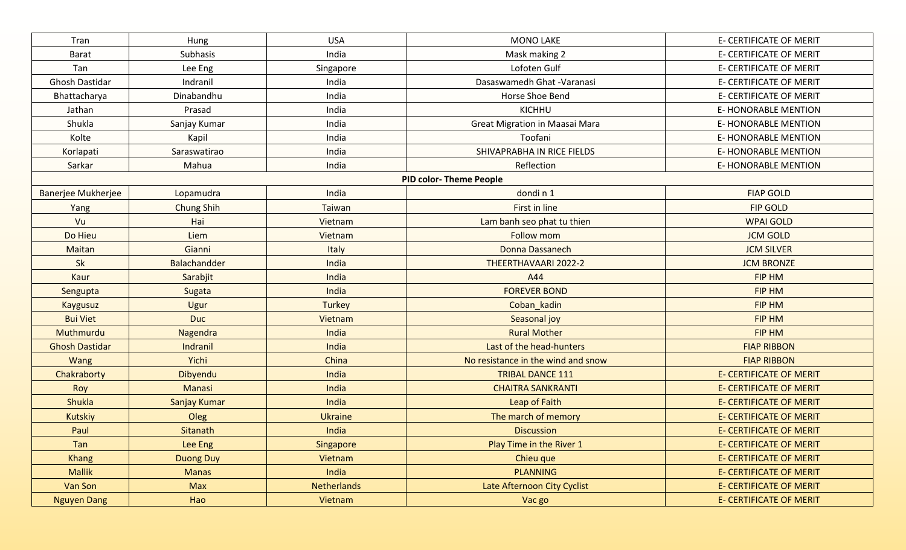| Tran | Hung | USA | MONO LAKE | E- CERTIFICATE OF MERIT |
|---|---|---|---|---|
| Barat | Subhasis | India | Mask making 2 | E- CERTIFICATE OF MERIT |
| Tan | Lee Eng | Singapore | Lofoten Gulf | E- CERTIFICATE OF MERIT |
| Ghosh Dastidar | Indranil | India | Dasaswamedh Ghat -Varanasi | E- CERTIFICATE OF MERIT |
| Bhattacharya | Dinabandhu | India | Horse Shoe Bend | E- CERTIFICATE OF MERIT |
| Jathan | Prasad | India | KICHHU | E- HONORABLE MENTION |
| Shukla | Sanjay Kumar | India | Great Migration in Maasai Mara | E- HONORABLE MENTION |
| Kolte | Kapil | India | Toofani | E- HONORABLE MENTION |
| Korlapati | Saraswatirao | India | SHIVAPRABHA IN RICE FIELDS | E- HONORABLE MENTION |
| Sarkar | Mahua | India | Reflection | E- HONORABLE MENTION |
| | | | **PID color- Theme People** | |
| Banerjee Mukherjee | Lopamudra | India | dondi n 1 | FIAP GOLD |
| Yang | Chung Shih | Taiwan | First in line | FIP GOLD |
| Vu | Hai | Vietnam | Lam banh seo phat tu thien | WPAI GOLD |
| Do Hieu | Liem | Vietnam | Follow mom | JCM GOLD |
| Maitan | Gianni | Italy | Donna Dassanech | JCM SILVER |
| Sk | Balachandder | India | THEERTHAVAARI 2022-2 | JCM BRONZE |
| Kaur | Sarabjit | India | A44 | FIP HM |
| Sengupta | Sugata | India | FOREVER BOND | FIP HM |
| Kaygusuz | Ugur | Turkey | Coban_kadin | FIP HM |
| Bui Viet | Duc | Vietnam | Seasonal joy | FIP HM |
| Muthmurdu | Nagendra | India | Rural Mother | FIP HM |
| Ghosh Dastidar | Indranil | India | Last of the head-hunters | FIAP RIBBON |
| Wang | Yichi | China | No resistance in the wind and snow | FIAP RIBBON |
| Chakraborty | Dibyendu | India | TRIBAL DANCE 111 | E- CERTIFICATE OF MERIT |
| Roy | Manasi | India | CHAITRA SANKRANTI | E- CERTIFICATE OF MERIT |
| Shukla | Sanjay Kumar | India | Leap of Faith | E- CERTIFICATE OF MERIT |
| Kutskiy | Oleg | Ukraine | The march of memory | E- CERTIFICATE OF MERIT |
| Paul | Sitanath | India | Discussion | E- CERTIFICATE OF MERIT |
| Tan | Lee Eng | Singapore | Play Time in the River 1 | E- CERTIFICATE OF MERIT |
| Khang | Duong Duy | Vietnam | Chieu que | E- CERTIFICATE OF MERIT |
| Mallik | Manas | India | PLANNING | E- CERTIFICATE OF MERIT |
| Van Son | Max | Netherlands | Late Afternoon City Cyclist | E- CERTIFICATE OF MERIT |
| Nguyen Dang | Hao | Vietnam | Vac go | E- CERTIFICATE OF MERIT |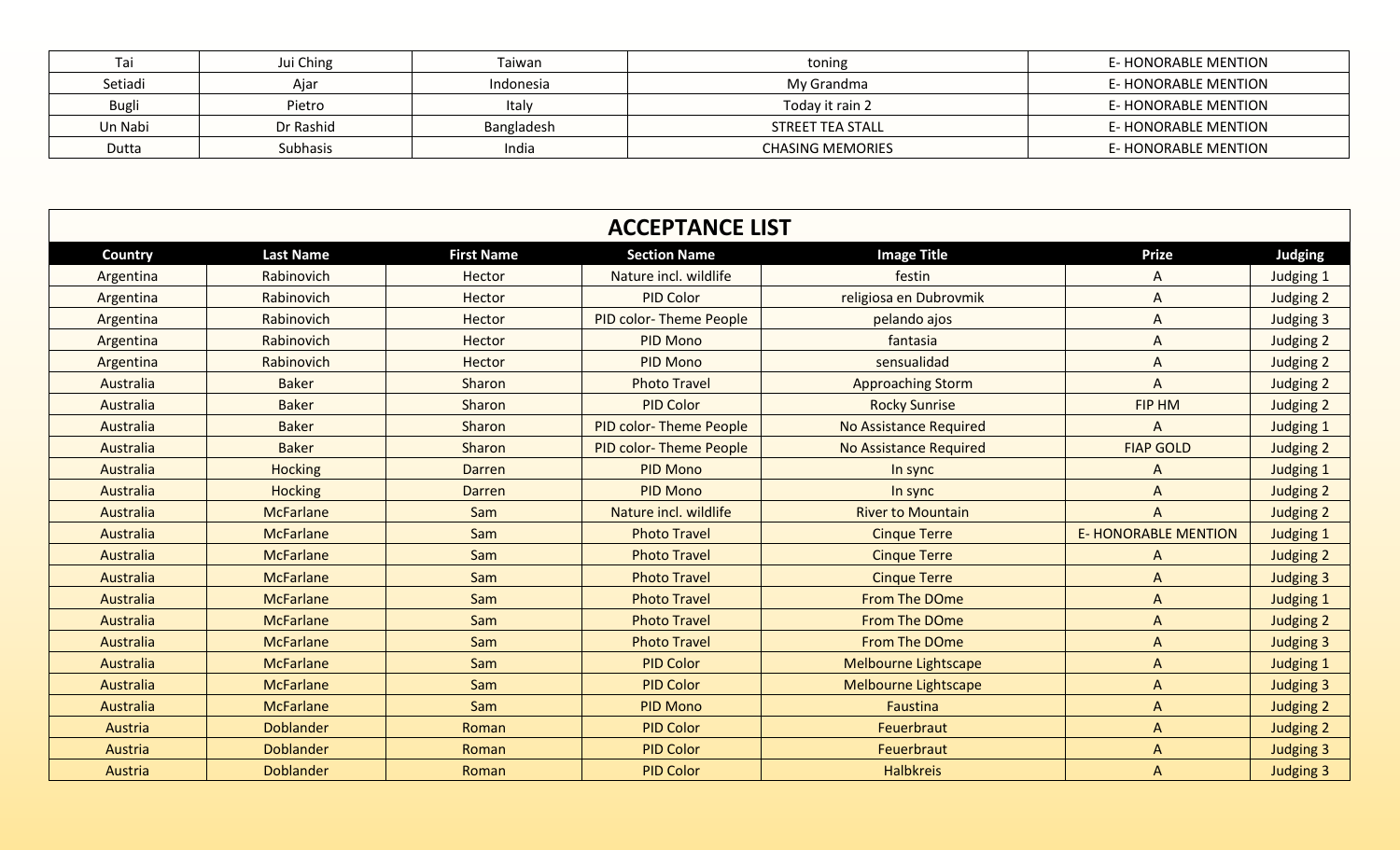| | | | | |
|---|---|---|---|---|
| Tai | Jui Ching | Taiwan | toning | E- HONORABLE MENTION |
| Setiadi | Ajar | Indonesia | My Grandma | E- HONORABLE MENTION |
| Bugli | Pietro | Italy | Today it rain 2 | E- HONORABLE MENTION |
| Un Nabi | Dr Rashid | Bangladesh | STREET TEA STALL | E- HONORABLE MENTION |
| Dutta | Subhasis | India | CHASING MEMORIES | E- HONORABLE MENTION |

## ACCEPTANCE LIST

| Country | Last Name | First Name | Section Name | Image Title | Prize | Judging |
|---|---|---|---|---|---|---|
| Argentina | Rabinovich | Hector | Nature incl. wildlife | festin | A | Judging 1 |
| Argentina | Rabinovich | Hector | PID Color | religiosa en Dubrovmik | A | Judging 2 |
| Argentina | Rabinovich | Hector | PID color- Theme People | pelando ajos | A | Judging 3 |
| Argentina | Rabinovich | Hector | PID Mono | fantasia | A | Judging 2 |
| Argentina | Rabinovich | Hector | PID Mono | sensualidad | A | Judging 2 |
| Australia | Baker | Sharon | Photo Travel | Approaching Storm | A | Judging 2 |
| Australia | Baker | Sharon | PID Color | Rocky Sunrise | FIP HM | Judging 2 |
| Australia | Baker | Sharon | PID color- Theme People | No Assistance Required | A | Judging 1 |
| Australia | Baker | Sharon | PID color- Theme People | No Assistance Required | FIAP GOLD | Judging 2 |
| Australia | Hocking | Darren | PID Mono | In sync | A | Judging 1 |
| Australia | Hocking | Darren | PID Mono | In sync | A | Judging 2 |
| Australia | McFarlane | Sam | Nature incl. wildlife | River to Mountain | A | Judging 2 |
| Australia | McFarlane | Sam | Photo Travel | Cinque Terre | E- HONORABLE MENTION | Judging 1 |
| Australia | McFarlane | Sam | Photo Travel | Cinque Terre | A | Judging 2 |
| Australia | McFarlane | Sam | Photo Travel | Cinque Terre | A | Judging 3 |
| Australia | McFarlane | Sam | Photo Travel | From The DOme | A | Judging 1 |
| Australia | McFarlane | Sam | Photo Travel | From The DOme | A | Judging 2 |
| Australia | McFarlane | Sam | Photo Travel | From The DOme | A | Judging 3 |
| Australia | McFarlane | Sam | PID Color | Melbourne Lightscape | A | Judging 1 |
| Australia | McFarlane | Sam | PID Color | Melbourne Lightscape | A | Judging 3 |
| Australia | McFarlane | Sam | PID Mono | Faustina | A | Judging 2 |
| Austria | Doblander | Roman | PID Color | Feuerbraut | A | Judging 2 |
| Austria | Doblander | Roman | PID Color | Feuerbraut | A | Judging 3 |
| Austria | Doblander | Roman | PID Color | Halbkreis | A | Judging 3 |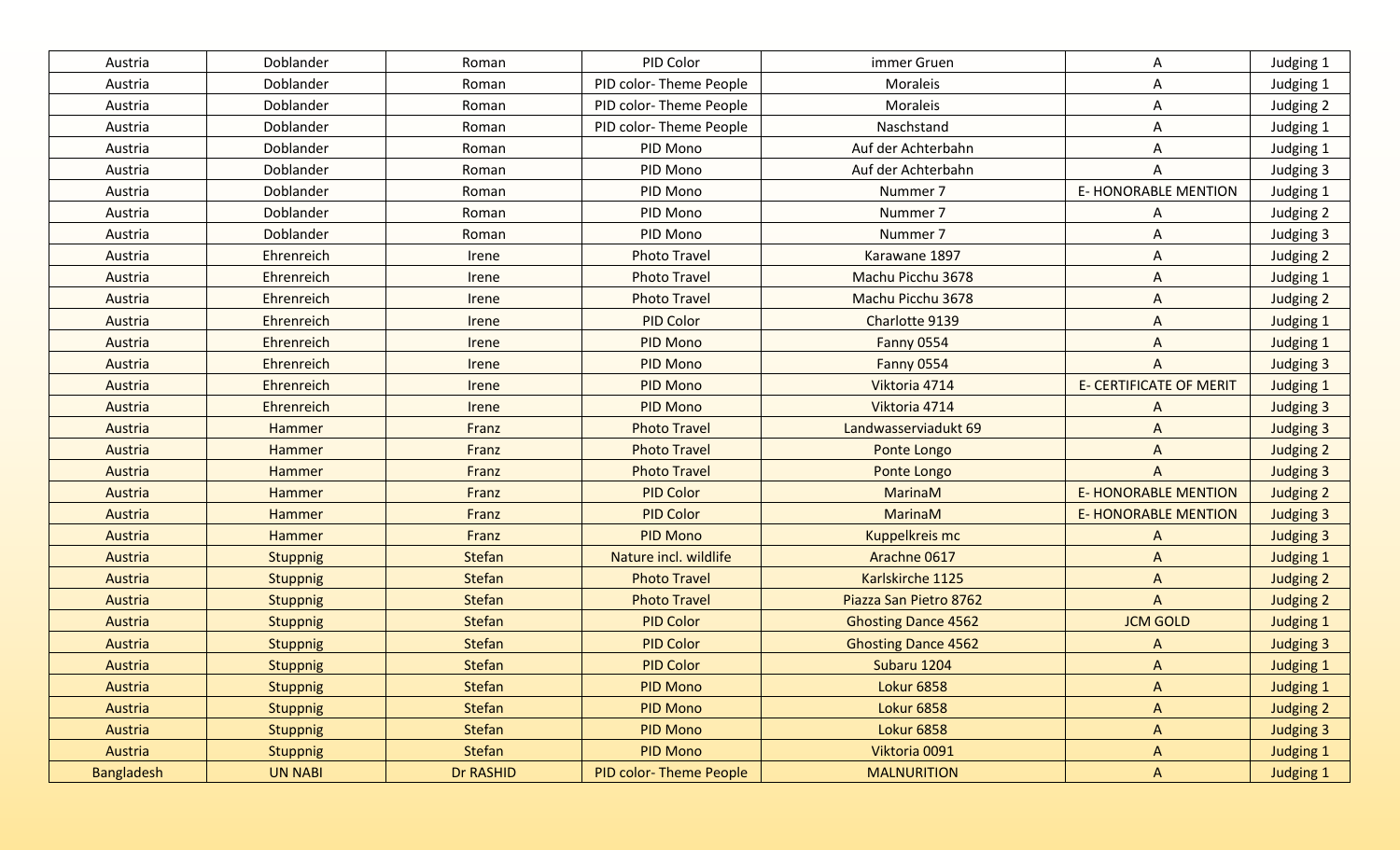| Austria | Doblander | Roman | PID Color | immer Gruen | A | Judging 1 |
|---|---|---|---|---|---|---|
| Austria | Doblander | Roman | PID color- Theme People | Moraleis | A | Judging 1 |
| Austria | Doblander | Roman | PID color- Theme People | Moraleis | A | Judging 2 |
| Austria | Doblander | Roman | PID color- Theme People | Naschstand | A | Judging 1 |
| Austria | Doblander | Roman | PID Mono | Auf der Achterbahn | A | Judging 1 |
| Austria | Doblander | Roman | PID Mono | Auf der Achterbahn | A | Judging 3 |
| Austria | Doblander | Roman | PID Mono | Nummer 7 | E- HONORABLE MENTION | Judging 1 |
| Austria | Doblander | Roman | PID Mono | Nummer 7 | A | Judging 2 |
| Austria | Doblander | Roman | PID Mono | Nummer 7 | A | Judging 3 |
| Austria | Ehrenreich | Irene | Photo Travel | Karawane 1897 | A | Judging 2 |
| Austria | Ehrenreich | Irene | Photo Travel | Machu Picchu 3678 | A | Judging 1 |
| Austria | Ehrenreich | Irene | Photo Travel | Machu Picchu 3678 | A | Judging 2 |
| Austria | Ehrenreich | Irene | PID Color | Charlotte 9139 | A | Judging 1 |
| Austria | Ehrenreich | Irene | PID Mono | Fanny 0554 | A | Judging 1 |
| Austria | Ehrenreich | Irene | PID Mono | Fanny 0554 | A | Judging 3 |
| Austria | Ehrenreich | Irene | PID Mono | Viktoria 4714 | E- CERTIFICATE OF MERIT | Judging 1 |
| Austria | Ehrenreich | Irene | PID Mono | Viktoria 4714 | A | Judging 3 |
| Austria | Hammer | Franz | Photo Travel | Landwasserviadukt 69 | A | Judging 3 |
| Austria | Hammer | Franz | Photo Travel | Ponte Longo | A | Judging 2 |
| Austria | Hammer | Franz | Photo Travel | Ponte Longo | A | Judging 3 |
| Austria | Hammer | Franz | PID Color | MarinaM | E- HONORABLE MENTION | Judging 2 |
| Austria | Hammer | Franz | PID Color | MarinaM | E- HONORABLE MENTION | Judging 3 |
| Austria | Hammer | Franz | PID Mono | Kuppelkreis mc | A | Judging 3 |
| Austria | Stuppnig | Stefan | Nature incl. wildlife | Arachne 0617 | A | Judging 1 |
| Austria | Stuppnig | Stefan | Photo Travel | Karlskirche 1125 | A | Judging 2 |
| Austria | Stuppnig | Stefan | Photo Travel | Piazza San Pietro 8762 | A | Judging 2 |
| Austria | Stuppnig | Stefan | PID Color | Ghosting Dance 4562 | JCM GOLD | Judging 1 |
| Austria | Stuppnig | Stefan | PID Color | Ghosting Dance 4562 | A | Judging 3 |
| Austria | Stuppnig | Stefan | PID Color | Subaru 1204 | A | Judging 1 |
| Austria | Stuppnig | Stefan | PID Mono | Lokur 6858 | A | Judging 1 |
| Austria | Stuppnig | Stefan | PID Mono | Lokur 6858 | A | Judging 2 |
| Austria | Stuppnig | Stefan | PID Mono | Lokur 6858 | A | Judging 3 |
| Austria | Stuppnig | Stefan | PID Mono | Viktoria 0091 | A | Judging 1 |
| Bangladesh | UN NABI | Dr RASHID | PID color- Theme People | MALNURITION | A | Judging 1 |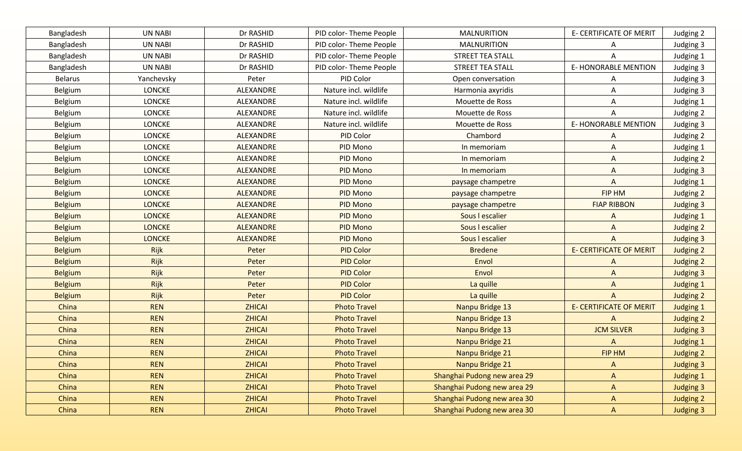| Bangladesh | UN NABI | Dr RASHID | PID color- Theme People | MALNURITION | E- CERTIFICATE OF MERIT | Judging 2 |
|---|---|---|---|---|---|---|
| Bangladesh | UN NABI | Dr RASHID | PID color- Theme People | MALNURITION | A | Judging 3 |
| Bangladesh | UN NABI | Dr RASHID | PID color- Theme People | STREET TEA STALL | A | Judging 1 |
| Bangladesh | UN NABI | Dr RASHID | PID color- Theme People | STREET TEA STALL | E- HONORABLE MENTION | Judging 3 |
| Belarus | Yanchevsky | Peter | PID Color | Open conversation | A | Judging 3 |
| Belgium | LONCKE | ALEXANDRE | Nature incl. wildlife | Harmonia axyridis | A | Judging 3 |
| Belgium | LONCKE | ALEXANDRE | Nature incl. wildlife | Mouette de Ross | A | Judging 1 |
| Belgium | LONCKE | ALEXANDRE | Nature incl. wildlife | Mouette de Ross | A | Judging 2 |
| Belgium | LONCKE | ALEXANDRE | Nature incl. wildlife | Mouette de Ross | E- HONORABLE MENTION | Judging 3 |
| Belgium | LONCKE | ALEXANDRE | PID Color | Chambord | A | Judging 2 |
| Belgium | LONCKE | ALEXANDRE | PID Mono | In memoriam | A | Judging 1 |
| Belgium | LONCKE | ALEXANDRE | PID Mono | In memoriam | A | Judging 2 |
| Belgium | LONCKE | ALEXANDRE | PID Mono | In memoriam | A | Judging 3 |
| Belgium | LONCKE | ALEXANDRE | PID Mono | paysage champetre | A | Judging 1 |
| Belgium | LONCKE | ALEXANDRE | PID Mono | paysage champetre | FIP HM | Judging 2 |
| Belgium | LONCKE | ALEXANDRE | PID Mono | paysage champetre | FIAP RIBBON | Judging 3 |
| Belgium | LONCKE | ALEXANDRE | PID Mono | Sous l escalier | A | Judging 1 |
| Belgium | LONCKE | ALEXANDRE | PID Mono | Sous l escalier | A | Judging 2 |
| Belgium | LONCKE | ALEXANDRE | PID Mono | Sous l escalier | A | Judging 3 |
| Belgium | Rijk | Peter | PID Color | Bredene | E- CERTIFICATE OF MERIT | Judging 2 |
| Belgium | Rijk | Peter | PID Color | Envol | A | Judging 2 |
| Belgium | Rijk | Peter | PID Color | Envol | A | Judging 3 |
| Belgium | Rijk | Peter | PID Color | La quille | A | Judging 1 |
| Belgium | Rijk | Peter | PID Color | La quille | A | Judging 2 |
| China | REN | ZHICAI | Photo Travel | Nanpu Bridge 13 | E- CERTIFICATE OF MERIT | Judging 1 |
| China | REN | ZHICAI | Photo Travel | Nanpu Bridge 13 | A | Judging 2 |
| China | REN | ZHICAI | Photo Travel | Nanpu Bridge 13 | JCM SILVER | Judging 3 |
| China | REN | ZHICAI | Photo Travel | Nanpu Bridge 21 | A | Judging 1 |
| China | REN | ZHICAI | Photo Travel | Nanpu Bridge 21 | FIP HM | Judging 2 |
| China | REN | ZHICAI | Photo Travel | Nanpu Bridge 21 | A | Judging 3 |
| China | REN | ZHICAI | Photo Travel | Shanghai Pudong new area 29 | A | Judging 1 |
| China | REN | ZHICAI | Photo Travel | Shanghai Pudong new area 29 | A | Judging 3 |
| China | REN | ZHICAI | Photo Travel | Shanghai Pudong new area 30 | A | Judging 2 |
| China | REN | ZHICAI | Photo Travel | Shanghai Pudong new area 30 | A | Judging 3 |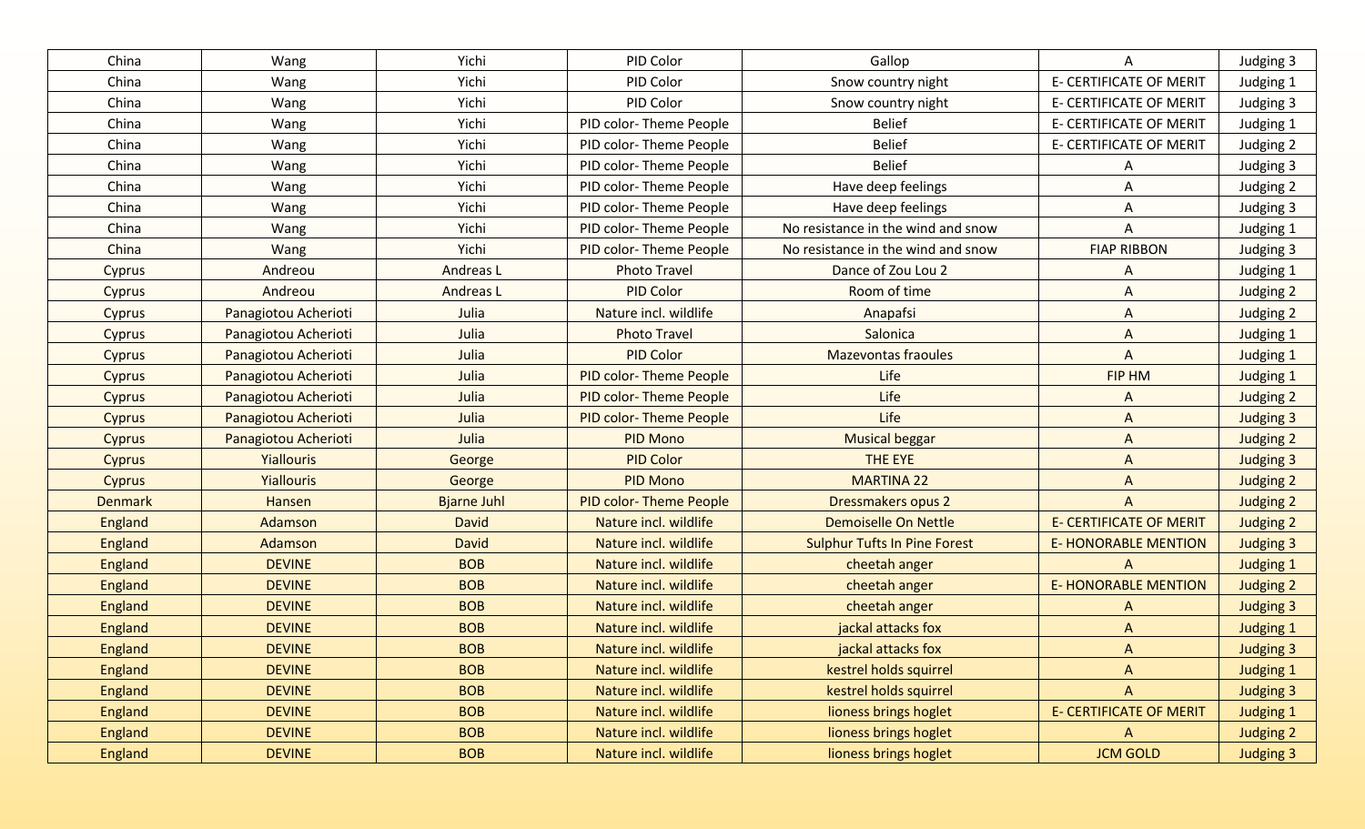| China | Wang | Yichi | PID Color | Gallop | A | Judging 3 |
|---|---|---|---|---|---|---|
| China | Wang | Yichi | PID Color | Snow country night | E- CERTIFICATE OF MERIT | Judging 1 |
| China | Wang | Yichi | PID Color | Snow country night | E- CERTIFICATE OF MERIT | Judging 3 |
| China | Wang | Yichi | PID color- Theme People | Belief | E- CERTIFICATE OF MERIT | Judging 1 |
| China | Wang | Yichi | PID color- Theme People | Belief | E- CERTIFICATE OF MERIT | Judging 2 |
| China | Wang | Yichi | PID color- Theme People | Belief | A | Judging 3 |
| China | Wang | Yichi | PID color- Theme People | Have deep feelings | A | Judging 2 |
| China | Wang | Yichi | PID color- Theme People | Have deep feelings | A | Judging 3 |
| China | Wang | Yichi | PID color- Theme People | No resistance in the wind and snow | A | Judging 1 |
| China | Wang | Yichi | PID color- Theme People | No resistance in the wind and snow | FIAP RIBBON | Judging 3 |
| Cyprus | Andreou | Andreas L | Photo Travel | Dance of Zou Lou 2 | A | Judging 1 |
| Cyprus | Andreou | Andreas L | PID Color | Room of time | A | Judging 2 |
| Cyprus | Panagiotou Acherioti | Julia | Nature incl. wildlife | Anapafsi | A | Judging 2 |
| Cyprus | Panagiotou Acherioti | Julia | Photo Travel | Salonica | A | Judging 1 |
| Cyprus | Panagiotou Acherioti | Julia | PID Color | Mazevontas fraoules | A | Judging 1 |
| Cyprus | Panagiotou Acherioti | Julia | PID color- Theme People | Life | FIP HM | Judging 1 |
| Cyprus | Panagiotou Acherioti | Julia | PID color- Theme People | Life | A | Judging 2 |
| Cyprus | Panagiotou Acherioti | Julia | PID color- Theme People | Life | A | Judging 3 |
| Cyprus | Panagiotou Acherioti | Julia | PID Mono | Musical beggar | A | Judging 2 |
| Cyprus | Yiallouris | George | PID Color | THE EYE | A | Judging 3 |
| Cyprus | Yiallouris | George | PID Mono | MARTINA 22 | A | Judging 2 |
| Denmark | Hansen | Bjarne Juhl | PID color- Theme People | Dressmakers opus 2 | A | Judging 2 |
| England | Adamson | David | Nature incl. wildlife | Demoiselle On Nettle | E- CERTIFICATE OF MERIT | Judging 2 |
| England | Adamson | David | Nature incl. wildlife | Sulphur Tufts In Pine Forest | E- HONORABLE MENTION | Judging 3 |
| England | DEVINE | BOB | Nature incl. wildlife | cheetah anger | A | Judging 1 |
| England | DEVINE | BOB | Nature incl. wildlife | cheetah anger | E- HONORABLE MENTION | Judging 2 |
| England | DEVINE | BOB | Nature incl. wildlife | cheetah anger | A | Judging 3 |
| England | DEVINE | BOB | Nature incl. wildlife | jackal attacks fox | A | Judging 1 |
| England | DEVINE | BOB | Nature incl. wildlife | jackal attacks fox | A | Judging 3 |
| England | DEVINE | BOB | Nature incl. wildlife | kestrel holds squirrel | A | Judging 1 |
| England | DEVINE | BOB | Nature incl. wildlife | kestrel holds squirrel | A | Judging 3 |
| England | DEVINE | BOB | Nature incl. wildlife | lioness brings hoglet | E- CERTIFICATE OF MERIT | Judging 1 |
| England | DEVINE | BOB | Nature incl. wildlife | lioness brings hoglet | A | Judging 2 |
| England | DEVINE | BOB | Nature incl. wildlife | lioness brings hoglet | JCM GOLD | Judging 3 |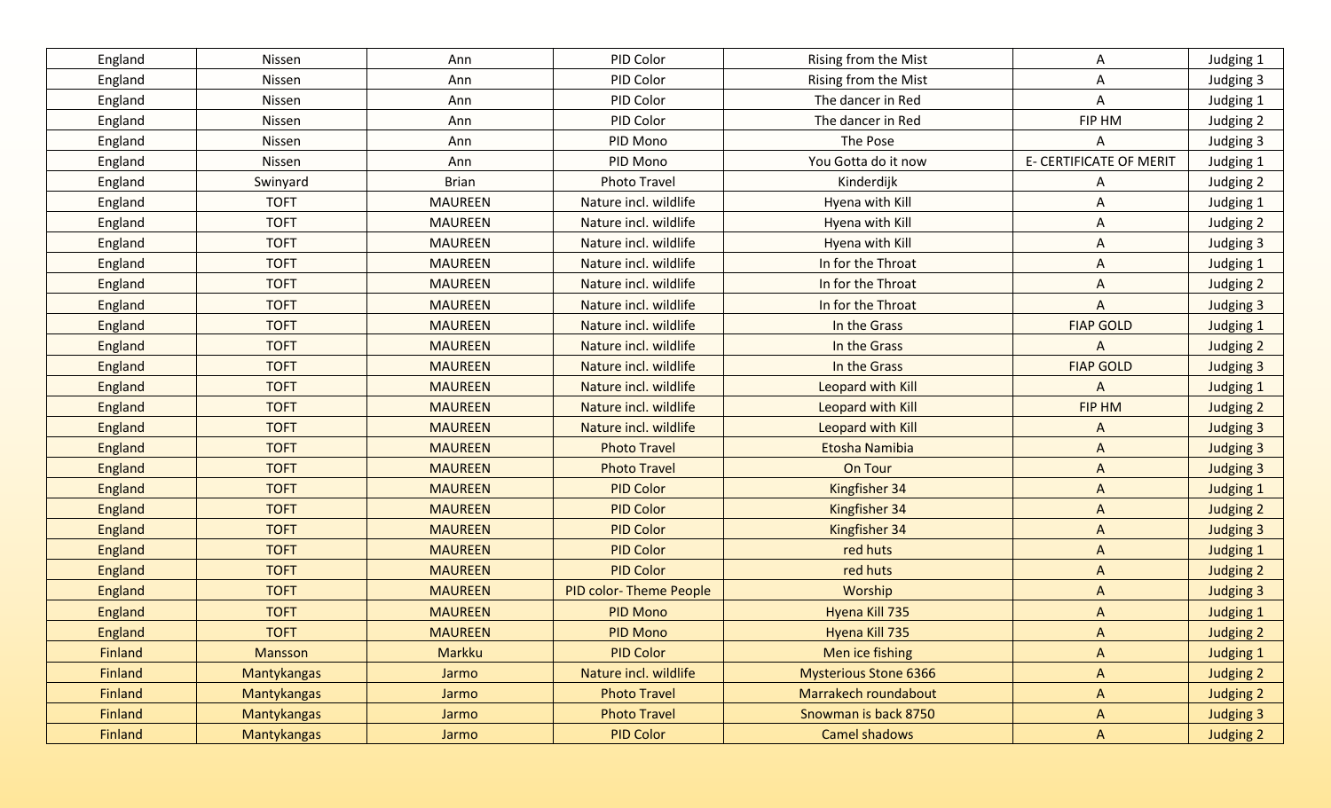| | | | | | | |
|---|---|---|---|---|---|---|
| England | Nissen | Ann | PID Color | Rising from the Mist | A | Judging 1 |
| England | Nissen | Ann | PID Color | Rising from the Mist | A | Judging 3 |
| England | Nissen | Ann | PID Color | The dancer in Red | A | Judging 1 |
| England | Nissen | Ann | PID Color | The dancer in Red | FIP HM | Judging 2 |
| England | Nissen | Ann | PID Mono | The Pose | A | Judging 3 |
| England | Nissen | Ann | PID Mono | You Gotta do it now | E- CERTIFICATE OF MERIT | Judging 1 |
| England | Swinyard | Brian | Photo Travel | Kinderdijk | A | Judging 2 |
| England | TOFT | MAUREEN | Nature incl. wildlife | Hyena with Kill | A | Judging 1 |
| England | TOFT | MAUREEN | Nature incl. wildlife | Hyena with Kill | A | Judging 2 |
| England | TOFT | MAUREEN | Nature incl. wildlife | Hyena with Kill | A | Judging 3 |
| England | TOFT | MAUREEN | Nature incl. wildlife | In for the Throat | A | Judging 1 |
| England | TOFT | MAUREEN | Nature incl. wildlife | In for the Throat | A | Judging 2 |
| England | TOFT | MAUREEN | Nature incl. wildlife | In for the Throat | A | Judging 3 |
| England | TOFT | MAUREEN | Nature incl. wildlife | In the Grass | FIAP GOLD | Judging 1 |
| England | TOFT | MAUREEN | Nature incl. wildlife | In the Grass | A | Judging 2 |
| England | TOFT | MAUREEN | Nature incl. wildlife | In the Grass | FIAP GOLD | Judging 3 |
| England | TOFT | MAUREEN | Nature incl. wildlife | Leopard with Kill | A | Judging 1 |
| England | TOFT | MAUREEN | Nature incl. wildlife | Leopard with Kill | FIP HM | Judging 2 |
| England | TOFT | MAUREEN | Nature incl. wildlife | Leopard with Kill | A | Judging 3 |
| England | TOFT | MAUREEN | Photo Travel | Etosha Namibia | A | Judging 3 |
| England | TOFT | MAUREEN | Photo Travel | On Tour | A | Judging 3 |
| England | TOFT | MAUREEN | PID Color | Kingfisher 34 | A | Judging 1 |
| England | TOFT | MAUREEN | PID Color | Kingfisher 34 | A | Judging 2 |
| England | TOFT | MAUREEN | PID Color | Kingfisher 34 | A | Judging 3 |
| England | TOFT | MAUREEN | PID Color | red huts | A | Judging 1 |
| England | TOFT | MAUREEN | PID Color | red huts | A | Judging 2 |
| England | TOFT | MAUREEN | PID color- Theme People | Worship | A | Judging 3 |
| England | TOFT | MAUREEN | PID Mono | Hyena Kill 735 | A | Judging 1 |
| England | TOFT | MAUREEN | PID Mono | Hyena Kill 735 | A | Judging 2 |
| Finland | Mansson | Markku | PID Color | Men ice fishing | A | Judging 1 |
| Finland | Mantykangas | Jarmo | Nature incl. wildlife | Mysterious Stone 6366 | A | Judging 2 |
| Finland | Mantykangas | Jarmo | Photo Travel | Marrakech roundabout | A | Judging 2 |
| Finland | Mantykangas | Jarmo | Photo Travel | Snowman is back 8750 | A | Judging 3 |
| Finland | Mantykangas | Jarmo | PID Color | Camel shadows | A | Judging 2 |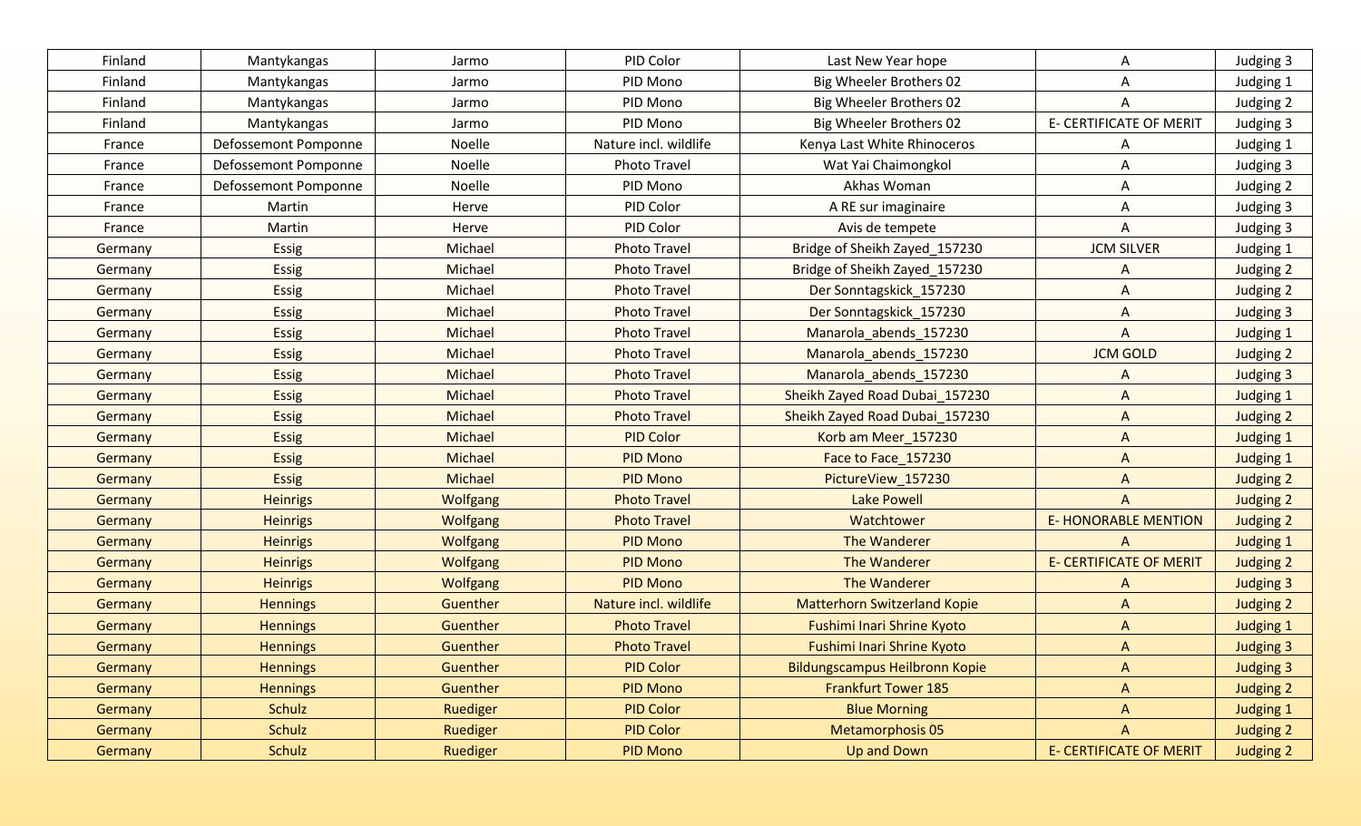| Finland | Mantykangas | Jarmo | PID Color | Last New Year hope | A | Judging 3 |
|---|---|---|---|---|---|---|
| Finland | Mantykangas | Jarmo | PID Mono | Big Wheeler Brothers 02 | A | Judging 1 |
| Finland | Mantykangas | Jarmo | PID Mono | Big Wheeler Brothers 02 | A | Judging 2 |
| Finland | Mantykangas | Jarmo | PID Mono | Big Wheeler Brothers 02 | E- CERTIFICATE OF MERIT | Judging 3 |
| France | Defossemont Pomponne | Noelle | Nature incl. wildlife | Kenya Last White Rhinoceros | A | Judging 1 |
| France | Defossemont Pomponne | Noelle | Photo Travel | Wat Yai Chaimongkol | A | Judging 3 |
| France | Defossemont Pomponne | Noelle | PID Mono | Akhas Woman | A | Judging 2 |
| France | Martin | Herve | PID Color | A RE sur imaginaire | A | Judging 3 |
| France | Martin | Herve | PID Color | Avis de tempete | A | Judging 3 |
| Germany | Essig | Michael | Photo Travel | Bridge of Sheikh Zayed_157230 | JCM SILVER | Judging 1 |
| Germany | Essig | Michael | Photo Travel | Bridge of Sheikh Zayed_157230 | A | Judging 2 |
| Germany | Essig | Michael | Photo Travel | Der Sonntagskick_157230 | A | Judging 2 |
| Germany | Essig | Michael | Photo Travel | Der Sonntagskick_157230 | A | Judging 3 |
| Germany | Essig | Michael | Photo Travel | Manarola_abends_157230 | A | Judging 1 |
| Germany | Essig | Michael | Photo Travel | Manarola_abends_157230 | JCM GOLD | Judging 2 |
| Germany | Essig | Michael | Photo Travel | Manarola_abends_157230 | A | Judging 3 |
| Germany | Essig | Michael | Photo Travel | Sheikh Zayed Road Dubai_157230 | A | Judging 1 |
| Germany | Essig | Michael | Photo Travel | Sheikh Zayed Road Dubai_157230 | A | Judging 2 |
| Germany | Essig | Michael | PID Color | Korb am Meer_157230 | A | Judging 1 |
| Germany | Essig | Michael | PID Mono | Face to Face_157230 | A | Judging 1 |
| Germany | Essig | Michael | PID Mono | PictureView_157230 | A | Judging 2 |
| Germany | Heinrigs | Wolfgang | Photo Travel | Lake Powell | A | Judging 2 |
| Germany | Heinrigs | Wolfgang | Photo Travel | Watchtower | E- HONORABLE MENTION | Judging 2 |
| Germany | Heinrigs | Wolfgang | PID Mono | The Wanderer | A | Judging 1 |
| Germany | Heinrigs | Wolfgang | PID Mono | The Wanderer | E- CERTIFICATE OF MERIT | Judging 2 |
| Germany | Heinrigs | Wolfgang | PID Mono | The Wanderer | A | Judging 3 |
| Germany | Hennings | Guenther | Nature incl. wildlife | Matterhorn Switzerland Kopie | A | Judging 2 |
| Germany | Hennings | Guenther | Photo Travel | Fushimi Inari Shrine Kyoto | A | Judging 1 |
| Germany | Hennings | Guenther | Photo Travel | Fushimi Inari Shrine Kyoto | A | Judging 3 |
| Germany | Hennings | Guenther | PID Color | Bildungscampus Heilbronn Kopie | A | Judging 3 |
| Germany | Hennings | Guenther | PID Mono | Frankfurt Tower 185 | A | Judging 2 |
| Germany | Schulz | Ruediger | PID Color | Blue Morning | A | Judging 1 |
| Germany | Schulz | Ruediger | PID Color | Metamorphosis 05 | A | Judging 2 |
| Germany | Schulz | Ruediger | PID Mono | Up and Down | E- CERTIFICATE OF MERIT | Judging 2 |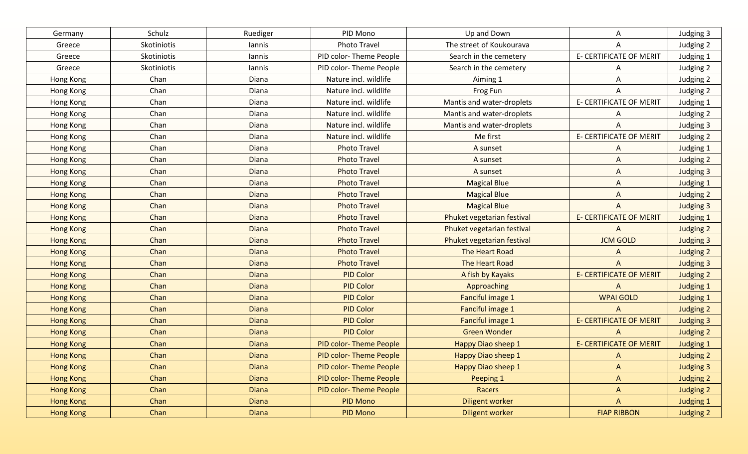| | | | | | | |
|---|---|---|---|---|---|---|
| Germany | Schulz | Ruediger | PID Mono | Up and Down | A | Judging 3 |
| Greece | Skotiniotis | Iannis | Photo Travel | The street of Koukourava | A | Judging 2 |
| Greece | Skotiniotis | Iannis | PID color- Theme People | Search in the cemetery | E- CERTIFICATE OF MERIT | Judging 1 |
| Greece | Skotiniotis | Iannis | PID color- Theme People | Search in the cemetery | A | Judging 2 |
| Hong Kong | Chan | Diana | Nature incl. wildlife | Aiming 1 | A | Judging 2 |
| Hong Kong | Chan | Diana | Nature incl. wildlife | Frog Fun | A | Judging 2 |
| Hong Kong | Chan | Diana | Nature incl. wildlife | Mantis and water-droplets | E- CERTIFICATE OF MERIT | Judging 1 |
| Hong Kong | Chan | Diana | Nature incl. wildlife | Mantis and water-droplets | A | Judging 2 |
| Hong Kong | Chan | Diana | Nature incl. wildlife | Mantis and water-droplets | A | Judging 3 |
| Hong Kong | Chan | Diana | Nature incl. wildlife | Me first | E- CERTIFICATE OF MERIT | Judging 2 |
| Hong Kong | Chan | Diana | Photo Travel | A sunset | A | Judging 1 |
| Hong Kong | Chan | Diana | Photo Travel | A sunset | A | Judging 2 |
| Hong Kong | Chan | Diana | Photo Travel | A sunset | A | Judging 3 |
| Hong Kong | Chan | Diana | Photo Travel | Magical Blue | A | Judging 1 |
| Hong Kong | Chan | Diana | Photo Travel | Magical Blue | A | Judging 2 |
| Hong Kong | Chan | Diana | Photo Travel | Magical Blue | A | Judging 3 |
| Hong Kong | Chan | Diana | Photo Travel | Phuket vegetarian festival | E- CERTIFICATE OF MERIT | Judging 1 |
| Hong Kong | Chan | Diana | Photo Travel | Phuket vegetarian festival | A | Judging 2 |
| Hong Kong | Chan | Diana | Photo Travel | Phuket vegetarian festival | JCM GOLD | Judging 3 |
| Hong Kong | Chan | Diana | Photo Travel | The Heart Road | A | Judging 2 |
| Hong Kong | Chan | Diana | Photo Travel | The Heart Road | A | Judging 3 |
| Hong Kong | Chan | Diana | PID Color | A fish by Kayaks | E- CERTIFICATE OF MERIT | Judging 2 |
| Hong Kong | Chan | Diana | PID Color | Approaching | A | Judging 1 |
| Hong Kong | Chan | Diana | PID Color | Fanciful image 1 | WPAI GOLD | Judging 1 |
| Hong Kong | Chan | Diana | PID Color | Fanciful image 1 | A | Judging 2 |
| Hong Kong | Chan | Diana | PID Color | Fanciful image 1 | E- CERTIFICATE OF MERIT | Judging 3 |
| Hong Kong | Chan | Diana | PID Color | Green Wonder | A | Judging 2 |
| Hong Kong | Chan | Diana | PID color- Theme People | Happy Diao sheep 1 | E- CERTIFICATE OF MERIT | Judging 1 |
| Hong Kong | Chan | Diana | PID color- Theme People | Happy Diao sheep 1 | A | Judging 2 |
| Hong Kong | Chan | Diana | PID color- Theme People | Happy Diao sheep 1 | A | Judging 3 |
| Hong Kong | Chan | Diana | PID color- Theme People | Peeping 1 | A | Judging 2 |
| Hong Kong | Chan | Diana | PID color- Theme People | Racers | A | Judging 2 |
| Hong Kong | Chan | Diana | PID Mono | Diligent worker | A | Judging 1 |
| Hong Kong | Chan | Diana | PID Mono | Diligent worker | FIAP RIBBON | Judging 2 |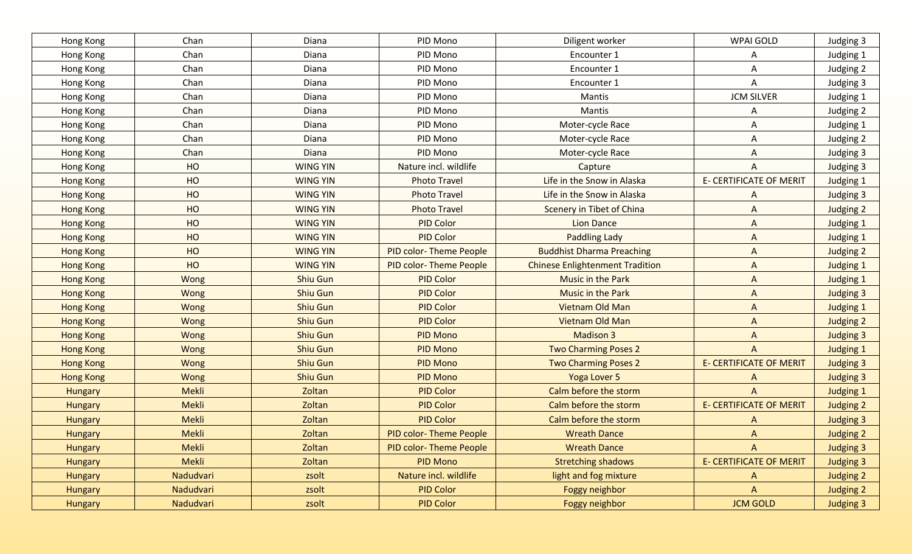| Hong Kong | Chan | Diana | PID Mono | Diligent worker | WPAI GOLD | Judging 3 |
|---|---|---|---|---|---|---|
| Hong Kong | Chan | Diana | PID Mono | Encounter 1 | A | Judging 1 |
| Hong Kong | Chan | Diana | PID Mono | Encounter 1 | A | Judging 2 |
| Hong Kong | Chan | Diana | PID Mono | Encounter 1 | A | Judging 3 |
| Hong Kong | Chan | Diana | PID Mono | Mantis | JCM SILVER | Judging 1 |
| Hong Kong | Chan | Diana | PID Mono | Mantis | A | Judging 2 |
| Hong Kong | Chan | Diana | PID Mono | Moter-cycle Race | A | Judging 1 |
| Hong Kong | Chan | Diana | PID Mono | Moter-cycle Race | A | Judging 2 |
| Hong Kong | Chan | Diana | PID Mono | Moter-cycle Race | A | Judging 3 |
| Hong Kong | HO | WING YIN | Nature incl. wildlife | Capture | A | Judging 3 |
| Hong Kong | HO | WING YIN | Photo Travel | Life in the Snow in Alaska | E- CERTIFICATE OF MERIT | Judging 1 |
| Hong Kong | HO | WING YIN | Photo Travel | Life in the Snow in Alaska | A | Judging 3 |
| Hong Kong | HO | WING YIN | Photo Travel | Scenery in Tibet of China | A | Judging 2 |
| Hong Kong | HO | WING YIN | PID Color | Lion Dance | A | Judging 1 |
| Hong Kong | HO | WING YIN | PID Color | Paddling Lady | A | Judging 1 |
| Hong Kong | HO | WING YIN | PID color- Theme People | Buddhist Dharma Preaching | A | Judging 2 |
| Hong Kong | HO | WING YIN | PID color- Theme People | Chinese Enlightenment Tradition | A | Judging 1 |
| Hong Kong | Wong | Shiu Gun | PID Color | Music in the Park | A | Judging 1 |
| Hong Kong | Wong | Shiu Gun | PID Color | Music in the Park | A | Judging 3 |
| Hong Kong | Wong | Shiu Gun | PID Color | Vietnam Old Man | A | Judging 1 |
| Hong Kong | Wong | Shiu Gun | PID Color | Vietnam Old Man | A | Judging 2 |
| Hong Kong | Wong | Shiu Gun | PID Mono | Madison 3 | A | Judging 3 |
| Hong Kong | Wong | Shiu Gun | PID Mono | Two Charming Poses 2 | A | Judging 1 |
| Hong Kong | Wong | Shiu Gun | PID Mono | Two Charming Poses 2 | E- CERTIFICATE OF MERIT | Judging 3 |
| Hong Kong | Wong | Shiu Gun | PID Mono | Yoga Lover 5 | A | Judging 3 |
| Hungary | Mekli | Zoltan | PID Color | Calm before the storm | A | Judging 1 |
| Hungary | Mekli | Zoltan | PID Color | Calm before the storm | E- CERTIFICATE OF MERIT | Judging 2 |
| Hungary | Mekli | Zoltan | PID Color | Calm before the storm | A | Judging 3 |
| Hungary | Mekli | Zoltan | PID color- Theme People | Wreath Dance | A | Judging 2 |
| Hungary | Mekli | Zoltan | PID color- Theme People | Wreath Dance | A | Judging 3 |
| Hungary | Mekli | Zoltan | PID Mono | Stretching shadows | E- CERTIFICATE OF MERIT | Judging 3 |
| Hungary | Nadudvari | zsolt | Nature incl. wildlife | light and fog mixture | A | Judging 2 |
| Hungary | Nadudvari | zsolt | PID Color | Foggy neighbor | A | Judging 2 |
| Hungary | Nadudvari | zsolt | PID Color | Foggy neighbor | JCM GOLD | Judging 3 |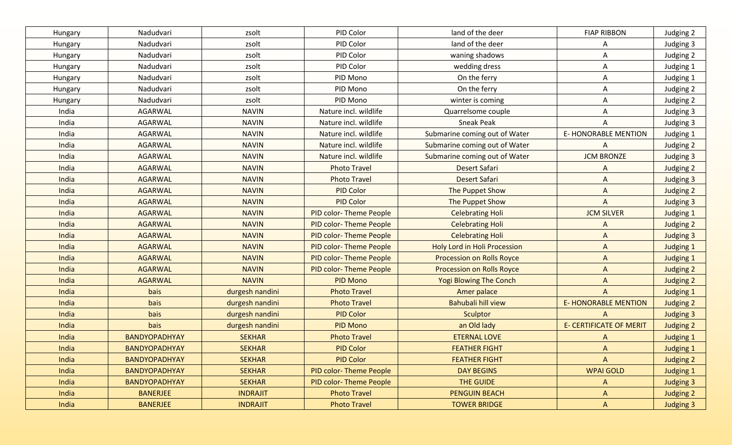| Hungary | Nadudvari | zsolt | PID Color | land of the deer | FIAP RIBBON | Judging 2 |
|---|---|---|---|---|---|---|
| Hungary | Nadudvari | zsolt | PID Color | land of the deer | A | Judging 3 |
| Hungary | Nadudvari | zsolt | PID Color | waning shadows | A | Judging 2 |
| Hungary | Nadudvari | zsolt | PID Color | wedding dress | A | Judging 1 |
| Hungary | Nadudvari | zsolt | PID Mono | On the ferry | A | Judging 1 |
| Hungary | Nadudvari | zsolt | PID Mono | On the ferry | A | Judging 2 |
| Hungary | Nadudvari | zsolt | PID Mono | winter is coming | A | Judging 2 |
| India | AGARWAL | NAVIN | Nature incl. wildlife | Quarrelsome couple | A | Judging 3 |
| India | AGARWAL | NAVIN | Nature incl. wildlife | Sneak Peak | A | Judging 3 |
| India | AGARWAL | NAVIN | Nature incl. wildlife | Submarine coming out of Water | E- HONORABLE MENTION | Judging 1 |
| India | AGARWAL | NAVIN | Nature incl. wildlife | Submarine coming out of Water | A | Judging 2 |
| India | AGARWAL | NAVIN | Nature incl. wildlife | Submarine coming out of Water | JCM BRONZE | Judging 3 |
| India | AGARWAL | NAVIN | Photo Travel | Desert Safari | A | Judging 2 |
| India | AGARWAL | NAVIN | Photo Travel | Desert Safari | A | Judging 3 |
| India | AGARWAL | NAVIN | PID Color | The Puppet Show | A | Judging 2 |
| India | AGARWAL | NAVIN | PID Color | The Puppet Show | A | Judging 3 |
| India | AGARWAL | NAVIN | PID color- Theme People | Celebrating Holi | JCM SILVER | Judging 1 |
| India | AGARWAL | NAVIN | PID color- Theme People | Celebrating Holi | A | Judging 2 |
| India | AGARWAL | NAVIN | PID color- Theme People | Celebrating Holi | A | Judging 3 |
| India | AGARWAL | NAVIN | PID color- Theme People | Holy Lord in Holi Procession | A | Judging 1 |
| India | AGARWAL | NAVIN | PID color- Theme People | Procession on Rolls Royce | A | Judging 1 |
| India | AGARWAL | NAVIN | PID color- Theme People | Procession on Rolls Royce | A | Judging 2 |
| India | AGARWAL | NAVIN | PID Mono | Yogi Blowing The Conch | A | Judging 2 |
| India | bais | durgesh nandini | Photo Travel | Amer palace | A | Judging 1 |
| India | bais | durgesh nandini | Photo Travel | Bahubali hill view | E- HONORABLE MENTION | Judging 2 |
| India | bais | durgesh nandini | PID Color | Sculptor | A | Judging 3 |
| India | bais | durgesh nandini | PID Mono | an Old lady | E- CERTIFICATE OF MERIT | Judging 2 |
| India | BANDYOPADHYAY | SEKHAR | Photo Travel | ETERNAL LOVE | A | Judging 1 |
| India | BANDYOPADHYAY | SEKHAR | PID Color | FEATHER FIGHT | A | Judging 1 |
| India | BANDYOPADHYAY | SEKHAR | PID Color | FEATHER FIGHT | A | Judging 2 |
| India | BANDYOPADHYAY | SEKHAR | PID color- Theme People | DAY BEGINS | WPAI GOLD | Judging 1 |
| India | BANDYOPADHYAY | SEKHAR | PID color- Theme People | THE GUIDE | A | Judging 3 |
| India | BANERJEE | INDRAJIT | Photo Travel | PENGUIN BEACH | A | Judging 2 |
| India | BANERJEE | INDRAJIT | Photo Travel | TOWER BRIDGE | A | Judging 3 |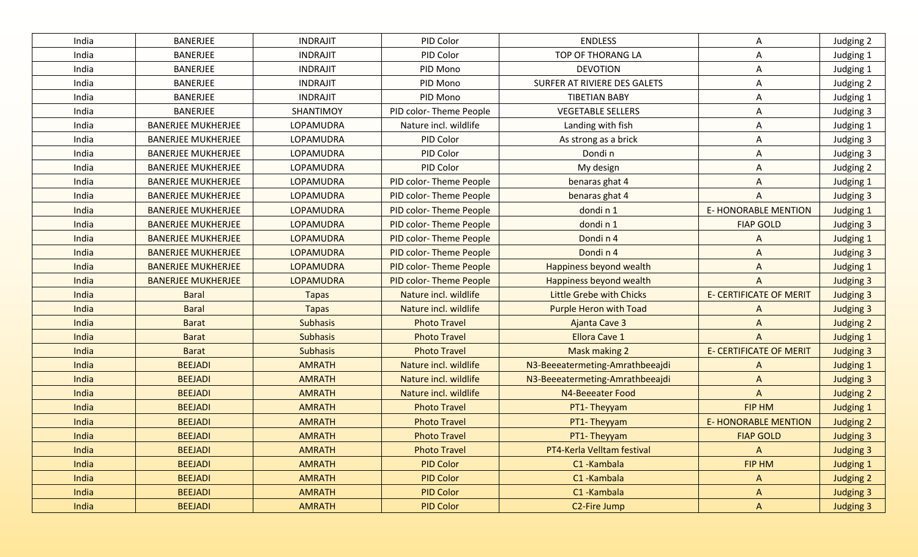| India | BANERJEE | INDRAJIT | PID Color | ENDLESS | A | Judging 2 |
|---|---|---|---|---|---|---|
| India | BANERJEE | INDRAJIT | PID Color | TOP OF THORANG LA | A | Judging 1 |
| India | BANERJEE | INDRAJIT | PID Mono | DEVOTION | A | Judging 1 |
| India | BANERJEE | INDRAJIT | PID Mono | SURFER AT RIVIERE DES GALETS | A | Judging 2 |
| India | BANERJEE | INDRAJIT | PID Mono | TIBETIAN BABY | A | Judging 1 |
| India | BANERJEE | SHANTIMOY | PID color- Theme People | VEGETABLE SELLERS | A | Judging 3 |
| India | BANERJEE MUKHERJEE | LOPAMUDRA | Nature incl. wildlife | Landing with fish | A | Judging 1 |
| India | BANERJEE MUKHERJEE | LOPAMUDRA | PID Color | As strong as a brick | A | Judging 3 |
| India | BANERJEE MUKHERJEE | LOPAMUDRA | PID Color | Dondi n | A | Judging 3 |
| India | BANERJEE MUKHERJEE | LOPAMUDRA | PID Color | My design | A | Judging 2 |
| India | BANERJEE MUKHERJEE | LOPAMUDRA | PID color- Theme People | benaras ghat 4 | A | Judging 1 |
| India | BANERJEE MUKHERJEE | LOPAMUDRA | PID color- Theme People | benaras ghat 4 | A | Judging 3 |
| India | BANERJEE MUKHERJEE | LOPAMUDRA | PID color- Theme People | dondi n 1 | E- HONORABLE MENTION | Judging 1 |
| India | BANERJEE MUKHERJEE | LOPAMUDRA | PID color- Theme People | dondi n 1 | FIAP GOLD | Judging 3 |
| India | BANERJEE MUKHERJEE | LOPAMUDRA | PID color- Theme People | Dondi n 4 | A | Judging 1 |
| India | BANERJEE MUKHERJEE | LOPAMUDRA | PID color- Theme People | Dondi n 4 | A | Judging 3 |
| India | BANERJEE MUKHERJEE | LOPAMUDRA | PID color- Theme People | Happiness beyond wealth | A | Judging 1 |
| India | BANERJEE MUKHERJEE | LOPAMUDRA | PID color- Theme People | Happiness beyond wealth | A | Judging 3 |
| India | Baral | Tapas | Nature incl. wildlife | Little Grebe with Chicks | E- CERTIFICATE OF MERIT | Judging 3 |
| India | Baral | Tapas | Nature incl. wildlife | Purple Heron with Toad | A | Judging 3 |
| India | Barat | Subhasis | Photo Travel | Ajanta Cave 3 | A | Judging 2 |
| India | Barat | Subhasis | Photo Travel | Ellora Cave 1 | A | Judging 1 |
| India | Barat | Subhasis | Photo Travel | Mask making 2 | E- CERTIFICATE OF MERIT | Judging 3 |
| India | BEEJADI | AMRATH | Nature incl. wildlife | N3-Beeeatermeting-Amrathbeeajdi | A | Judging 1 |
| India | BEEJADI | AMRATH | Nature incl. wildlife | N3-Beeeatermeting-Amrathbeeajdi | A | Judging 3 |
| India | BEEJADI | AMRATH | Nature incl. wildlife | N4-Beeeater Food | A | Judging 2 |
| India | BEEJADI | AMRATH | Photo Travel | PT1- Theyyam | FIP HM | Judging 1 |
| India | BEEJADI | AMRATH | Photo Travel | PT1- Theyyam | E- HONORABLE MENTION | Judging 2 |
| India | BEEJADI | AMRATH | Photo Travel | PT1- Theyyam | FIAP GOLD | Judging 3 |
| India | BEEJADI | AMRATH | Photo Travel | PT4-Kerla Velltam festival | A | Judging 3 |
| India | BEEJADI | AMRATH | PID Color | C1 -Kambala | FIP HM | Judging 1 |
| India | BEEJADI | AMRATH | PID Color | C1 -Kambala | A | Judging 2 |
| India | BEEJADI | AMRATH | PID Color | C1 -Kambala | A | Judging 3 |
| India | BEEJADI | AMRATH | PID Color | C2-Fire Jump | A | Judging 3 |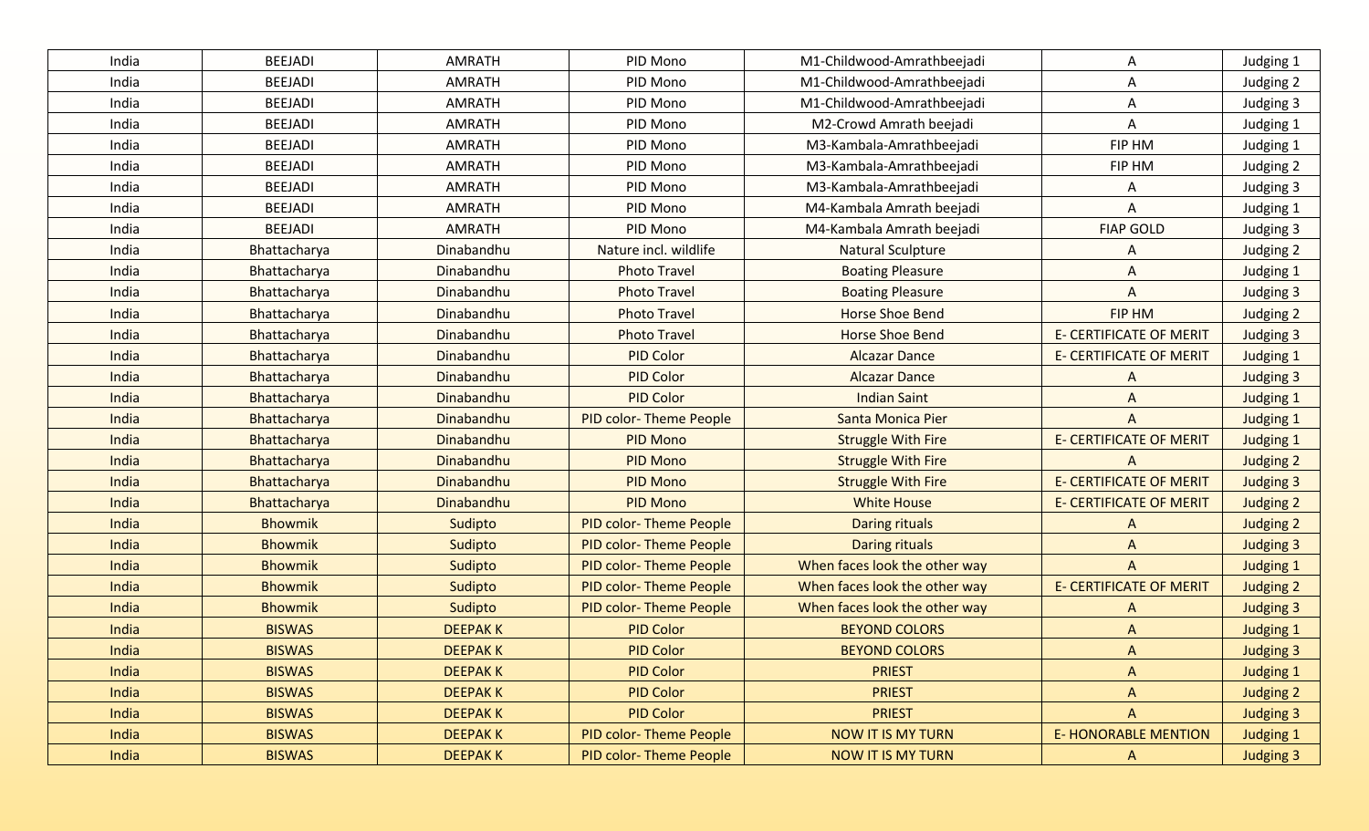| | | | | | | |
|---|---|---|---|---|---|---|
| India | BEEJADI | AMRATH | PID Mono | M1-Childwood-Amrathbeejadi | A | Judging 1 |
| India | BEEJADI | AMRATH | PID Mono | M1-Childwood-Amrathbeejadi | A | Judging 2 |
| India | BEEJADI | AMRATH | PID Mono | M1-Childwood-Amrathbeejadi | A | Judging 3 |
| India | BEEJADI | AMRATH | PID Mono | M2-Crowd Amrath beejadi | A | Judging 1 |
| India | BEEJADI | AMRATH | PID Mono | M3-Kambala-Amrathbeejadi | FIP HM | Judging 1 |
| India | BEEJADI | AMRATH | PID Mono | M3-Kambala-Amrathbeejadi | FIP HM | Judging 2 |
| India | BEEJADI | AMRATH | PID Mono | M3-Kambala-Amrathbeejadi | A | Judging 3 |
| India | BEEJADI | AMRATH | PID Mono | M4-Kambala Amrath beejadi | A | Judging 1 |
| India | BEEJADI | AMRATH | PID Mono | M4-Kambala Amrath beejadi | FIAP GOLD | Judging 3 |
| India | Bhattacharya | Dinabandhu | Nature incl. wildlife | Natural Sculpture | A | Judging 2 |
| India | Bhattacharya | Dinabandhu | Photo Travel | Boating Pleasure | A | Judging 1 |
| India | Bhattacharya | Dinabandhu | Photo Travel | Boating Pleasure | A | Judging 3 |
| India | Bhattacharya | Dinabandhu | Photo Travel | Horse Shoe Bend | FIP HM | Judging 2 |
| India | Bhattacharya | Dinabandhu | Photo Travel | Horse Shoe Bend | E- CERTIFICATE OF MERIT | Judging 3 |
| India | Bhattacharya | Dinabandhu | PID Color | Alcazar Dance | E- CERTIFICATE OF MERIT | Judging 1 |
| India | Bhattacharya | Dinabandhu | PID Color | Alcazar Dance | A | Judging 3 |
| India | Bhattacharya | Dinabandhu | PID Color | Indian Saint | A | Judging 1 |
| India | Bhattacharya | Dinabandhu | PID color- Theme People | Santa Monica Pier | A | Judging 1 |
| India | Bhattacharya | Dinabandhu | PID Mono | Struggle With Fire | E- CERTIFICATE OF MERIT | Judging 1 |
| India | Bhattacharya | Dinabandhu | PID Mono | Struggle With Fire | A | Judging 2 |
| India | Bhattacharya | Dinabandhu | PID Mono | Struggle With Fire | E- CERTIFICATE OF MERIT | Judging 3 |
| India | Bhattacharya | Dinabandhu | PID Mono | White House | E- CERTIFICATE OF MERIT | Judging 2 |
| India | Bhowmik | Sudipto | PID color- Theme People | Daring rituals | A | Judging 2 |
| India | Bhowmik | Sudipto | PID color- Theme People | Daring rituals | A | Judging 3 |
| India | Bhowmik | Sudipto | PID color- Theme People | When faces look the other way | A | Judging 1 |
| India | Bhowmik | Sudipto | PID color- Theme People | When faces look the other way | E- CERTIFICATE OF MERIT | Judging 2 |
| India | Bhowmik | Sudipto | PID color- Theme People | When faces look the other way | A | Judging 3 |
| India | BISWAS | DEEPAK K | PID Color | BEYOND COLORS | A | Judging 1 |
| India | BISWAS | DEEPAK K | PID Color | BEYOND COLORS | A | Judging 3 |
| India | BISWAS | DEEPAK K | PID Color | PRIEST | A | Judging 1 |
| India | BISWAS | DEEPAK K | PID Color | PRIEST | A | Judging 2 |
| India | BISWAS | DEEPAK K | PID Color | PRIEST | A | Judging 3 |
| India | BISWAS | DEEPAK K | PID color- Theme People | NOW IT IS MY TURN | E- HONORABLE MENTION | Judging 1 |
| India | BISWAS | DEEPAK K | PID color- Theme People | NOW IT IS MY TURN | A | Judging 3 |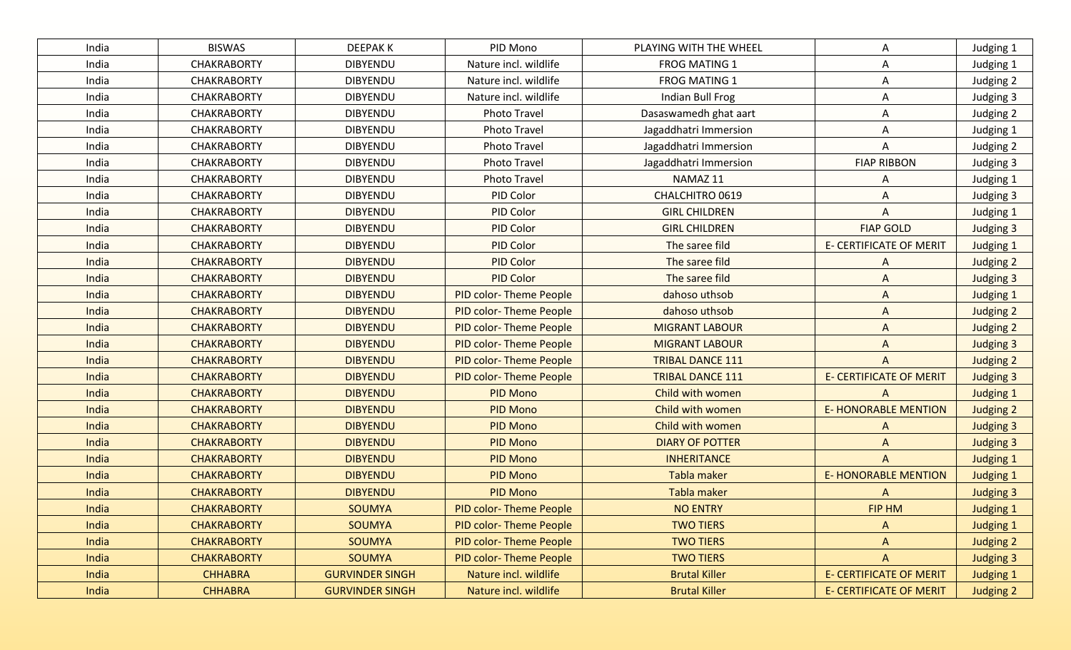| India | BISWAS | DEEPAK K | PID Mono | PLAYING WITH THE WHEEL | A | Judging 1 |
|---|---|---|---|---|---|---|
| India | CHAKRABORTY | DIBYENDU | Nature incl. wildlife | FROG MATING 1 | A | Judging 1 |
| India | CHAKRABORTY | DIBYENDU | Nature incl. wildlife | FROG MATING 1 | A | Judging 2 |
| India | CHAKRABORTY | DIBYENDU | Nature incl. wildlife | Indian Bull Frog | A | Judging 3 |
| India | CHAKRABORTY | DIBYENDU | Photo Travel | Dasaswamedh ghat aart | A | Judging 2 |
| India | CHAKRABORTY | DIBYENDU | Photo Travel | Jagaddhatri Immersion | A | Judging 1 |
| India | CHAKRABORTY | DIBYENDU | Photo Travel | Jagaddhatri Immersion | A | Judging 2 |
| India | CHAKRABORTY | DIBYENDU | Photo Travel | Jagaddhatri Immersion | FIAP RIBBON | Judging 3 |
| India | CHAKRABORTY | DIBYENDU | Photo Travel | NAMAZ 11 | A | Judging 1 |
| India | CHAKRABORTY | DIBYENDU | PID Color | CHALCHITRO 0619 | A | Judging 3 |
| India | CHAKRABORTY | DIBYENDU | PID Color | GIRL CHILDREN | A | Judging 1 |
| India | CHAKRABORTY | DIBYENDU | PID Color | GIRL CHILDREN | FIAP GOLD | Judging 3 |
| India | CHAKRABORTY | DIBYENDU | PID Color | The saree fild | E- CERTIFICATE OF MERIT | Judging 1 |
| India | CHAKRABORTY | DIBYENDU | PID Color | The saree fild | A | Judging 2 |
| India | CHAKRABORTY | DIBYENDU | PID Color | The saree fild | A | Judging 3 |
| India | CHAKRABORTY | DIBYENDU | PID color- Theme People | dahoso uthsob | A | Judging 1 |
| India | CHAKRABORTY | DIBYENDU | PID color- Theme People | dahoso uthsob | A | Judging 2 |
| India | CHAKRABORTY | DIBYENDU | PID color- Theme People | MIGRANT LABOUR | A | Judging 2 |
| India | CHAKRABORTY | DIBYENDU | PID color- Theme People | MIGRANT LABOUR | A | Judging 3 |
| India | CHAKRABORTY | DIBYENDU | PID color- Theme People | TRIBAL DANCE 111 | A | Judging 2 |
| India | CHAKRABORTY | DIBYENDU | PID color- Theme People | TRIBAL DANCE 111 | E- CERTIFICATE OF MERIT | Judging 3 |
| India | CHAKRABORTY | DIBYENDU | PID Mono | Child with women | A | Judging 1 |
| India | CHAKRABORTY | DIBYENDU | PID Mono | Child with women | E- HONORABLE MENTION | Judging 2 |
| India | CHAKRABORTY | DIBYENDU | PID Mono | Child with women | A | Judging 3 |
| India | CHAKRABORTY | DIBYENDU | PID Mono | DIARY OF POTTER | A | Judging 3 |
| India | CHAKRABORTY | DIBYENDU | PID Mono | INHERITANCE | A | Judging 1 |
| India | CHAKRABORTY | DIBYENDU | PID Mono | Tabla maker | E- HONORABLE MENTION | Judging 1 |
| India | CHAKRABORTY | DIBYENDU | PID Mono | Tabla maker | A | Judging 3 |
| India | CHAKRABORTY | SOUMYA | PID color- Theme People | NO ENTRY | FIP HM | Judging 1 |
| India | CHAKRABORTY | SOUMYA | PID color- Theme People | TWO TIERS | A | Judging 1 |
| India | CHAKRABORTY | SOUMYA | PID color- Theme People | TWO TIERS | A | Judging 2 |
| India | CHAKRABORTY | SOUMYA | PID color- Theme People | TWO TIERS | A | Judging 3 |
| India | CHHABRA | GURVINDER SINGH | Nature incl. wildlife | Brutal Killer | E- CERTIFICATE OF MERIT | Judging 1 |
| India | CHHABRA | GURVINDER SINGH | Nature incl. wildlife | Brutal Killer | E- CERTIFICATE OF MERIT | Judging 2 |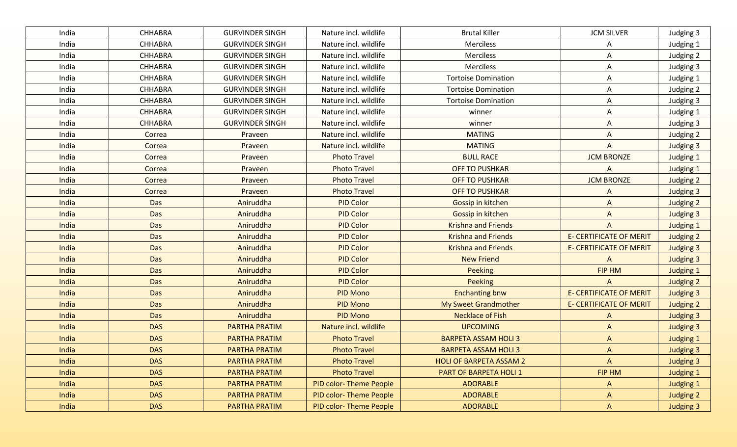| India | CHHABRA | GURVINDER SINGH | Nature incl. wildlife | Brutal Killer | JCM SILVER | Judging 3 |
|---|---|---|---|---|---|---|
| India | CHHABRA | GURVINDER SINGH | Nature incl. wildlife | Merciless | A | Judging 1 |
| India | CHHABRA | GURVINDER SINGH | Nature incl. wildlife | Merciless | A | Judging 2 |
| India | CHHABRA | GURVINDER SINGH | Nature incl. wildlife | Merciless | A | Judging 3 |
| India | CHHABRA | GURVINDER SINGH | Nature incl. wildlife | Tortoise Domination | A | Judging 1 |
| India | CHHABRA | GURVINDER SINGH | Nature incl. wildlife | Tortoise Domination | A | Judging 2 |
| India | CHHABRA | GURVINDER SINGH | Nature incl. wildlife | Tortoise Domination | A | Judging 3 |
| India | CHHABRA | GURVINDER SINGH | Nature incl. wildlife | winner | A | Judging 1 |
| India | CHHABRA | GURVINDER SINGH | Nature incl. wildlife | winner | A | Judging 3 |
| India | Correa | Praveen | Nature incl. wildlife | MATING | A | Judging 2 |
| India | Correa | Praveen | Nature incl. wildlife | MATING | A | Judging 3 |
| India | Correa | Praveen | Photo Travel | BULL RACE | JCM BRONZE | Judging 1 |
| India | Correa | Praveen | Photo Travel | OFF TO PUSHKAR | A | Judging 1 |
| India | Correa | Praveen | Photo Travel | OFF TO PUSHKAR | JCM BRONZE | Judging 2 |
| India | Correa | Praveen | Photo Travel | OFF TO PUSHKAR | A | Judging 3 |
| India | Das | Aniruddha | PID Color | Gossip in kitchen | A | Judging 2 |
| India | Das | Aniruddha | PID Color | Gossip in kitchen | A | Judging 3 |
| India | Das | Aniruddha | PID Color | Krishna and Friends | A | Judging 1 |
| India | Das | Aniruddha | PID Color | Krishna and Friends | E- CERTIFICATE OF MERIT | Judging 2 |
| India | Das | Aniruddha | PID Color | Krishna and Friends | E- CERTIFICATE OF MERIT | Judging 3 |
| India | Das | Aniruddha | PID Color | New Friend | A | Judging 3 |
| India | Das | Aniruddha | PID Color | Peeking | FIP HM | Judging 1 |
| India | Das | Aniruddha | PID Color | Peeking | A | Judging 2 |
| India | Das | Aniruddha | PID Mono | Enchanting bnw | E- CERTIFICATE OF MERIT | Judging 3 |
| India | Das | Aniruddha | PID Mono | My Sweet Grandmother | E- CERTIFICATE OF MERIT | Judging 2 |
| India | Das | Aniruddha | PID Mono | Necklace of Fish | A | Judging 3 |
| India | DAS | PARTHA PRATIM | Nature incl. wildlife | UPCOMING | A | Judging 3 |
| India | DAS | PARTHA PRATIM | Photo Travel | BARPETA ASSAM HOLI 3 | A | Judging 1 |
| India | DAS | PARTHA PRATIM | Photo Travel | BARPETA ASSAM HOLI 3 | A | Judging 3 |
| India | DAS | PARTHA PRATIM | Photo Travel | HOLI OF BARPETA ASSAM 2 | A | Judging 3 |
| India | DAS | PARTHA PRATIM | Photo Travel | PART OF BARPETA HOLI 1 | FIP HM | Judging 1 |
| India | DAS | PARTHA PRATIM | PID color- Theme People | ADORABLE | A | Judging 1 |
| India | DAS | PARTHA PRATIM | PID color- Theme People | ADORABLE | A | Judging 2 |
| India | DAS | PARTHA PRATIM | PID color- Theme People | ADORABLE | A | Judging 3 |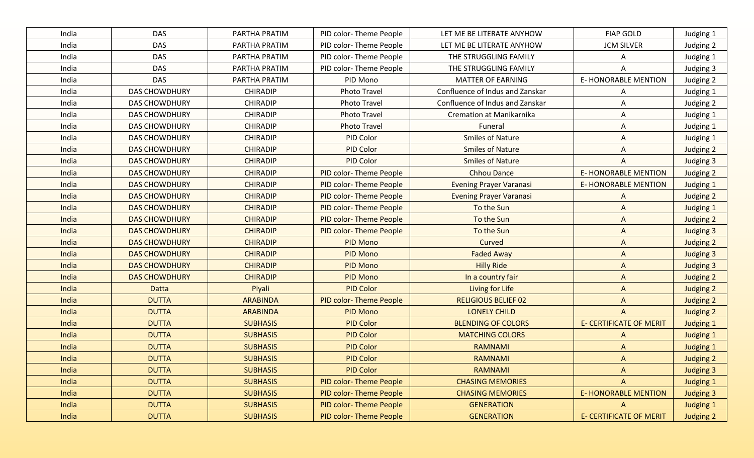| | | | | | | |
|---|---|---|---|---|---|---|
| India | DAS | PARTHA PRATIM | PID color- Theme People | LET ME BE LITERATE ANYHOW | FIAP GOLD | Judging 1 |
| India | DAS | PARTHA PRATIM | PID color- Theme People | LET ME BE LITERATE ANYHOW | JCM SILVER | Judging 2 |
| India | DAS | PARTHA PRATIM | PID color- Theme People | THE STRUGGLING FAMILY | A | Judging 1 |
| India | DAS | PARTHA PRATIM | PID color- Theme People | THE STRUGGLING FAMILY | A | Judging 3 |
| India | DAS | PARTHA PRATIM | PID Mono | MATTER OF EARNING | E- HONORABLE MENTION | Judging 2 |
| India | DAS CHOWDHURY | CHIRADIP | Photo Travel | Confluence of Indus and Zanskar | A | Judging 1 |
| India | DAS CHOWDHURY | CHIRADIP | Photo Travel | Confluence of Indus and Zanskar | A | Judging 2 |
| India | DAS CHOWDHURY | CHIRADIP | Photo Travel | Cremation at Manikarnika | A | Judging 1 |
| India | DAS CHOWDHURY | CHIRADIP | Photo Travel | Funeral | A | Judging 1 |
| India | DAS CHOWDHURY | CHIRADIP | PID Color | Smiles of Nature | A | Judging 1 |
| India | DAS CHOWDHURY | CHIRADIP | PID Color | Smiles of Nature | A | Judging 2 |
| India | DAS CHOWDHURY | CHIRADIP | PID Color | Smiles of Nature | A | Judging 3 |
| India | DAS CHOWDHURY | CHIRADIP | PID color- Theme People | Chhou Dance | E- HONORABLE MENTION | Judging 2 |
| India | DAS CHOWDHURY | CHIRADIP | PID color- Theme People | Evening Prayer Varanasi | E- HONORABLE MENTION | Judging 1 |
| India | DAS CHOWDHURY | CHIRADIP | PID color- Theme People | Evening Prayer Varanasi | A | Judging 2 |
| India | DAS CHOWDHURY | CHIRADIP | PID color- Theme People | To the Sun | A | Judging 1 |
| India | DAS CHOWDHURY | CHIRADIP | PID color- Theme People | To the Sun | A | Judging 2 |
| India | DAS CHOWDHURY | CHIRADIP | PID color- Theme People | To the Sun | A | Judging 3 |
| India | DAS CHOWDHURY | CHIRADIP | PID Mono | Curved | A | Judging 2 |
| India | DAS CHOWDHURY | CHIRADIP | PID Mono | Faded Away | A | Judging 3 |
| India | DAS CHOWDHURY | CHIRADIP | PID Mono | Hilly Ride | A | Judging 3 |
| India | DAS CHOWDHURY | CHIRADIP | PID Mono | In a country fair | A | Judging 2 |
| India | Datta | Piyali | PID Color | Living for Life | A | Judging 2 |
| India | DUTTA | ARABINDA | PID color- Theme People | RELIGIOUS BELIEF 02 | A | Judging 2 |
| India | DUTTA | ARABINDA | PID Mono | LONELY CHILD | A | Judging 2 |
| India | DUTTA | SUBHASIS | PID Color | BLENDING OF COLORS | E- CERTIFICATE OF MERIT | Judging 1 |
| India | DUTTA | SUBHASIS | PID Color | MATCHING COLORS | A | Judging 1 |
| India | DUTTA | SUBHASIS | PID Color | RAMNAMI | A | Judging 1 |
| India | DUTTA | SUBHASIS | PID Color | RAMNAMI | A | Judging 2 |
| India | DUTTA | SUBHASIS | PID Color | RAMNAMI | A | Judging 3 |
| India | DUTTA | SUBHASIS | PID color- Theme People | CHASING MEMORIES | A | Judging 1 |
| India | DUTTA | SUBHASIS | PID color- Theme People | CHASING MEMORIES | E- HONORABLE MENTION | Judging 3 |
| India | DUTTA | SUBHASIS | PID color- Theme People | GENERATION | A | Judging 1 |
| India | DUTTA | SUBHASIS | PID color- Theme People | GENERATION | E- CERTIFICATE OF MERIT | Judging 2 |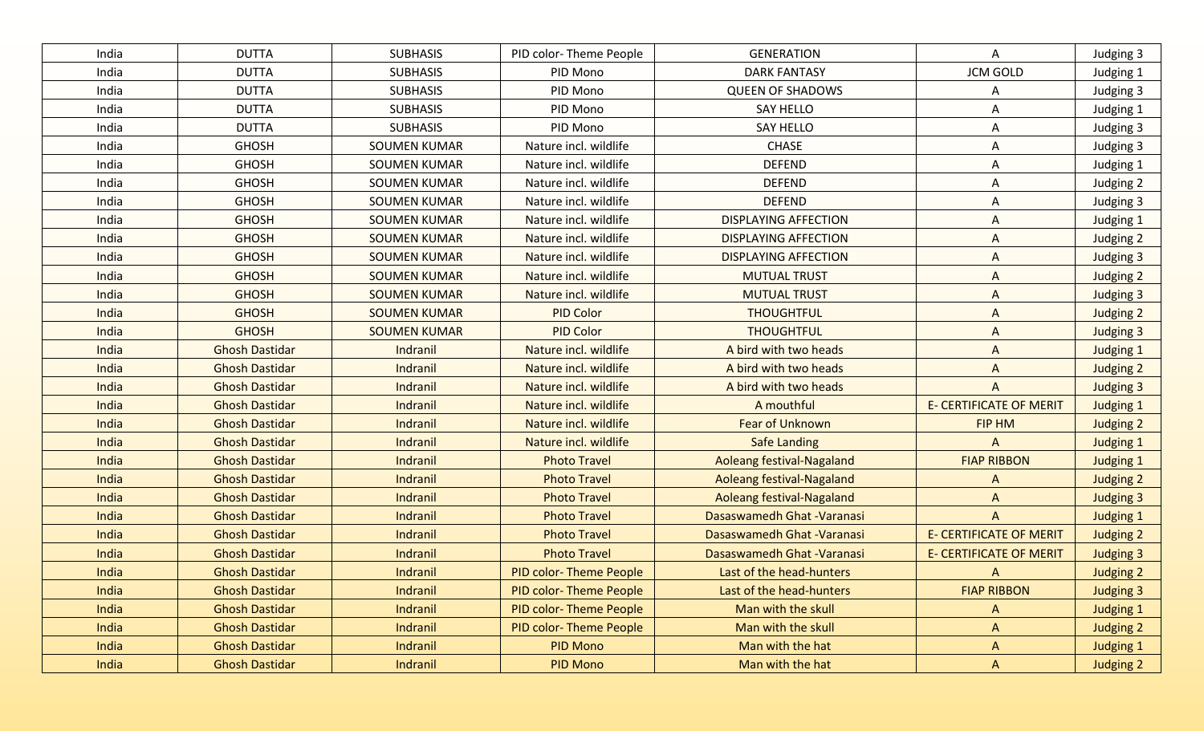| India | DUTTA | SUBHASIS | PID color- Theme People | GENERATION | A | Judging 3 |
|---|---|---|---|---|---|---|
| India | DUTTA | SUBHASIS | PID Mono | DARK FANTASY | JCM GOLD | Judging 1 |
| India | DUTTA | SUBHASIS | PID Mono | QUEEN OF SHADOWS | A | Judging 3 |
| India | DUTTA | SUBHASIS | PID Mono | SAY HELLO | A | Judging 1 |
| India | DUTTA | SUBHASIS | PID Mono | SAY HELLO | A | Judging 3 |
| India | GHOSH | SOUMEN KUMAR | Nature incl. wildlife | CHASE | A | Judging 3 |
| India | GHOSH | SOUMEN KUMAR | Nature incl. wildlife | DEFEND | A | Judging 1 |
| India | GHOSH | SOUMEN KUMAR | Nature incl. wildlife | DEFEND | A | Judging 2 |
| India | GHOSH | SOUMEN KUMAR | Nature incl. wildlife | DEFEND | A | Judging 3 |
| India | GHOSH | SOUMEN KUMAR | Nature incl. wildlife | DISPLAYING AFFECTION | A | Judging 1 |
| India | GHOSH | SOUMEN KUMAR | Nature incl. wildlife | DISPLAYING AFFECTION | A | Judging 2 |
| India | GHOSH | SOUMEN KUMAR | Nature incl. wildlife | DISPLAYING AFFECTION | A | Judging 3 |
| India | GHOSH | SOUMEN KUMAR | Nature incl. wildlife | MUTUAL TRUST | A | Judging 2 |
| India | GHOSH | SOUMEN KUMAR | Nature incl. wildlife | MUTUAL TRUST | A | Judging 3 |
| India | GHOSH | SOUMEN KUMAR | PID Color | THOUGHTFUL | A | Judging 2 |
| India | GHOSH | SOUMEN KUMAR | PID Color | THOUGHTFUL | A | Judging 3 |
| India | Ghosh Dastidar | Indranil | Nature incl. wildlife | A bird with two heads | A | Judging 1 |
| India | Ghosh Dastidar | Indranil | Nature incl. wildlife | A bird with two heads | A | Judging 2 |
| India | Ghosh Dastidar | Indranil | Nature incl. wildlife | A bird with two heads | A | Judging 3 |
| India | Ghosh Dastidar | Indranil | Nature incl. wildlife | A mouthful | E- CERTIFICATE OF MERIT | Judging 1 |
| India | Ghosh Dastidar | Indranil | Nature incl. wildlife | Fear of Unknown | FIP HM | Judging 2 |
| India | Ghosh Dastidar | Indranil | Nature incl. wildlife | Safe Landing | A | Judging 1 |
| India | Ghosh Dastidar | Indranil | Photo Travel | Aoleang festival-Nagaland | FIAP RIBBON | Judging 1 |
| India | Ghosh Dastidar | Indranil | Photo Travel | Aoleang festival-Nagaland | A | Judging 2 |
| India | Ghosh Dastidar | Indranil | Photo Travel | Aoleang festival-Nagaland | A | Judging 3 |
| India | Ghosh Dastidar | Indranil | Photo Travel | Dasaswamedh Ghat -Varanasi | A | Judging 1 |
| India | Ghosh Dastidar | Indranil | Photo Travel | Dasaswamedh Ghat -Varanasi | E- CERTIFICATE OF MERIT | Judging 2 |
| India | Ghosh Dastidar | Indranil | Photo Travel | Dasaswamedh Ghat -Varanasi | E- CERTIFICATE OF MERIT | Judging 3 |
| India | Ghosh Dastidar | Indranil | PID color- Theme People | Last of the head-hunters | A | Judging 2 |
| India | Ghosh Dastidar | Indranil | PID color- Theme People | Last of the head-hunters | FIAP RIBBON | Judging 3 |
| India | Ghosh Dastidar | Indranil | PID color- Theme People | Man with the skull | A | Judging 1 |
| India | Ghosh Dastidar | Indranil | PID color- Theme People | Man with the skull | A | Judging 2 |
| India | Ghosh Dastidar | Indranil | PID Mono | Man with the hat | A | Judging 1 |
| India | Ghosh Dastidar | Indranil | PID Mono | Man with the hat | A | Judging 2 |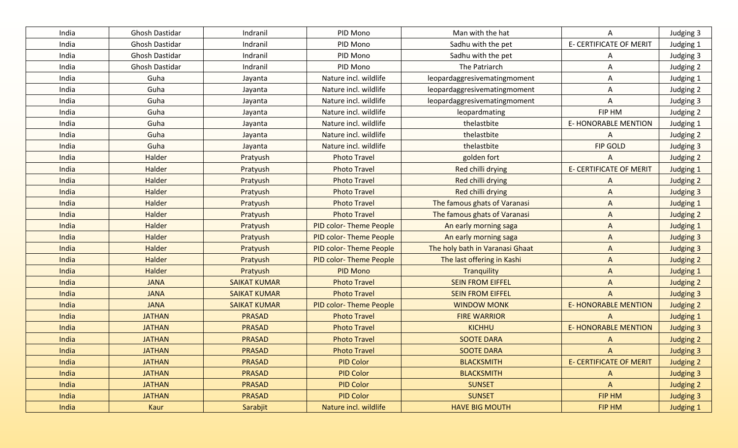| India | Ghosh Dastidar | Indranil | PID Mono | Man with the hat | A | Judging 3 |
|---|---|---|---|---|---|---|
| India | Ghosh Dastidar | Indranil | PID Mono | Sadhu with the pet | E- CERTIFICATE OF MERIT | Judging 1 |
| India | Ghosh Dastidar | Indranil | PID Mono | Sadhu with the pet | A | Judging 3 |
| India | Ghosh Dastidar | Indranil | PID Mono | The Patriarch | A | Judging 2 |
| India | Guha | Jayanta | Nature incl. wildlife | leopardaggresivematingmoment | A | Judging 1 |
| India | Guha | Jayanta | Nature incl. wildlife | leopardaggresivematingmoment | A | Judging 2 |
| India | Guha | Jayanta | Nature incl. wildlife | leopardaggresivematingmoment | A | Judging 3 |
| India | Guha | Jayanta | Nature incl. wildlife | leopardmating | FIP HM | Judging 2 |
| India | Guha | Jayanta | Nature incl. wildlife | thelastbite | E- HONORABLE MENTION | Judging 1 |
| India | Guha | Jayanta | Nature incl. wildlife | thelastbite | A | Judging 2 |
| India | Guha | Jayanta | Nature incl. wildlife | thelastbite | FIP GOLD | Judging 3 |
| India | Halder | Pratyush | Photo Travel | golden fort | A | Judging 2 |
| India | Halder | Pratyush | Photo Travel | Red chilli drying | E- CERTIFICATE OF MERIT | Judging 1 |
| India | Halder | Pratyush | Photo Travel | Red chilli drying | A | Judging 2 |
| India | Halder | Pratyush | Photo Travel | Red chilli drying | A | Judging 3 |
| India | Halder | Pratyush | Photo Travel | The famous ghats of Varanasi | A | Judging 1 |
| India | Halder | Pratyush | Photo Travel | The famous ghats of Varanasi | A | Judging 2 |
| India | Halder | Pratyush | PID color- Theme People | An early morning saga | A | Judging 1 |
| India | Halder | Pratyush | PID color- Theme People | An early morning saga | A | Judging 3 |
| India | Halder | Pratyush | PID color- Theme People | The holy bath in Varanasi Ghaat | A | Judging 3 |
| India | Halder | Pratyush | PID color- Theme People | The last offering in Kashi | A | Judging 2 |
| India | Halder | Pratyush | PID Mono | Tranquility | A | Judging 1 |
| India | JANA | SAIKAT KUMAR | Photo Travel | SEIN FROM EIFFEL | A | Judging 2 |
| India | JANA | SAIKAT KUMAR | Photo Travel | SEIN FROM EIFFEL | A | Judging 3 |
| India | JANA | SAIKAT KUMAR | PID color- Theme People | WINDOW MONK | E- HONORABLE MENTION | Judging 2 |
| India | JATHAN | PRASAD | Photo Travel | FIRE WARRIOR | A | Judging 1 |
| India | JATHAN | PRASAD | Photo Travel | KICHHU | E- HONORABLE MENTION | Judging 3 |
| India | JATHAN | PRASAD | Photo Travel | SOOTE DARA | A | Judging 2 |
| India | JATHAN | PRASAD | Photo Travel | SOOTE DARA | A | Judging 3 |
| India | JATHAN | PRASAD | PID Color | BLACKSMITH | E- CERTIFICATE OF MERIT | Judging 2 |
| India | JATHAN | PRASAD | PID Color | BLACKSMITH | A | Judging 3 |
| India | JATHAN | PRASAD | PID Color | SUNSET | A | Judging 2 |
| India | JATHAN | PRASAD | PID Color | SUNSET | FIP HM | Judging 3 |
| India | Kaur | Sarabjit | Nature incl. wildlife | HAVE BIG MOUTH | FIP HM | Judging 1 |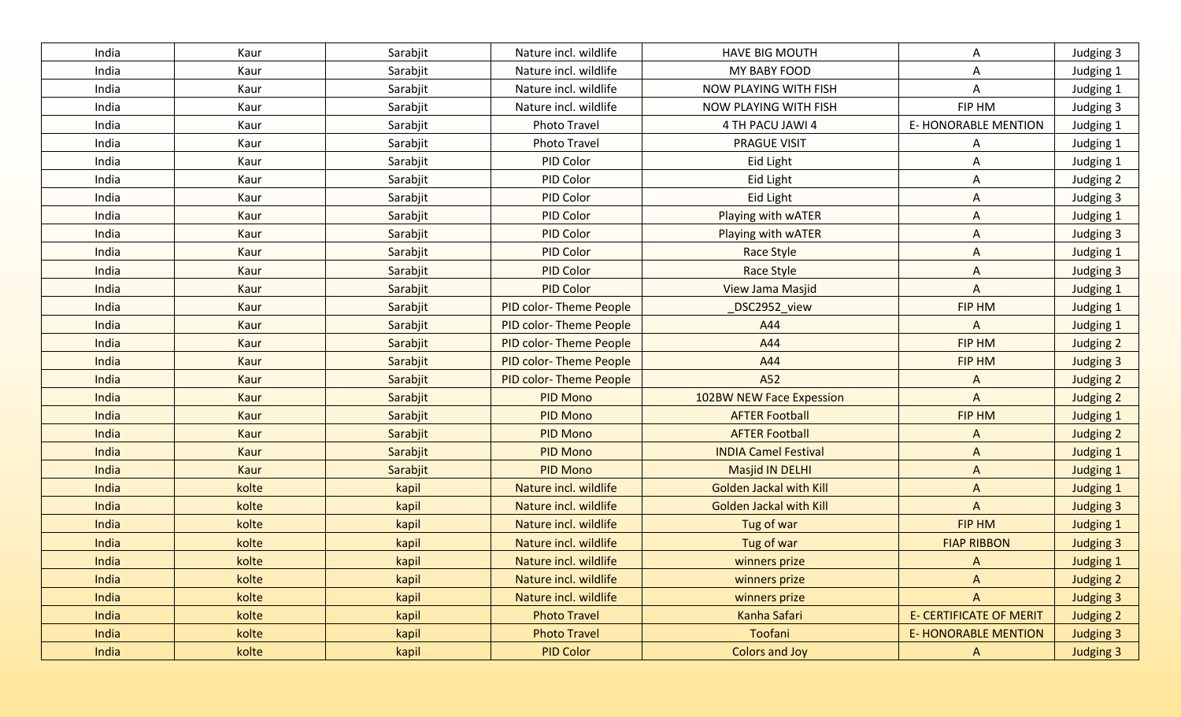| | | | | | | |
|---|---|---|---|---|---|---|
| India | Kaur | Sarabjit | Nature incl. wildlife | HAVE BIG MOUTH | A | Judging 3 |
| India | Kaur | Sarabjit | Nature incl. wildlife | MY BABY FOOD | A | Judging 1 |
| India | Kaur | Sarabjit | Nature incl. wildlife | NOW PLAYING WITH FISH | A | Judging 1 |
| India | Kaur | Sarabjit | Nature incl. wildlife | NOW PLAYING WITH FISH | FIP HM | Judging 3 |
| India | Kaur | Sarabjit | Photo Travel | 4 TH PACU JAWI 4 | E- HONORABLE MENTION | Judging 1 |
| India | Kaur | Sarabjit | Photo Travel | PRAGUE VISIT | A | Judging 1 |
| India | Kaur | Sarabjit | PID Color | Eid Light | A | Judging 1 |
| India | Kaur | Sarabjit | PID Color | Eid Light | A | Judging 2 |
| India | Kaur | Sarabjit | PID Color | Eid Light | A | Judging 3 |
| India | Kaur | Sarabjit | PID Color | Playing with wATER | A | Judging 1 |
| India | Kaur | Sarabjit | PID Color | Playing with wATER | A | Judging 3 |
| India | Kaur | Sarabjit | PID Color | Race Style | A | Judging 1 |
| India | Kaur | Sarabjit | PID Color | Race Style | A | Judging 3 |
| India | Kaur | Sarabjit | PID Color | View Jama Masjid | A | Judging 1 |
| India | Kaur | Sarabjit | PID color- Theme People | _DSC2952_view | FIP HM | Judging 1 |
| India | Kaur | Sarabjit | PID color- Theme People | A44 | A | Judging 1 |
| India | Kaur | Sarabjit | PID color- Theme People | A44 | FIP HM | Judging 2 |
| India | Kaur | Sarabjit | PID color- Theme People | A44 | FIP HM | Judging 3 |
| India | Kaur | Sarabjit | PID color- Theme People | A52 | A | Judging 2 |
| India | Kaur | Sarabjit | PID Mono | 102BW NEW Face Expession | A | Judging 2 |
| India | Kaur | Sarabjit | PID Mono | AFTER Football | FIP HM | Judging 1 |
| India | Kaur | Sarabjit | PID Mono | AFTER Football | A | Judging 2 |
| India | Kaur | Sarabjit | PID Mono | INDIA Camel Festival | A | Judging 1 |
| India | Kaur | Sarabjit | PID Mono | Masjid IN DELHI | A | Judging 1 |
| India | kolte | kapil | Nature incl. wildlife | Golden Jackal with Kill | A | Judging 1 |
| India | kolte | kapil | Nature incl. wildlife | Golden Jackal with Kill | A | Judging 3 |
| India | kolte | kapil | Nature incl. wildlife | Tug of war | FIP HM | Judging 1 |
| India | kolte | kapil | Nature incl. wildlife | Tug of war | FIAP RIBBON | Judging 3 |
| India | kolte | kapil | Nature incl. wildlife | winners prize | A | Judging 1 |
| India | kolte | kapil | Nature incl. wildlife | winners prize | A | Judging 2 |
| India | kolte | kapil | Nature incl. wildlife | winners prize | A | Judging 3 |
| India | kolte | kapil | Photo Travel | Kanha Safari | E- CERTIFICATE OF MERIT | Judging 2 |
| India | kolte | kapil | Photo Travel | Toofani | E- HONORABLE MENTION | Judging 3 |
| India | kolte | kapil | PID Color | Colors and Joy | A | Judging 3 |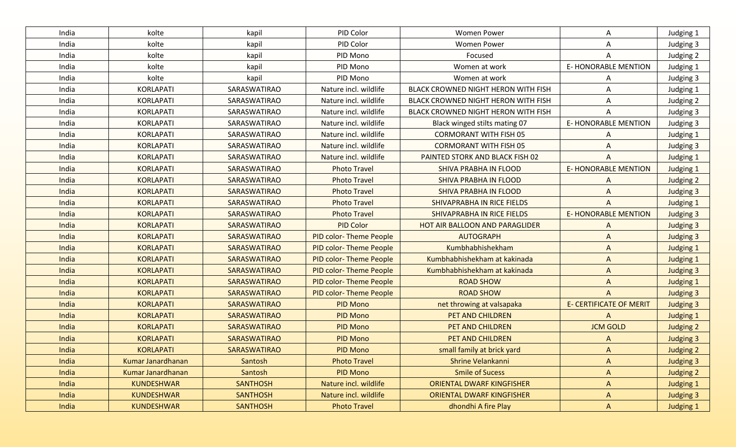| | | | | | | |
|---|---|---|---|---|---|---|
| India | kolte | kapil | PID Color | Women Power | A | Judging 1 |
| India | kolte | kapil | PID Color | Women Power | A | Judging 3 |
| India | kolte | kapil | PID Mono | Focused | A | Judging 2 |
| India | kolte | kapil | PID Mono | Women at work | E- HONORABLE MENTION | Judging 1 |
| India | kolte | kapil | PID Mono | Women at work | A | Judging 3 |
| India | KORLAPATI | SARASWATIRAO | Nature incl. wildlife | BLACK CROWNED NIGHT HERON WITH FISH | A | Judging 1 |
| India | KORLAPATI | SARASWATIRAO | Nature incl. wildlife | BLACK CROWNED NIGHT HERON WITH FISH | A | Judging 2 |
| India | KORLAPATI | SARASWATIRAO | Nature incl. wildlife | BLACK CROWNED NIGHT HERON WITH FISH | A | Judging 3 |
| India | KORLAPATI | SARASWATIRAO | Nature incl. wildlife | Black winged stilts mating 07 | E- HONORABLE MENTION | Judging 3 |
| India | KORLAPATI | SARASWATIRAO | Nature incl. wildlife | CORMORANT WITH FISH 05 | A | Judging 1 |
| India | KORLAPATI | SARASWATIRAO | Nature incl. wildlife | CORMORANT WITH FISH 05 | A | Judging 3 |
| India | KORLAPATI | SARASWATIRAO | Nature incl. wildlife | PAINTED STORK AND BLACK FISH 02 | A | Judging 1 |
| India | KORLAPATI | SARASWATIRAO | Photo Travel | SHIVA PRABHA IN FLOOD | E- HONORABLE MENTION | Judging 1 |
| India | KORLAPATI | SARASWATIRAO | Photo Travel | SHIVA PRABHA IN FLOOD | A | Judging 2 |
| India | KORLAPATI | SARASWATIRAO | Photo Travel | SHIVA PRABHA IN FLOOD | A | Judging 3 |
| India | KORLAPATI | SARASWATIRAO | Photo Travel | SHIVAPRABHA IN RICE FIELDS | A | Judging 1 |
| India | KORLAPATI | SARASWATIRAO | Photo Travel | SHIVAPRABHA IN RICE FIELDS | E- HONORABLE MENTION | Judging 3 |
| India | KORLAPATI | SARASWATIRAO | PID Color | HOT AIR BALLOON AND PARAGLIDER | A | Judging 3 |
| India | KORLAPATI | SARASWATIRAO | PID color- Theme People | AUTOGRAPH | A | Judging 3 |
| India | KORLAPATI | SARASWATIRAO | PID color- Theme People | Kumbhabhishekham | A | Judging 1 |
| India | KORLAPATI | SARASWATIRAO | PID color- Theme People | Kumbhabhishekham at kakinada | A | Judging 1 |
| India | KORLAPATI | SARASWATIRAO | PID color- Theme People | Kumbhabhishekham at kakinada | A | Judging 3 |
| India | KORLAPATI | SARASWATIRAO | PID color- Theme People | ROAD SHOW | A | Judging 1 |
| India | KORLAPATI | SARASWATIRAO | PID color- Theme People | ROAD SHOW | A | Judging 3 |
| India | KORLAPATI | SARASWATIRAO | PID Mono | net throwing at valsapaka | E- CERTIFICATE OF MERIT | Judging 3 |
| India | KORLAPATI | SARASWATIRAO | PID Mono | PET AND CHILDREN | A | Judging 1 |
| India | KORLAPATI | SARASWATIRAO | PID Mono | PET AND CHILDREN | JCM GOLD | Judging 2 |
| India | KORLAPATI | SARASWATIRAO | PID Mono | PET AND CHILDREN | A | Judging 3 |
| India | KORLAPATI | SARASWATIRAO | PID Mono | small family at brick yard | A | Judging 2 |
| India | Kumar Janardhanan | Santosh | Photo Travel | Shrine Velankanni | A | Judging 3 |
| India | Kumar Janardhanan | Santosh | PID Mono | Smile of Sucess | A | Judging 2 |
| India | KUNDESHWAR | SANTHOSH | Nature incl. wildlife | ORIENTAL DWARF KINGFISHER | A | Judging 1 |
| India | KUNDESHWAR | SANTHOSH | Nature incl. wildlife | ORIENTAL DWARF KINGFISHER | A | Judging 3 |
| India | KUNDESHWAR | SANTHOSH | Photo Travel | dhondhi A fire Play | A | Judging 1 |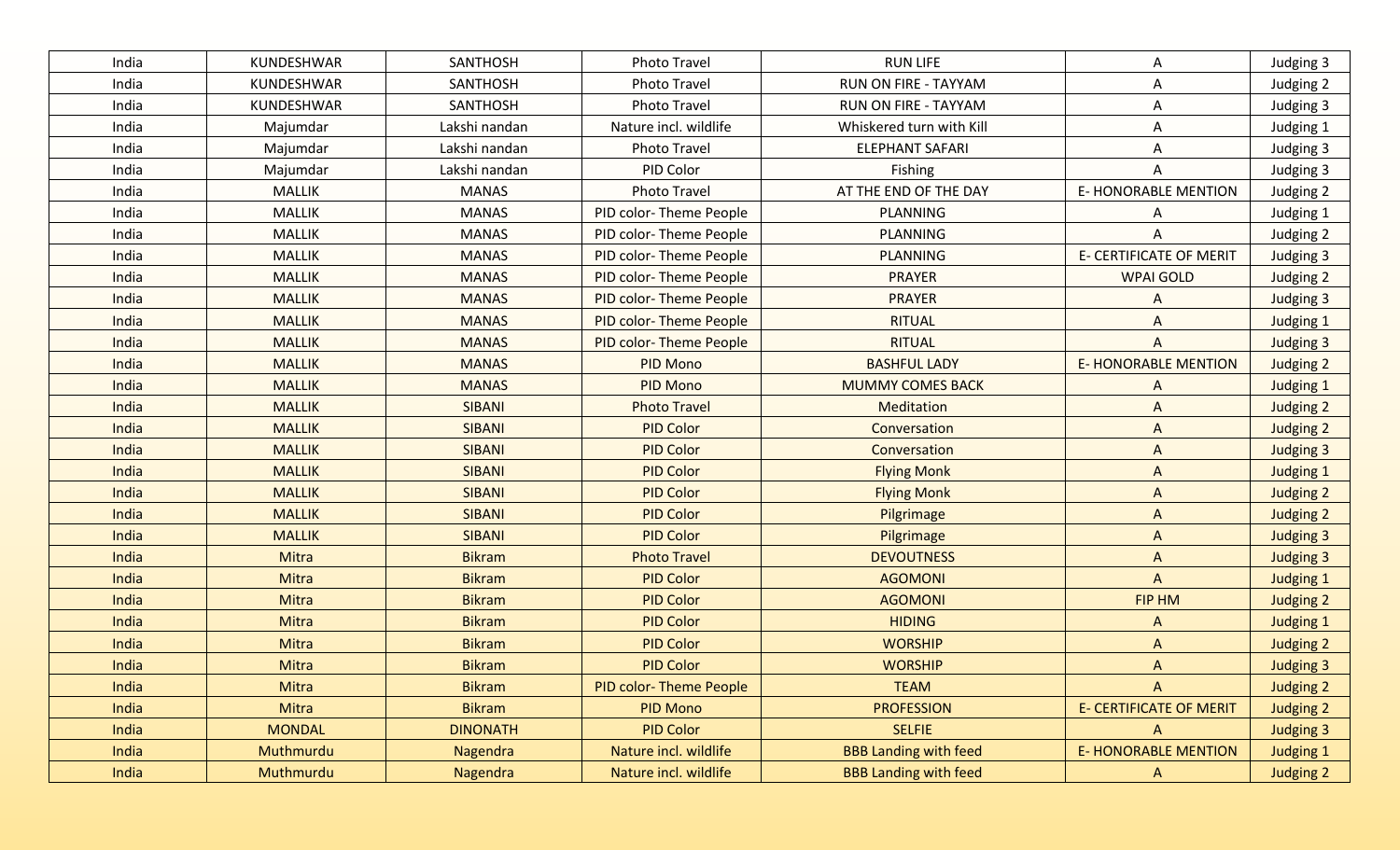| | | | | | | |
|---|---|---|---|---|---|---|
| India | KUNDESHWAR | SANTHOSH | Photo Travel | RUN LIFE | A | Judging 3 |
| India | KUNDESHWAR | SANTHOSH | Photo Travel | RUN ON FIRE - TAYYAM | A | Judging 2 |
| India | KUNDESHWAR | SANTHOSH | Photo Travel | RUN ON FIRE - TAYYAM | A | Judging 3 |
| India | Majumdar | Lakshi nandan | Nature incl. wildlife | Whiskered turn with Kill | A | Judging 1 |
| India | Majumdar | Lakshi nandan | Photo Travel | ELEPHANT SAFARI | A | Judging 3 |
| India | Majumdar | Lakshi nandan | PID Color | Fishing | A | Judging 3 |
| India | MALLIK | MANAS | Photo Travel | AT THE END OF THE DAY | E- HONORABLE MENTION | Judging 2 |
| India | MALLIK | MANAS | PID color- Theme People | PLANNING | A | Judging 1 |
| India | MALLIK | MANAS | PID color- Theme People | PLANNING | A | Judging 2 |
| India | MALLIK | MANAS | PID color- Theme People | PLANNING | E- CERTIFICATE OF MERIT | Judging 3 |
| India | MALLIK | MANAS | PID color- Theme People | PRAYER | WPAI GOLD | Judging 2 |
| India | MALLIK | MANAS | PID color- Theme People | PRAYER | A | Judging 3 |
| India | MALLIK | MANAS | PID color- Theme People | RITUAL | A | Judging 1 |
| India | MALLIK | MANAS | PID color- Theme People | RITUAL | A | Judging 3 |
| India | MALLIK | MANAS | PID Mono | BASHFUL LADY | E- HONORABLE MENTION | Judging 2 |
| India | MALLIK | MANAS | PID Mono | MUMMY COMES BACK | A | Judging 1 |
| India | MALLIK | SIBANI | Photo Travel | Meditation | A | Judging 2 |
| India | MALLIK | SIBANI | PID Color | Conversation | A | Judging 2 |
| India | MALLIK | SIBANI | PID Color | Conversation | A | Judging 3 |
| India | MALLIK | SIBANI | PID Color | Flying Monk | A | Judging 1 |
| India | MALLIK | SIBANI | PID Color | Flying Monk | A | Judging 2 |
| India | MALLIK | SIBANI | PID Color | Pilgrimage | A | Judging 2 |
| India | MALLIK | SIBANI | PID Color | Pilgrimage | A | Judging 3 |
| India | Mitra | Bikram | Photo Travel | DEVOUTNESS | A | Judging 3 |
| India | Mitra | Bikram | PID Color | AGOMONI | A | Judging 1 |
| India | Mitra | Bikram | PID Color | AGOMONI | FIP HM | Judging 2 |
| India | Mitra | Bikram | PID Color | HIDING | A | Judging 1 |
| India | Mitra | Bikram | PID Color | WORSHIP | A | Judging 2 |
| India | Mitra | Bikram | PID Color | WORSHIP | A | Judging 3 |
| India | Mitra | Bikram | PID color- Theme People | TEAM | A | Judging 2 |
| India | Mitra | Bikram | PID Mono | PROFESSION | E- CERTIFICATE OF MERIT | Judging 2 |
| India | MONDAL | DINONATH | PID Color | SELFIE | A | Judging 3 |
| India | Muthmurdu | Nagendra | Nature incl. wildlife | BBB Landing with feed | E- HONORABLE MENTION | Judging 1 |
| India | Muthmurdu | Nagendra | Nature incl. wildlife | BBB Landing with feed | A | Judging 2 |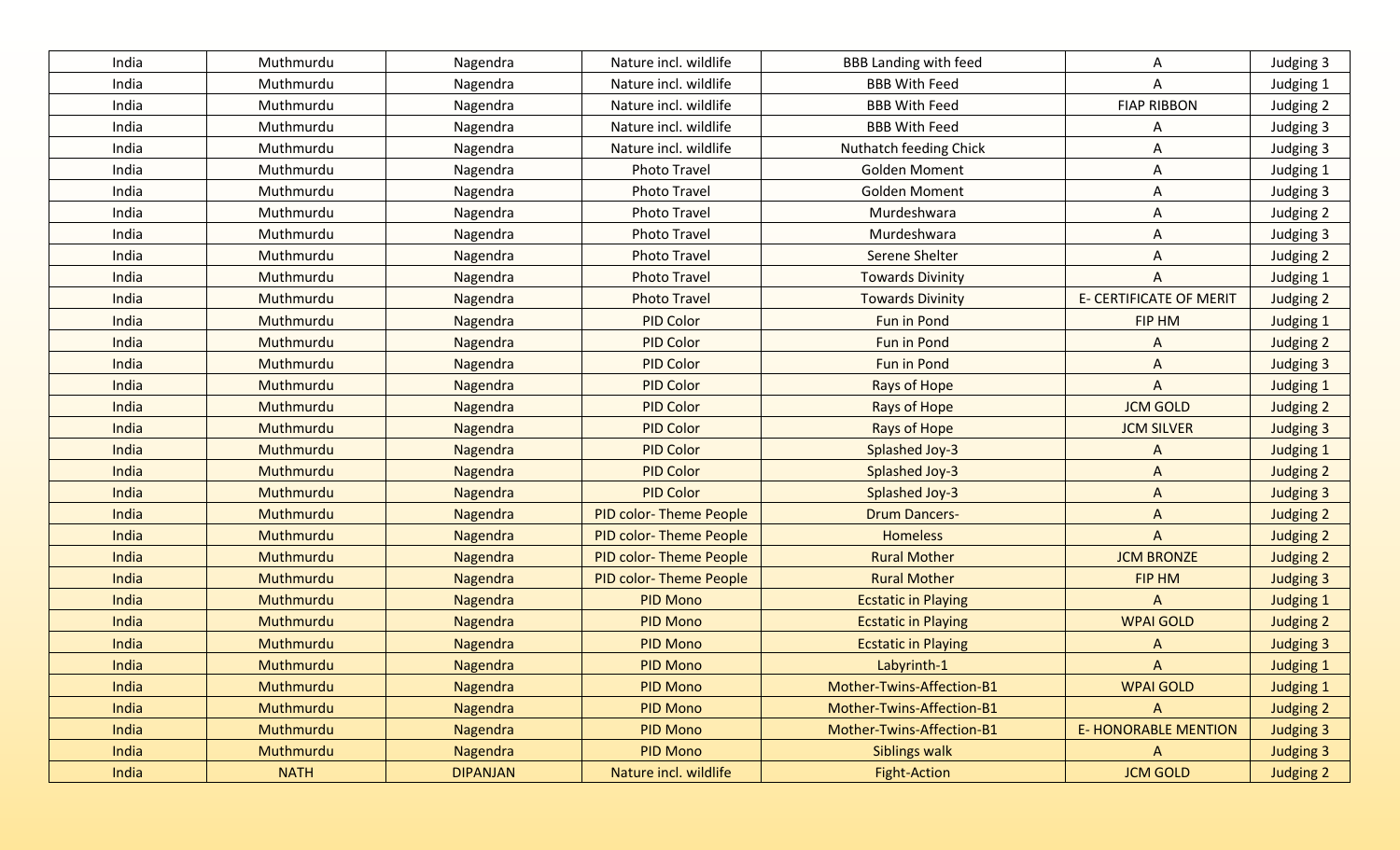| India | Muthmurdu | Nagendra | Nature incl. wildlife | BBB Landing with feed | A | Judging 3 |
|---|---|---|---|---|---|---|
| India | Muthmurdu | Nagendra | Nature incl. wildlife | BBB With Feed | A | Judging 1 |
| India | Muthmurdu | Nagendra | Nature incl. wildlife | BBB With Feed | FIAP RIBBON | Judging 2 |
| India | Muthmurdu | Nagendra | Nature incl. wildlife | BBB With Feed | A | Judging 3 |
| India | Muthmurdu | Nagendra | Nature incl. wildlife | Nuthatch feeding Chick | A | Judging 3 |
| India | Muthmurdu | Nagendra | Photo Travel | Golden Moment | A | Judging 1 |
| India | Muthmurdu | Nagendra | Photo Travel | Golden Moment | A | Judging 3 |
| India | Muthmurdu | Nagendra | Photo Travel | Murdeshwara | A | Judging 2 |
| India | Muthmurdu | Nagendra | Photo Travel | Murdeshwara | A | Judging 3 |
| India | Muthmurdu | Nagendra | Photo Travel | Serene Shelter | A | Judging 2 |
| India | Muthmurdu | Nagendra | Photo Travel | Towards Divinity | A | Judging 1 |
| India | Muthmurdu | Nagendra | Photo Travel | Towards Divinity | E- CERTIFICATE OF MERIT | Judging 2 |
| India | Muthmurdu | Nagendra | PID Color | Fun in Pond | FIP HM | Judging 1 |
| India | Muthmurdu | Nagendra | PID Color | Fun in Pond | A | Judging 2 |
| India | Muthmurdu | Nagendra | PID Color | Fun in Pond | A | Judging 3 |
| India | Muthmurdu | Nagendra | PID Color | Rays of Hope | A | Judging 1 |
| India | Muthmurdu | Nagendra | PID Color | Rays of Hope | JCM GOLD | Judging 2 |
| India | Muthmurdu | Nagendra | PID Color | Rays of Hope | JCM SILVER | Judging 3 |
| India | Muthmurdu | Nagendra | PID Color | Splashed Joy-3 | A | Judging 1 |
| India | Muthmurdu | Nagendra | PID Color | Splashed Joy-3 | A | Judging 2 |
| India | Muthmurdu | Nagendra | PID Color | Splashed Joy-3 | A | Judging 3 |
| India | Muthmurdu | Nagendra | PID color- Theme People | Drum Dancers- | A | Judging 2 |
| India | Muthmurdu | Nagendra | PID color- Theme People | Homeless | A | Judging 2 |
| India | Muthmurdu | Nagendra | PID color- Theme People | Rural Mother | JCM BRONZE | Judging 2 |
| India | Muthmurdu | Nagendra | PID color- Theme People | Rural Mother | FIP HM | Judging 3 |
| India | Muthmurdu | Nagendra | PID Mono | Ecstatic in Playing | A | Judging 1 |
| India | Muthmurdu | Nagendra | PID Mono | Ecstatic in Playing | WPAI GOLD | Judging 2 |
| India | Muthmurdu | Nagendra | PID Mono | Ecstatic in Playing | A | Judging 3 |
| India | Muthmurdu | Nagendra | PID Mono | Labyrinth-1 | A | Judging 1 |
| India | Muthmurdu | Nagendra | PID Mono | Mother-Twins-Affection-B1 | WPAI GOLD | Judging 1 |
| India | Muthmurdu | Nagendra | PID Mono | Mother-Twins-Affection-B1 | A | Judging 2 |
| India | Muthmurdu | Nagendra | PID Mono | Mother-Twins-Affection-B1 | E- HONORABLE MENTION | Judging 3 |
| India | Muthmurdu | Nagendra | PID Mono | Siblings walk | A | Judging 3 |
| India | NATH | DIPANJAN | Nature incl. wildlife | Fight-Action | JCM GOLD | Judging 2 |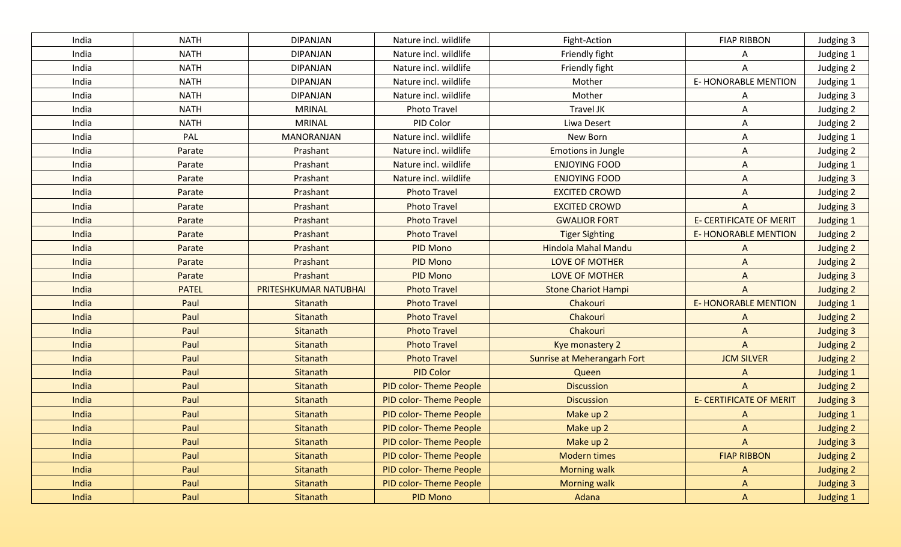| India | NATH | DIPANJAN | Nature incl. wildlife | Fight-Action | FIAP RIBBON | Judging 3 |
|---|---|---|---|---|---|---|
| India | NATH | DIPANJAN | Nature incl. wildlife | Friendly fight | A | Judging 1 |
| India | NATH | DIPANJAN | Nature incl. wildlife | Friendly fight | A | Judging 2 |
| India | NATH | DIPANJAN | Nature incl. wildlife | Mother | E- HONORABLE MENTION | Judging 1 |
| India | NATH | DIPANJAN | Nature incl. wildlife | Mother | A | Judging 3 |
| India | NATH | MRINAL | Photo Travel | Travel JK | A | Judging 2 |
| India | NATH | MRINAL | PID Color | Liwa Desert | A | Judging 2 |
| India | PAL | MANORANJAN | Nature incl. wildlife | New Born | A | Judging 1 |
| India | Parate | Prashant | Nature incl. wildlife | Emotions in Jungle | A | Judging 2 |
| India | Parate | Prashant | Nature incl. wildlife | ENJOYING FOOD | A | Judging 1 |
| India | Parate | Prashant | Nature incl. wildlife | ENJOYING FOOD | A | Judging 3 |
| India | Parate | Prashant | Photo Travel | EXCITED CROWD | A | Judging 2 |
| India | Parate | Prashant | Photo Travel | EXCITED CROWD | A | Judging 3 |
| India | Parate | Prashant | Photo Travel | GWALIOR FORT | E- CERTIFICATE OF MERIT | Judging 1 |
| India | Parate | Prashant | Photo Travel | Tiger Sighting | E- HONORABLE MENTION | Judging 2 |
| India | Parate | Prashant | PID Mono | Hindola Mahal Mandu | A | Judging 2 |
| India | Parate | Prashant | PID Mono | LOVE OF MOTHER | A | Judging 2 |
| India | Parate | Prashant | PID Mono | LOVE OF MOTHER | A | Judging 3 |
| India | PATEL | PRITESHKUMAR NATUBHAI | Photo Travel | Stone Chariot Hampi | A | Judging 2 |
| India | Paul | Sitanath | Photo Travel | Chakouri | E- HONORABLE MENTION | Judging 1 |
| India | Paul | Sitanath | Photo Travel | Chakouri | A | Judging 2 |
| India | Paul | Sitanath | Photo Travel | Chakouri | A | Judging 3 |
| India | Paul | Sitanath | Photo Travel | Kye monastery 2 | A | Judging 2 |
| India | Paul | Sitanath | Photo Travel | Sunrise at Meherangarh Fort | JCM SILVER | Judging 2 |
| India | Paul | Sitanath | PID Color | Queen | A | Judging 1 |
| India | Paul | Sitanath | PID color- Theme People | Discussion | A | Judging 2 |
| India | Paul | Sitanath | PID color- Theme People | Discussion | E- CERTIFICATE OF MERIT | Judging 3 |
| India | Paul | Sitanath | PID color- Theme People | Make up 2 | A | Judging 1 |
| India | Paul | Sitanath | PID color- Theme People | Make up 2 | A | Judging 2 |
| India | Paul | Sitanath | PID color- Theme People | Make up 2 | A | Judging 3 |
| India | Paul | Sitanath | PID color- Theme People | Modern times | FIAP RIBBON | Judging 2 |
| India | Paul | Sitanath | PID color- Theme People | Morning walk | A | Judging 2 |
| India | Paul | Sitanath | PID color- Theme People | Morning walk | A | Judging 3 |
| India | Paul | Sitanath | PID Mono | Adana | A | Judging 1 |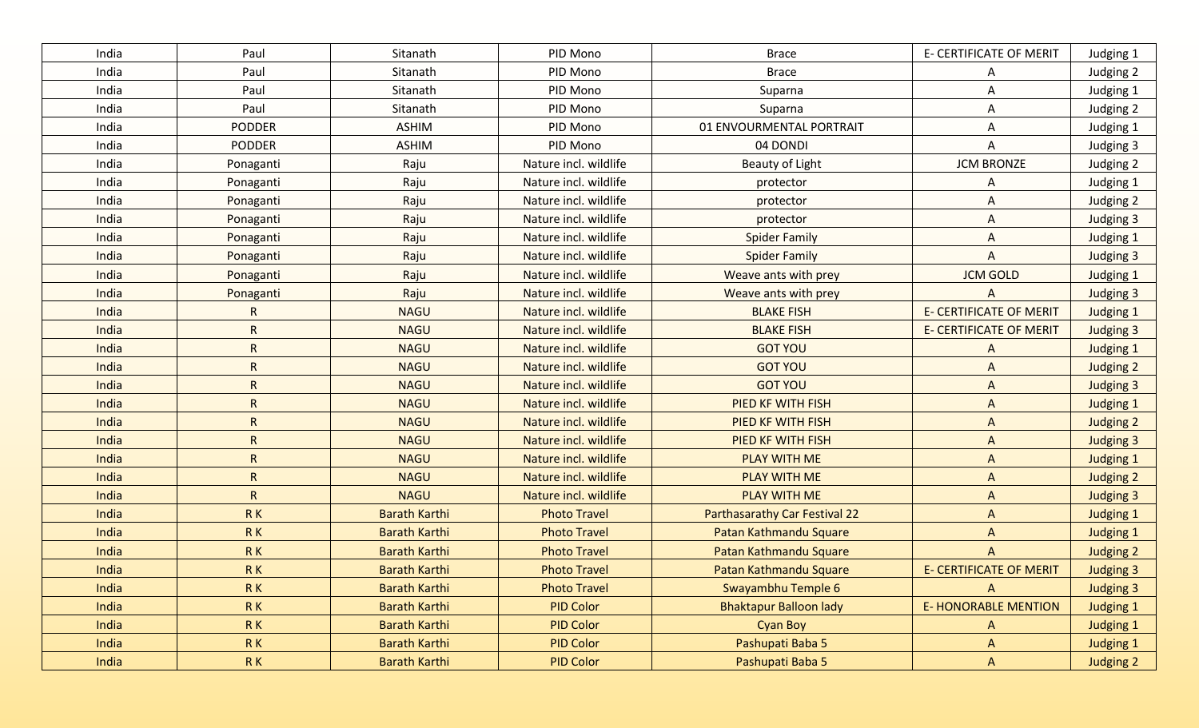| India | Paul | Sitanath | PID Mono | Brace | E- CERTIFICATE OF MERIT | Judging 1 |
|---|---|---|---|---|---|---|
| India | Paul | Sitanath | PID Mono | Brace | A | Judging 2 |
| India | Paul | Sitanath | PID Mono | Suparna | A | Judging 1 |
| India | Paul | Sitanath | PID Mono | Suparna | A | Judging 2 |
| India | PODDER | ASHIM | PID Mono | 01 ENVOURMENTAL PORTRAIT | A | Judging 1 |
| India | PODDER | ASHIM | PID Mono | 04 DONDI | A | Judging 3 |
| India | Ponaganti | Raju | Nature incl. wildlife | Beauty of Light | JCM BRONZE | Judging 2 |
| India | Ponaganti | Raju | Nature incl. wildlife | protector | A | Judging 1 |
| India | Ponaganti | Raju | Nature incl. wildlife | protector | A | Judging 2 |
| India | Ponaganti | Raju | Nature incl. wildlife | protector | A | Judging 3 |
| India | Ponaganti | Raju | Nature incl. wildlife | Spider Family | A | Judging 1 |
| India | Ponaganti | Raju | Nature incl. wildlife | Spider Family | A | Judging 3 |
| India | Ponaganti | Raju | Nature incl. wildlife | Weave ants with prey | JCM GOLD | Judging 1 |
| India | Ponaganti | Raju | Nature incl. wildlife | Weave ants with prey | A | Judging 3 |
| India | R | NAGU | Nature incl. wildlife | BLAKE FISH | E- CERTIFICATE OF MERIT | Judging 1 |
| India | R | NAGU | Nature incl. wildlife | BLAKE FISH | E- CERTIFICATE OF MERIT | Judging 3 |
| India | R | NAGU | Nature incl. wildlife | GOT YOU | A | Judging 1 |
| India | R | NAGU | Nature incl. wildlife | GOT YOU | A | Judging 2 |
| India | R | NAGU | Nature incl. wildlife | GOT YOU | A | Judging 3 |
| India | R | NAGU | Nature incl. wildlife | PIED KF WITH FISH | A | Judging 1 |
| India | R | NAGU | Nature incl. wildlife | PIED KF WITH FISH | A | Judging 2 |
| India | R | NAGU | Nature incl. wildlife | PIED KF WITH FISH | A | Judging 3 |
| India | R | NAGU | Nature incl. wildlife | PLAY WITH ME | A | Judging 1 |
| India | R | NAGU | Nature incl. wildlife | PLAY WITH ME | A | Judging 2 |
| India | R | NAGU | Nature incl. wildlife | PLAY WITH ME | A | Judging 3 |
| India | R K | Barath Karthi | Photo Travel | Parthasarathy Car Festival 22 | A | Judging 1 |
| India | R K | Barath Karthi | Photo Travel | Patan Kathmandu Square | A | Judging 1 |
| India | R K | Barath Karthi | Photo Travel | Patan Kathmandu Square | A | Judging 2 |
| India | R K | Barath Karthi | Photo Travel | Patan Kathmandu Square | E- CERTIFICATE OF MERIT | Judging 3 |
| India | R K | Barath Karthi | Photo Travel | Swayambhu Temple 6 | A | Judging 3 |
| India | R K | Barath Karthi | PID Color | Bhaktapur Balloon lady | E- HONORABLE MENTION | Judging 1 |
| India | R K | Barath Karthi | PID Color | Cyan Boy | A | Judging 1 |
| India | R K | Barath Karthi | PID Color | Pashupati Baba 5 | A | Judging 1 |
| India | R K | Barath Karthi | PID Color | Pashupati Baba 5 | A | Judging 2 |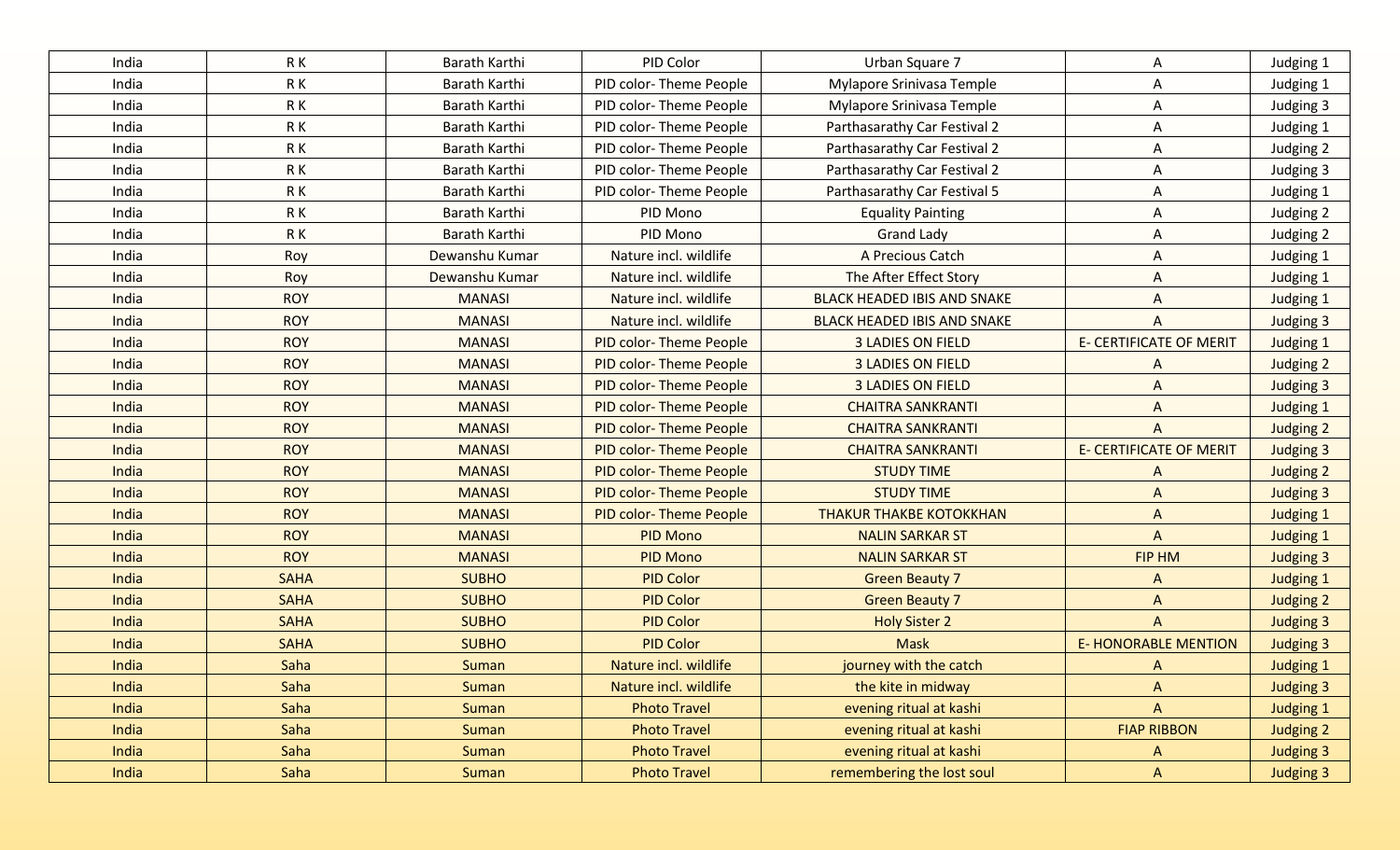| India | R K | Barath Karthi | PID Color | Urban Square 7 | A | Judging 1 |
|---|---|---|---|---|---|---|
| India | R K | Barath Karthi | PID color- Theme People | Mylapore Srinivasa Temple | A | Judging 1 |
| India | R K | Barath Karthi | PID color- Theme People | Mylapore Srinivasa Temple | A | Judging 3 |
| India | R K | Barath Karthi | PID color- Theme People | Parthasarathy Car Festival 2 | A | Judging 1 |
| India | R K | Barath Karthi | PID color- Theme People | Parthasarathy Car Festival 2 | A | Judging 2 |
| India | R K | Barath Karthi | PID color- Theme People | Parthasarathy Car Festival 2 | A | Judging 3 |
| India | R K | Barath Karthi | PID color- Theme People | Parthasarathy Car Festival 5 | A | Judging 1 |
| India | R K | Barath Karthi | PID Mono | Equality Painting | A | Judging 2 |
| India | R K | Barath Karthi | PID Mono | Grand Lady | A | Judging 2 |
| India | Roy | Dewanshu Kumar | Nature incl. wildlife | A Precious Catch | A | Judging 1 |
| India | Roy | Dewanshu Kumar | Nature incl. wildlife | The After Effect Story | A | Judging 1 |
| India | ROY | MANASI | Nature incl. wildlife | BLACK HEADED IBIS AND SNAKE | A | Judging 1 |
| India | ROY | MANASI | Nature incl. wildlife | BLACK HEADED IBIS AND SNAKE | A | Judging 3 |
| India | ROY | MANASI | PID color- Theme People | 3 LADIES ON FIELD | E- CERTIFICATE OF MERIT | Judging 1 |
| India | ROY | MANASI | PID color- Theme People | 3 LADIES ON FIELD | A | Judging 2 |
| India | ROY | MANASI | PID color- Theme People | 3 LADIES ON FIELD | A | Judging 3 |
| India | ROY | MANASI | PID color- Theme People | CHAITRA SANKRANTI | A | Judging 1 |
| India | ROY | MANASI | PID color- Theme People | CHAITRA SANKRANTI | A | Judging 2 |
| India | ROY | MANASI | PID color- Theme People | CHAITRA SANKRANTI | E- CERTIFICATE OF MERIT | Judging 3 |
| India | ROY | MANASI | PID color- Theme People | STUDY TIME | A | Judging 2 |
| India | ROY | MANASI | PID color- Theme People | STUDY TIME | A | Judging 3 |
| India | ROY | MANASI | PID color- Theme People | THAKUR THAKBE KOTOKKHAN | A | Judging 1 |
| India | ROY | MANASI | PID Mono | NALIN SARKAR ST | A | Judging 1 |
| India | ROY | MANASI | PID Mono | NALIN SARKAR ST | FIP HM | Judging 3 |
| India | SAHA | SUBHO | PID Color | Green Beauty 7 | A | Judging 1 |
| India | SAHA | SUBHO | PID Color | Green Beauty 7 | A | Judging 2 |
| India | SAHA | SUBHO | PID Color | Holy Sister 2 | A | Judging 3 |
| India | SAHA | SUBHO | PID Color | Mask | E- HONORABLE MENTION | Judging 3 |
| India | Saha | Suman | Nature incl. wildlife | journey with the catch | A | Judging 1 |
| India | Saha | Suman | Nature incl. wildlife | the kite in midway | A | Judging 3 |
| India | Saha | Suman | Photo Travel | evening ritual at kashi | A | Judging 1 |
| India | Saha | Suman | Photo Travel | evening ritual at kashi | FIAP RIBBON | Judging 2 |
| India | Saha | Suman | Photo Travel | evening ritual at kashi | A | Judging 3 |
| India | Saha | Suman | Photo Travel | remembering the lost soul | A | Judging 3 |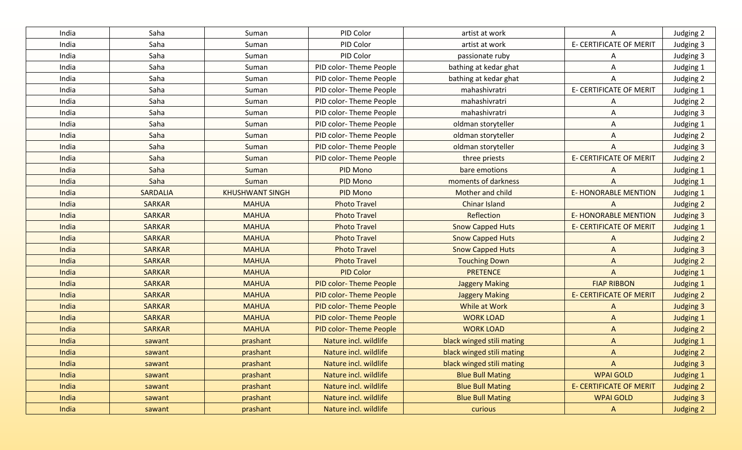| | | | | | | |
|---|---|---|---|---|---|---|
| India | Saha | Suman | PID Color | artist at work | A | Judging 2 |
| India | Saha | Suman | PID Color | artist at work | E- CERTIFICATE OF MERIT | Judging 3 |
| India | Saha | Suman | PID Color | passionate ruby | A | Judging 3 |
| India | Saha | Suman | PID color- Theme People | bathing at kedar ghat | A | Judging 1 |
| India | Saha | Suman | PID color- Theme People | bathing at kedar ghat | A | Judging 2 |
| India | Saha | Suman | PID color- Theme People | mahashivratri | E- CERTIFICATE OF MERIT | Judging 1 |
| India | Saha | Suman | PID color- Theme People | mahashivratri | A | Judging 2 |
| India | Saha | Suman | PID color- Theme People | mahashivratri | A | Judging 3 |
| India | Saha | Suman | PID color- Theme People | oldman storyteller | A | Judging 1 |
| India | Saha | Suman | PID color- Theme People | oldman storyteller | A | Judging 2 |
| India | Saha | Suman | PID color- Theme People | oldman storyteller | A | Judging 3 |
| India | Saha | Suman | PID color- Theme People | three priests | E- CERTIFICATE OF MERIT | Judging 2 |
| India | Saha | Suman | PID Mono | bare emotions | A | Judging 1 |
| India | Saha | Suman | PID Mono | moments of darkness | A | Judging 1 |
| India | SARDALIA | KHUSHWANT SINGH | PID Mono | Mother and child | E- HONORABLE MENTION | Judging 1 |
| India | SARKAR | MAHUA | Photo Travel | Chinar Island | A | Judging 2 |
| India | SARKAR | MAHUA | Photo Travel | Reflection | E- HONORABLE MENTION | Judging 3 |
| India | SARKAR | MAHUA | Photo Travel | Snow Capped Huts | E- CERTIFICATE OF MERIT | Judging 1 |
| India | SARKAR | MAHUA | Photo Travel | Snow Capped Huts | A | Judging 2 |
| India | SARKAR | MAHUA | Photo Travel | Snow Capped Huts | A | Judging 3 |
| India | SARKAR | MAHUA | Photo Travel | Touching Down | A | Judging 2 |
| India | SARKAR | MAHUA | PID Color | PRETENCE | A | Judging 1 |
| India | SARKAR | MAHUA | PID color- Theme People | Jaggery Making | FIAP RIBBON | Judging 1 |
| India | SARKAR | MAHUA | PID color- Theme People | Jaggery Making | E- CERTIFICATE OF MERIT | Judging 2 |
| India | SARKAR | MAHUA | PID color- Theme People | While at Work | A | Judging 3 |
| India | SARKAR | MAHUA | PID color- Theme People | WORK LOAD | A | Judging 1 |
| India | SARKAR | MAHUA | PID color- Theme People | WORK LOAD | A | Judging 2 |
| India | sawant | prashant | Nature incl. wildlife | black winged stili mating | A | Judging 1 |
| India | sawant | prashant | Nature incl. wildlife | black winged stili mating | A | Judging 2 |
| India | sawant | prashant | Nature incl. wildlife | black winged stili mating | A | Judging 3 |
| India | sawant | prashant | Nature incl. wildlife | Blue Bull Mating | WPAI GOLD | Judging 1 |
| India | sawant | prashant | Nature incl. wildlife | Blue Bull Mating | E- CERTIFICATE OF MERIT | Judging 2 |
| India | sawant | prashant | Nature incl. wildlife | Blue Bull Mating | WPAI GOLD | Judging 3 |
| India | sawant | prashant | Nature incl. wildlife | curious | A | Judging 2 |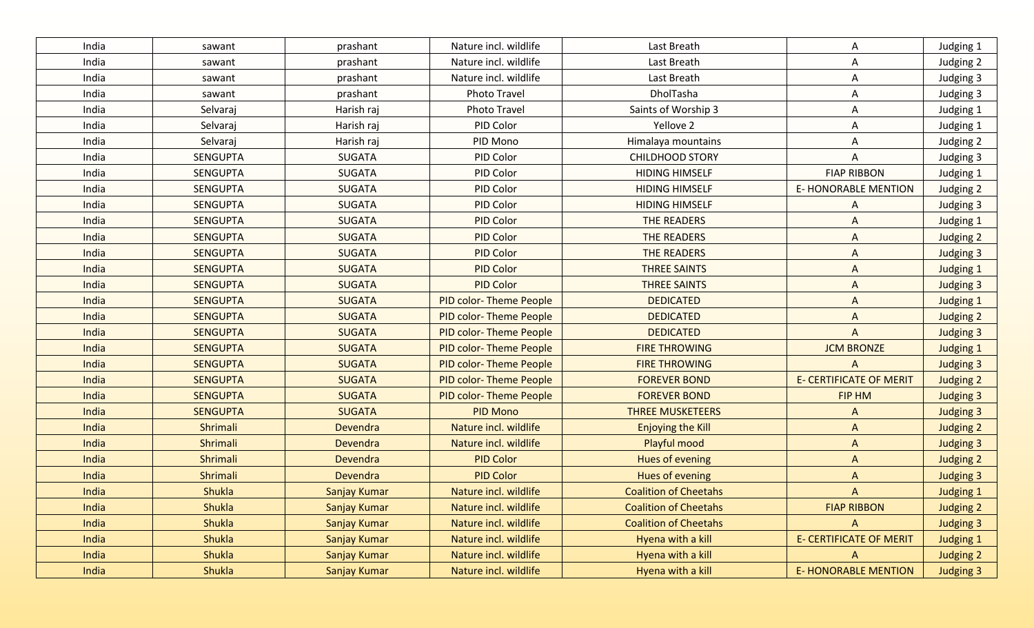| India | sawant | prashant | Nature incl. wildlife | Last Breath | A | Judging 1 |
|---|---|---|---|---|---|---|
| India | sawant | prashant | Nature incl. wildlife | Last Breath | A | Judging 2 |
| India | sawant | prashant | Nature incl. wildlife | Last Breath | A | Judging 3 |
| India | sawant | prashant | Photo Travel | DholTasha | A | Judging 3 |
| India | Selvaraj | Harish raj | Photo Travel | Saints of Worship 3 | A | Judging 1 |
| India | Selvaraj | Harish raj | PID Color | Yellove 2 | A | Judging 1 |
| India | Selvaraj | Harish raj | PID Mono | Himalaya mountains | A | Judging 2 |
| India | SENGUPTA | SUGATA | PID Color | CHILDHOOD STORY | A | Judging 3 |
| India | SENGUPTA | SUGATA | PID Color | HIDING HIMSELF | FIAP RIBBON | Judging 1 |
| India | SENGUPTA | SUGATA | PID Color | HIDING HIMSELF | E- HONORABLE MENTION | Judging 2 |
| India | SENGUPTA | SUGATA | PID Color | HIDING HIMSELF | A | Judging 3 |
| India | SENGUPTA | SUGATA | PID Color | THE READERS | A | Judging 1 |
| India | SENGUPTA | SUGATA | PID Color | THE READERS | A | Judging 2 |
| India | SENGUPTA | SUGATA | PID Color | THE READERS | A | Judging 3 |
| India | SENGUPTA | SUGATA | PID Color | THREE SAINTS | A | Judging 1 |
| India | SENGUPTA | SUGATA | PID Color | THREE SAINTS | A | Judging 3 |
| India | SENGUPTA | SUGATA | PID color- Theme People | DEDICATED | A | Judging 1 |
| India | SENGUPTA | SUGATA | PID color- Theme People | DEDICATED | A | Judging 2 |
| India | SENGUPTA | SUGATA | PID color- Theme People | DEDICATED | A | Judging 3 |
| India | SENGUPTA | SUGATA | PID color- Theme People | FIRE THROWING | JCM BRONZE | Judging 1 |
| India | SENGUPTA | SUGATA | PID color- Theme People | FIRE THROWING | A | Judging 3 |
| India | SENGUPTA | SUGATA | PID color- Theme People | FOREVER BOND | E- CERTIFICATE OF MERIT | Judging 2 |
| India | SENGUPTA | SUGATA | PID color- Theme People | FOREVER BOND | FIP HM | Judging 3 |
| India | SENGUPTA | SUGATA | PID Mono | THREE MUSKETEERS | A | Judging 3 |
| India | Shrimali | Devendra | Nature incl. wildlife | Enjoying the Kill | A | Judging 2 |
| India | Shrimali | Devendra | Nature incl. wildlife | Playful mood | A | Judging 3 |
| India | Shrimali | Devendra | PID Color | Hues of evening | A | Judging 2 |
| India | Shrimali | Devendra | PID Color | Hues of evening | A | Judging 3 |
| India | Shukla | Sanjay Kumar | Nature incl. wildlife | Coalition of Cheetahs | A | Judging 1 |
| India | Shukla | Sanjay Kumar | Nature incl. wildlife | Coalition of Cheetahs | FIAP RIBBON | Judging 2 |
| India | Shukla | Sanjay Kumar | Nature incl. wildlife | Coalition of Cheetahs | A | Judging 3 |
| India | Shukla | Sanjay Kumar | Nature incl. wildlife | Hyena with a kill | E- CERTIFICATE OF MERIT | Judging 1 |
| India | Shukla | Sanjay Kumar | Nature incl. wildlife | Hyena with a kill | A | Judging 2 |
| India | Shukla | Sanjay Kumar | Nature incl. wildlife | Hyena with a kill | E- HONORABLE MENTION | Judging 3 |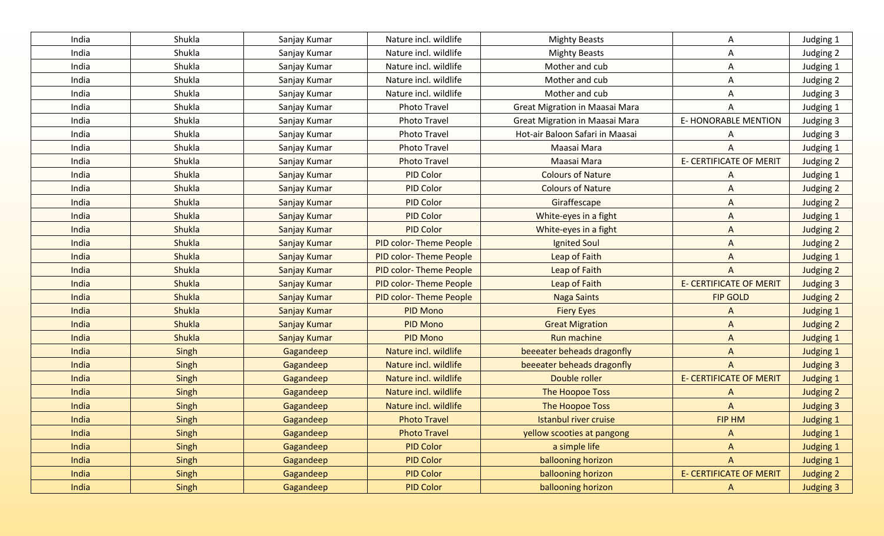| India | Shukla | Sanjay Kumar | Nature incl. wildlife | Mighty Beasts | A | Judging 1 |
|---|---|---|---|---|---|---|
| India | Shukla | Sanjay Kumar | Nature incl. wildlife | Mighty Beasts | A | Judging 2 |
| India | Shukla | Sanjay Kumar | Nature incl. wildlife | Mother and cub | A | Judging 1 |
| India | Shukla | Sanjay Kumar | Nature incl. wildlife | Mother and cub | A | Judging 2 |
| India | Shukla | Sanjay Kumar | Nature incl. wildlife | Mother and cub | A | Judging 3 |
| India | Shukla | Sanjay Kumar | Photo Travel | Great Migration in Maasai Mara | A | Judging 1 |
| India | Shukla | Sanjay Kumar | Photo Travel | Great Migration in Maasai Mara | E- HONORABLE MENTION | Judging 3 |
| India | Shukla | Sanjay Kumar | Photo Travel | Hot-air Baloon Safari in Maasai | A | Judging 3 |
| India | Shukla | Sanjay Kumar | Photo Travel | Maasai Mara | A | Judging 1 |
| India | Shukla | Sanjay Kumar | Photo Travel | Maasai Mara | E- CERTIFICATE OF MERIT | Judging 2 |
| India | Shukla | Sanjay Kumar | PID Color | Colours of Nature | A | Judging 1 |
| India | Shukla | Sanjay Kumar | PID Color | Colours of Nature | A | Judging 2 |
| India | Shukla | Sanjay Kumar | PID Color | Giraffescape | A | Judging 2 |
| India | Shukla | Sanjay Kumar | PID Color | White-eyes in a fight | A | Judging 1 |
| India | Shukla | Sanjay Kumar | PID Color | White-eyes in a fight | A | Judging 2 |
| India | Shukla | Sanjay Kumar | PID color- Theme People | Ignited Soul | A | Judging 2 |
| India | Shukla | Sanjay Kumar | PID color- Theme People | Leap of Faith | A | Judging 1 |
| India | Shukla | Sanjay Kumar | PID color- Theme People | Leap of Faith | A | Judging 2 |
| India | Shukla | Sanjay Kumar | PID color- Theme People | Leap of Faith | E- CERTIFICATE OF MERIT | Judging 3 |
| India | Shukla | Sanjay Kumar | PID color- Theme People | Naga Saints | FIP GOLD | Judging 2 |
| India | Shukla | Sanjay Kumar | PID Mono | Fiery Eyes | A | Judging 1 |
| India | Shukla | Sanjay Kumar | PID Mono | Great Migration | A | Judging 2 |
| India | Shukla | Sanjay Kumar | PID Mono | Run machine | A | Judging 1 |
| India | Singh | Gagandeep | Nature incl. wildlife | beeeater beheads dragonfly | A | Judging 1 |
| India | Singh | Gagandeep | Nature incl. wildlife | beeeater beheads dragonfly | A | Judging 3 |
| India | Singh | Gagandeep | Nature incl. wildlife | Double roller | E- CERTIFICATE OF MERIT | Judging 1 |
| India | Singh | Gagandeep | Nature incl. wildlife | The Hoopoe Toss | A | Judging 2 |
| India | Singh | Gagandeep | Nature incl. wildlife | The Hoopoe Toss | A | Judging 3 |
| India | Singh | Gagandeep | Photo Travel | Istanbul river cruise | FIP HM | Judging 1 |
| India | Singh | Gagandeep | Photo Travel | yellow scooties at pangong | A | Judging 1 |
| India | Singh | Gagandeep | PID Color | a simple life | A | Judging 1 |
| India | Singh | Gagandeep | PID Color | ballooning horizon | A | Judging 1 |
| India | Singh | Gagandeep | PID Color | ballooning horizon | E- CERTIFICATE OF MERIT | Judging 2 |
| India | Singh | Gagandeep | PID Color | ballooning horizon | A | Judging 3 |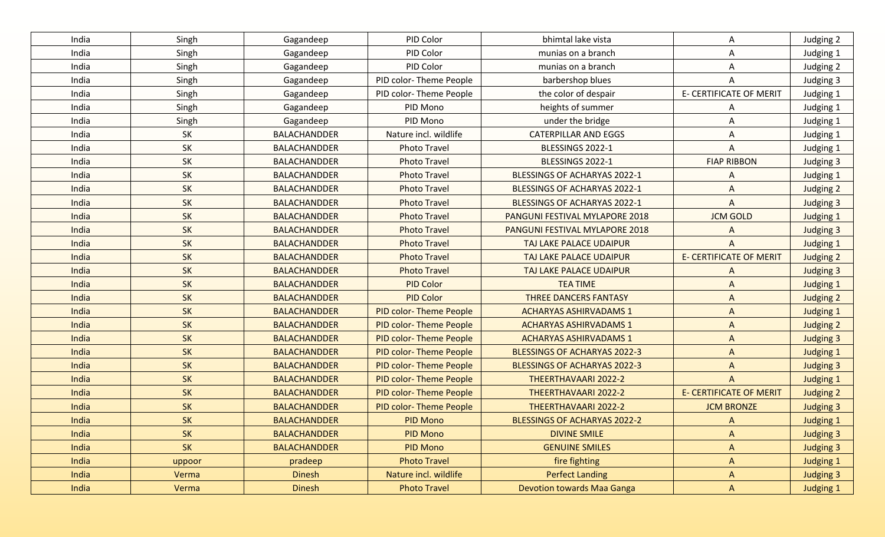| India | Singh | Gagandeep | PID Color | bhimtal lake vista | A | Judging 2 |
|---|---|---|---|---|---|---|
| India | Singh | Gagandeep | PID Color | munias on a branch | A | Judging 1 |
| India | Singh | Gagandeep | PID Color | munias on a branch | A | Judging 2 |
| India | Singh | Gagandeep | PID color- Theme People | barbershop blues | A | Judging 3 |
| India | Singh | Gagandeep | PID color- Theme People | the color of despair | E- CERTIFICATE OF MERIT | Judging 1 |
| India | Singh | Gagandeep | PID Mono | heights of summer | A | Judging 1 |
| India | Singh | Gagandeep | PID Mono | under the bridge | A | Judging 1 |
| India | SK | BALACHANDDER | Nature incl. wildlife | CATERPILLAR AND EGGS | A | Judging 1 |
| India | SK | BALACHANDDER | Photo Travel | BLESSINGS 2022-1 | A | Judging 1 |
| India | SK | BALACHANDDER | Photo Travel | BLESSINGS 2022-1 | FIAP RIBBON | Judging 3 |
| India | SK | BALACHANDDER | Photo Travel | BLESSINGS OF ACHARYAS 2022-1 | A | Judging 1 |
| India | SK | BALACHANDDER | Photo Travel | BLESSINGS OF ACHARYAS 2022-1 | A | Judging 2 |
| India | SK | BALACHANDDER | Photo Travel | BLESSINGS OF ACHARYAS 2022-1 | A | Judging 3 |
| India | SK | BALACHANDDER | Photo Travel | PANGUNI FESTIVAL MYLAPORE 2018 | JCM GOLD | Judging 1 |
| India | SK | BALACHANDDER | Photo Travel | PANGUNI FESTIVAL MYLAPORE 2018 | A | Judging 3 |
| India | SK | BALACHANDDER | Photo Travel | TAJ LAKE PALACE UDAIPUR | A | Judging 1 |
| India | SK | BALACHANDDER | Photo Travel | TAJ LAKE PALACE UDAIPUR | E- CERTIFICATE OF MERIT | Judging 2 |
| India | SK | BALACHANDDER | Photo Travel | TAJ LAKE PALACE UDAIPUR | A | Judging 3 |
| India | SK | BALACHANDDER | PID Color | TEA TIME | A | Judging 1 |
| India | SK | BALACHANDDER | PID Color | THREE DANCERS FANTASY | A | Judging 2 |
| India | SK | BALACHANDDER | PID color- Theme People | ACHARYAS ASHIRVADAMS 1 | A | Judging 1 |
| India | SK | BALACHANDDER | PID color- Theme People | ACHARYAS ASHIRVADAMS 1 | A | Judging 2 |
| India | SK | BALACHANDDER | PID color- Theme People | ACHARYAS ASHIRVADAMS 1 | A | Judging 3 |
| India | SK | BALACHANDDER | PID color- Theme People | BLESSINGS OF ACHARYAS 2022-3 | A | Judging 1 |
| India | SK | BALACHANDDER | PID color- Theme People | BLESSINGS OF ACHARYAS 2022-3 | A | Judging 3 |
| India | SK | BALACHANDDER | PID color- Theme People | THEERTHAVAARI 2022-2 | A | Judging 1 |
| India | SK | BALACHANDDER | PID color- Theme People | THEERTHAVAARI 2022-2 | E- CERTIFICATE OF MERIT | Judging 2 |
| India | SK | BALACHANDDER | PID color- Theme People | THEERTHAVAARI 2022-2 | JCM BRONZE | Judging 3 |
| India | SK | BALACHANDDER | PID Mono | BLESSINGS OF ACHARYAS 2022-2 | A | Judging 1 |
| India | SK | BALACHANDDER | PID Mono | DIVINE SMILE | A | Judging 3 |
| India | SK | BALACHANDDER | PID Mono | GENUINE SMILES | A | Judging 3 |
| India | uppoor | pradeep | Photo Travel | fire fighting | A | Judging 1 |
| India | Verma | Dinesh | Nature incl. wildlife | Perfect Landing | A | Judging 3 |
| India | Verma | Dinesh | Photo Travel | Devotion towards Maa Ganga | A | Judging 1 |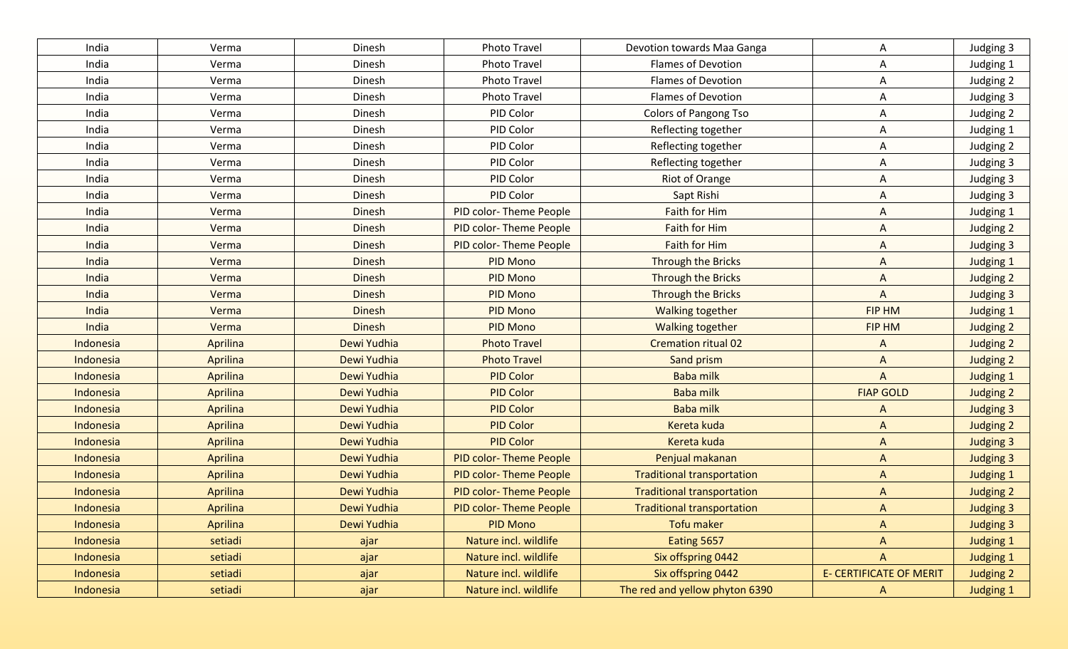| India | Verma | Dinesh | Photo Travel | Devotion towards Maa Ganga | A | Judging 3 |
|---|---|---|---|---|---|---|
| India | Verma | Dinesh | Photo Travel | Flames of Devotion | A | Judging 1 |
| India | Verma | Dinesh | Photo Travel | Flames of Devotion | A | Judging 2 |
| India | Verma | Dinesh | Photo Travel | Flames of Devotion | A | Judging 3 |
| India | Verma | Dinesh | PID Color | Colors of Pangong Tso | A | Judging 2 |
| India | Verma | Dinesh | PID Color | Reflecting together | A | Judging 1 |
| India | Verma | Dinesh | PID Color | Reflecting together | A | Judging 2 |
| India | Verma | Dinesh | PID Color | Reflecting together | A | Judging 3 |
| India | Verma | Dinesh | PID Color | Riot of Orange | A | Judging 3 |
| India | Verma | Dinesh | PID Color | Sapt Rishi | A | Judging 3 |
| India | Verma | Dinesh | PID color- Theme People | Faith for Him | A | Judging 1 |
| India | Verma | Dinesh | PID color- Theme People | Faith for Him | A | Judging 2 |
| India | Verma | Dinesh | PID color- Theme People | Faith for Him | A | Judging 3 |
| India | Verma | Dinesh | PID Mono | Through the Bricks | A | Judging 1 |
| India | Verma | Dinesh | PID Mono | Through the Bricks | A | Judging 2 |
| India | Verma | Dinesh | PID Mono | Through the Bricks | A | Judging 3 |
| India | Verma | Dinesh | PID Mono | Walking together | FIP HM | Judging 1 |
| India | Verma | Dinesh | PID Mono | Walking together | FIP HM | Judging 2 |
| Indonesia | Aprilina | Dewi Yudhia | Photo Travel | Cremation ritual 02 | A | Judging 2 |
| Indonesia | Aprilina | Dewi Yudhia | Photo Travel | Sand prism | A | Judging 2 |
| Indonesia | Aprilina | Dewi Yudhia | PID Color | Baba milk | A | Judging 1 |
| Indonesia | Aprilina | Dewi Yudhia | PID Color | Baba milk | FIAP GOLD | Judging 2 |
| Indonesia | Aprilina | Dewi Yudhia | PID Color | Baba milk | A | Judging 3 |
| Indonesia | Aprilina | Dewi Yudhia | PID Color | Kereta kuda | A | Judging 2 |
| Indonesia | Aprilina | Dewi Yudhia | PID Color | Kereta kuda | A | Judging 3 |
| Indonesia | Aprilina | Dewi Yudhia | PID color- Theme People | Penjual makanan | A | Judging 3 |
| Indonesia | Aprilina | Dewi Yudhia | PID color- Theme People | Traditional transportation | A | Judging 1 |
| Indonesia | Aprilina | Dewi Yudhia | PID color- Theme People | Traditional transportation | A | Judging 2 |
| Indonesia | Aprilina | Dewi Yudhia | PID color- Theme People | Traditional transportation | A | Judging 3 |
| Indonesia | Aprilina | Dewi Yudhia | PID Mono | Tofu maker | A | Judging 3 |
| Indonesia | setiadi | ajar | Nature incl. wildlife | Eating 5657 | A | Judging 1 |
| Indonesia | setiadi | ajar | Nature incl. wildlife | Six offspring 0442 | A | Judging 1 |
| Indonesia | setiadi | ajar | Nature incl. wildlife | Six offspring 0442 | E- CERTIFICATE OF MERIT | Judging 2 |
| Indonesia | setiadi | ajar | Nature incl. wildlife | The red and yellow phyton 6390 | A | Judging 1 |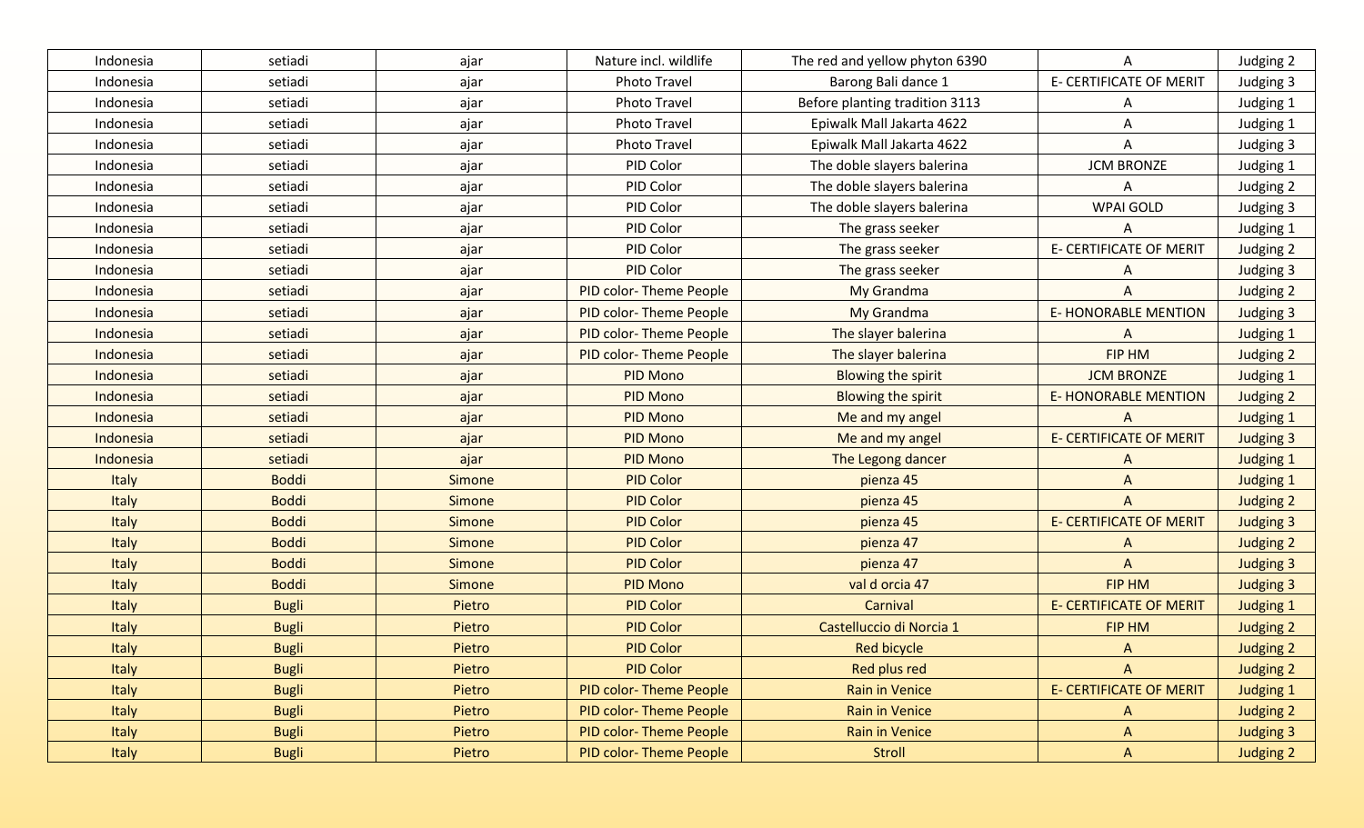| Indonesia | setiadi | ajar | Nature incl. wildlife | The red and yellow phyton 6390 | A | Judging 2 |
|---|---|---|---|---|---|---|
| Indonesia | setiadi | ajar | Photo Travel | Barong Bali dance 1 | E- CERTIFICATE OF MERIT | Judging 3 |
| Indonesia | setiadi | ajar | Photo Travel | Before planting tradition 3113 | A | Judging 1 |
| Indonesia | setiadi | ajar | Photo Travel | Epiwalk Mall Jakarta 4622 | A | Judging 1 |
| Indonesia | setiadi | ajar | Photo Travel | Epiwalk Mall Jakarta 4622 | A | Judging 3 |
| Indonesia | setiadi | ajar | PID Color | The doble slayers balerina | JCM BRONZE | Judging 1 |
| Indonesia | setiadi | ajar | PID Color | The doble slayers balerina | A | Judging 2 |
| Indonesia | setiadi | ajar | PID Color | The doble slayers balerina | WPAI GOLD | Judging 3 |
| Indonesia | setiadi | ajar | PID Color | The grass seeker | A | Judging 1 |
| Indonesia | setiadi | ajar | PID Color | The grass seeker | E- CERTIFICATE OF MERIT | Judging 2 |
| Indonesia | setiadi | ajar | PID Color | The grass seeker | A | Judging 3 |
| Indonesia | setiadi | ajar | PID color- Theme People | My Grandma | A | Judging 2 |
| Indonesia | setiadi | ajar | PID color- Theme People | My Grandma | E- HONORABLE MENTION | Judging 3 |
| Indonesia | setiadi | ajar | PID color- Theme People | The slayer balerina | A | Judging 1 |
| Indonesia | setiadi | ajar | PID color- Theme People | The slayer balerina | FIP HM | Judging 2 |
| Indonesia | setiadi | ajar | PID Mono | Blowing the spirit | JCM BRONZE | Judging 1 |
| Indonesia | setiadi | ajar | PID Mono | Blowing the spirit | E- HONORABLE MENTION | Judging 2 |
| Indonesia | setiadi | ajar | PID Mono | Me and my angel | A | Judging 1 |
| Indonesia | setiadi | ajar | PID Mono | Me and my angel | E- CERTIFICATE OF MERIT | Judging 3 |
| Indonesia | setiadi | ajar | PID Mono | The Legong dancer | A | Judging 1 |
| Italy | Boddi | Simone | PID Color | pienza 45 | A | Judging 1 |
| Italy | Boddi | Simone | PID Color | pienza 45 | A | Judging 2 |
| Italy | Boddi | Simone | PID Color | pienza 45 | E- CERTIFICATE OF MERIT | Judging 3 |
| Italy | Boddi | Simone | PID Color | pienza 47 | A | Judging 2 |
| Italy | Boddi | Simone | PID Color | pienza 47 | A | Judging 3 |
| Italy | Boddi | Simone | PID Mono | val d orcia 47 | FIP HM | Judging 3 |
| Italy | Bugli | Pietro | PID Color | Carnival | E- CERTIFICATE OF MERIT | Judging 1 |
| Italy | Bugli | Pietro | PID Color | Castelluccio di Norcia 1 | FIP HM | Judging 2 |
| Italy | Bugli | Pietro | PID Color | Red bicycle | A | Judging 2 |
| Italy | Bugli | Pietro | PID Color | Red plus red | A | Judging 2 |
| Italy | Bugli | Pietro | PID color- Theme People | Rain in Venice | E- CERTIFICATE OF MERIT | Judging 1 |
| Italy | Bugli | Pietro | PID color- Theme People | Rain in Venice | A | Judging 2 |
| Italy | Bugli | Pietro | PID color- Theme People | Rain in Venice | A | Judging 3 |
| Italy | Bugli | Pietro | PID color- Theme People | Stroll | A | Judging 2 |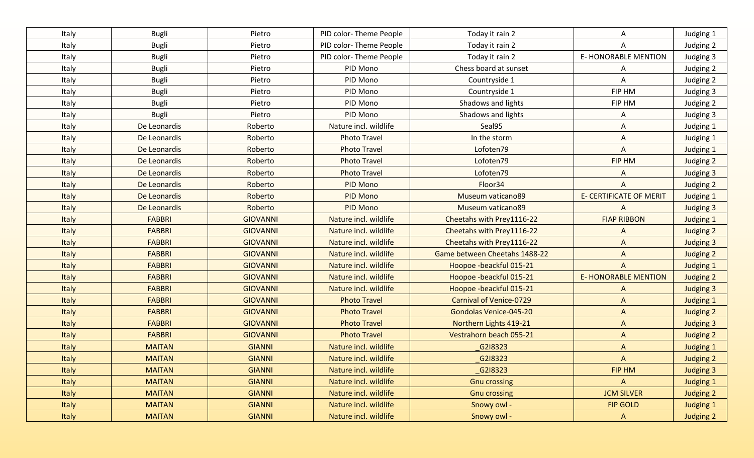| Italy | Bugli | Pietro | PID color- Theme People | Today it rain 2 | A | Judging 1 |
|---|---|---|---|---|---|---|
| Italy | Bugli | Pietro | PID color- Theme People | Today it rain 2 | A | Judging 2 |
| Italy | Bugli | Pietro | PID color- Theme People | Today it rain 2 | E- HONORABLE MENTION | Judging 3 |
| Italy | Bugli | Pietro | PID Mono | Chess board at sunset | A | Judging 2 |
| Italy | Bugli | Pietro | PID Mono | Countryside 1 | A | Judging 2 |
| Italy | Bugli | Pietro | PID Mono | Countryside 1 | FIP HM | Judging 3 |
| Italy | Bugli | Pietro | PID Mono | Shadows and lights | FIP HM | Judging 2 |
| Italy | Bugli | Pietro | PID Mono | Shadows and lights | A | Judging 3 |
| Italy | De Leonardis | Roberto | Nature incl. wildlife | Seal95 | A | Judging 1 |
| Italy | De Leonardis | Roberto | Photo Travel | In the storm | A | Judging 1 |
| Italy | De Leonardis | Roberto | Photo Travel | Lofoten79 | A | Judging 1 |
| Italy | De Leonardis | Roberto | Photo Travel | Lofoten79 | FIP HM | Judging 2 |
| Italy | De Leonardis | Roberto | Photo Travel | Lofoten79 | A | Judging 3 |
| Italy | De Leonardis | Roberto | PID Mono | Floor34 | A | Judging 2 |
| Italy | De Leonardis | Roberto | PID Mono | Museum vaticano89 | E- CERTIFICATE OF MERIT | Judging 1 |
| Italy | De Leonardis | Roberto | PID Mono | Museum vaticano89 | A | Judging 3 |
| Italy | FABBRI | GIOVANNI | Nature incl. wildlife | Cheetahs with Prey1116-22 | FIAP RIBBON | Judging 1 |
| Italy | FABBRI | GIOVANNI | Nature incl. wildlife | Cheetahs with Prey1116-22 | A | Judging 2 |
| Italy | FABBRI | GIOVANNI | Nature incl. wildlife | Cheetahs with Prey1116-22 | A | Judging 3 |
| Italy | FABBRI | GIOVANNI | Nature incl. wildlife | Game between Cheetahs 1488-22 | A | Judging 2 |
| Italy | FABBRI | GIOVANNI | Nature incl. wildlife | Hoopoe -beackful 015-21 | A | Judging 1 |
| Italy | FABBRI | GIOVANNI | Nature incl. wildlife | Hoopoe -beackful 015-21 | E- HONORABLE MENTION | Judging 2 |
| Italy | FABBRI | GIOVANNI | Nature incl. wildlife | Hoopoe -beackful 015-21 | A | Judging 3 |
| Italy | FABBRI | GIOVANNI | Photo Travel | Carnival of Venice-0729 | A | Judging 1 |
| Italy | FABBRI | GIOVANNI | Photo Travel | Gondolas Venice-045-20 | A | Judging 2 |
| Italy | FABBRI | GIOVANNI | Photo Travel | Northern Lights 419-21 | A | Judging 3 |
| Italy | FABBRI | GIOVANNI | Photo Travel | Vestrahorn beach 055-21 | A | Judging 2 |
| Italy | MAITAN | GIANNI | Nature incl. wildlife | _G2I8323 | A | Judging 1 |
| Italy | MAITAN | GIANNI | Nature incl. wildlife | _G2I8323 | A | Judging 2 |
| Italy | MAITAN | GIANNI | Nature incl. wildlife | _G2I8323 | FIP HM | Judging 3 |
| Italy | MAITAN | GIANNI | Nature incl. wildlife | Gnu crossing | A | Judging 1 |
| Italy | MAITAN | GIANNI | Nature incl. wildlife | Gnu crossing | JCM SILVER | Judging 2 |
| Italy | MAITAN | GIANNI | Nature incl. wildlife | Snowy owl - | FIP GOLD | Judging 1 |
| Italy | MAITAN | GIANNI | Nature incl. wildlife | Snowy owl - | A | Judging 2 |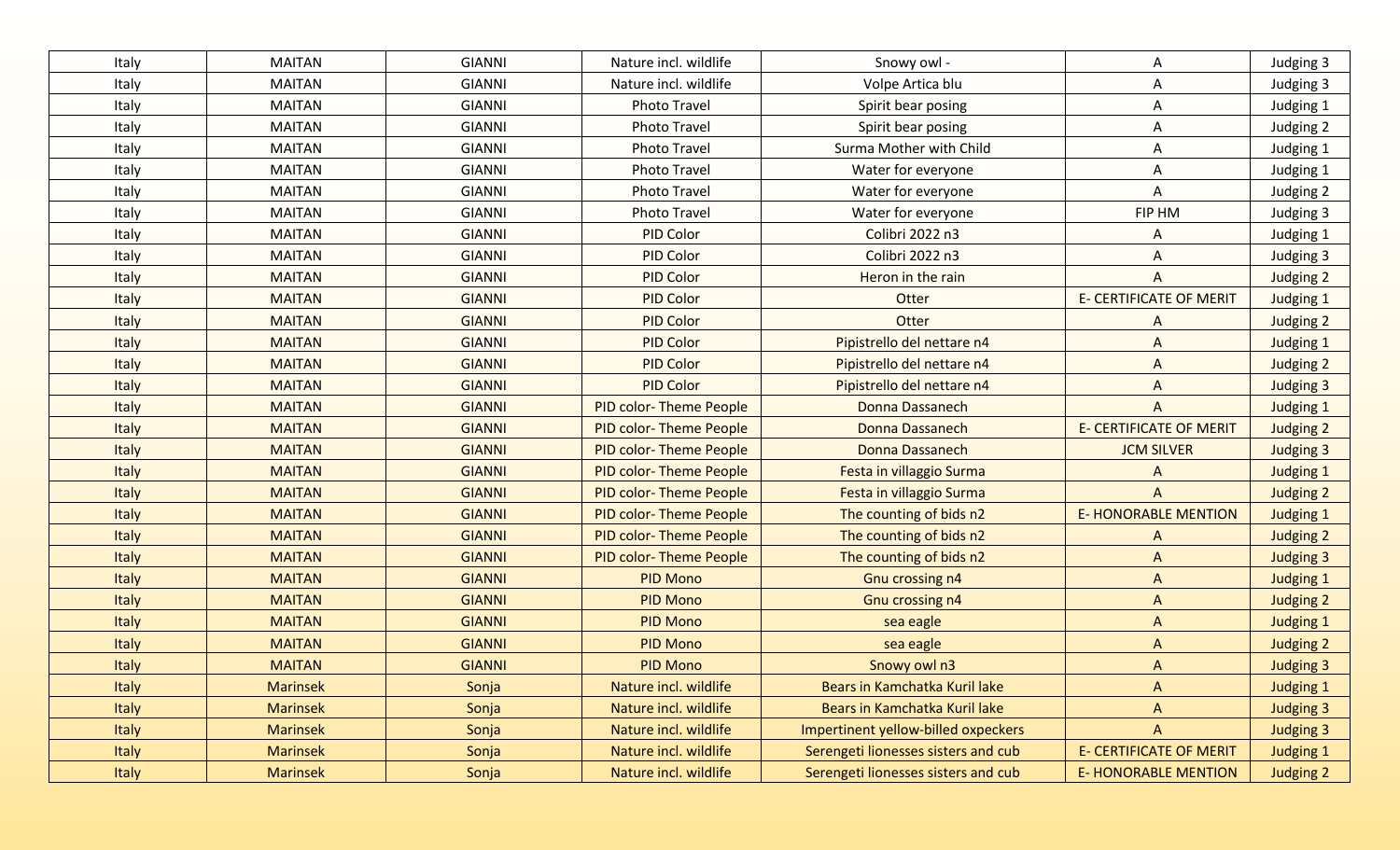| | | | | | | |
|---|---|---|---|---|---|---|
| Italy | MAITAN | GIANNI | Nature incl. wildlife | Snowy owl - | A | Judging 3 |
| Italy | MAITAN | GIANNI | Nature incl. wildlife | Volpe Artica blu | A | Judging 3 |
| Italy | MAITAN | GIANNI | Photo Travel | Spirit bear posing | A | Judging 1 |
| Italy | MAITAN | GIANNI | Photo Travel | Spirit bear posing | A | Judging 2 |
| Italy | MAITAN | GIANNI | Photo Travel | Surma Mother with Child | A | Judging 1 |
| Italy | MAITAN | GIANNI | Photo Travel | Water for everyone | A | Judging 1 |
| Italy | MAITAN | GIANNI | Photo Travel | Water for everyone | A | Judging 2 |
| Italy | MAITAN | GIANNI | Photo Travel | Water for everyone | FIP HM | Judging 3 |
| Italy | MAITAN | GIANNI | PID Color | Colibri 2022 n3 | A | Judging 1 |
| Italy | MAITAN | GIANNI | PID Color | Colibri 2022 n3 | A | Judging 3 |
| Italy | MAITAN | GIANNI | PID Color | Heron in the rain | A | Judging 2 |
| Italy | MAITAN | GIANNI | PID Color | Otter | E- CERTIFICATE OF MERIT | Judging 1 |
| Italy | MAITAN | GIANNI | PID Color | Otter | A | Judging 2 |
| Italy | MAITAN | GIANNI | PID Color | Pipistrello del nettare n4 | A | Judging 1 |
| Italy | MAITAN | GIANNI | PID Color | Pipistrello del nettare n4 | A | Judging 2 |
| Italy | MAITAN | GIANNI | PID Color | Pipistrello del nettare n4 | A | Judging 3 |
| Italy | MAITAN | GIANNI | PID color- Theme People | Donna Dassanech | A | Judging 1 |
| Italy | MAITAN | GIANNI | PID color- Theme People | Donna Dassanech | E- CERTIFICATE OF MERIT | Judging 2 |
| Italy | MAITAN | GIANNI | PID color- Theme People | Donna Dassanech | JCM SILVER | Judging 3 |
| Italy | MAITAN | GIANNI | PID color- Theme People | Festa in villaggio Surma | A | Judging 1 |
| Italy | MAITAN | GIANNI | PID color- Theme People | Festa in villaggio Surma | A | Judging 2 |
| Italy | MAITAN | GIANNI | PID color- Theme People | The counting of bids n2 | E- HONORABLE MENTION | Judging 1 |
| Italy | MAITAN | GIANNI | PID color- Theme People | The counting of bids n2 | A | Judging 2 |
| Italy | MAITAN | GIANNI | PID color- Theme People | The counting of bids n2 | A | Judging 3 |
| Italy | MAITAN | GIANNI | PID Mono | Gnu crossing n4 | A | Judging 1 |
| Italy | MAITAN | GIANNI | PID Mono | Gnu crossing n4 | A | Judging 2 |
| Italy | MAITAN | GIANNI | PID Mono | sea eagle | A | Judging 1 |
| Italy | MAITAN | GIANNI | PID Mono | sea eagle | A | Judging 2 |
| Italy | MAITAN | GIANNI | PID Mono | Snowy owl n3 | A | Judging 3 |
| Italy | Marinsek | Sonja | Nature incl. wildlife | Bears in Kamchatka Kuril lake | A | Judging 1 |
| Italy | Marinsek | Sonja | Nature incl. wildlife | Bears in Kamchatka Kuril lake | A | Judging 3 |
| Italy | Marinsek | Sonja | Nature incl. wildlife | Impertinent yellow-billed oxpeckers | A | Judging 3 |
| Italy | Marinsek | Sonja | Nature incl. wildlife | Serengeti lionesses sisters and cub | E- CERTIFICATE OF MERIT | Judging 1 |
| Italy | Marinsek | Sonja | Nature incl. wildlife | Serengeti lionesses sisters and cub | E- HONORABLE MENTION | Judging 2 |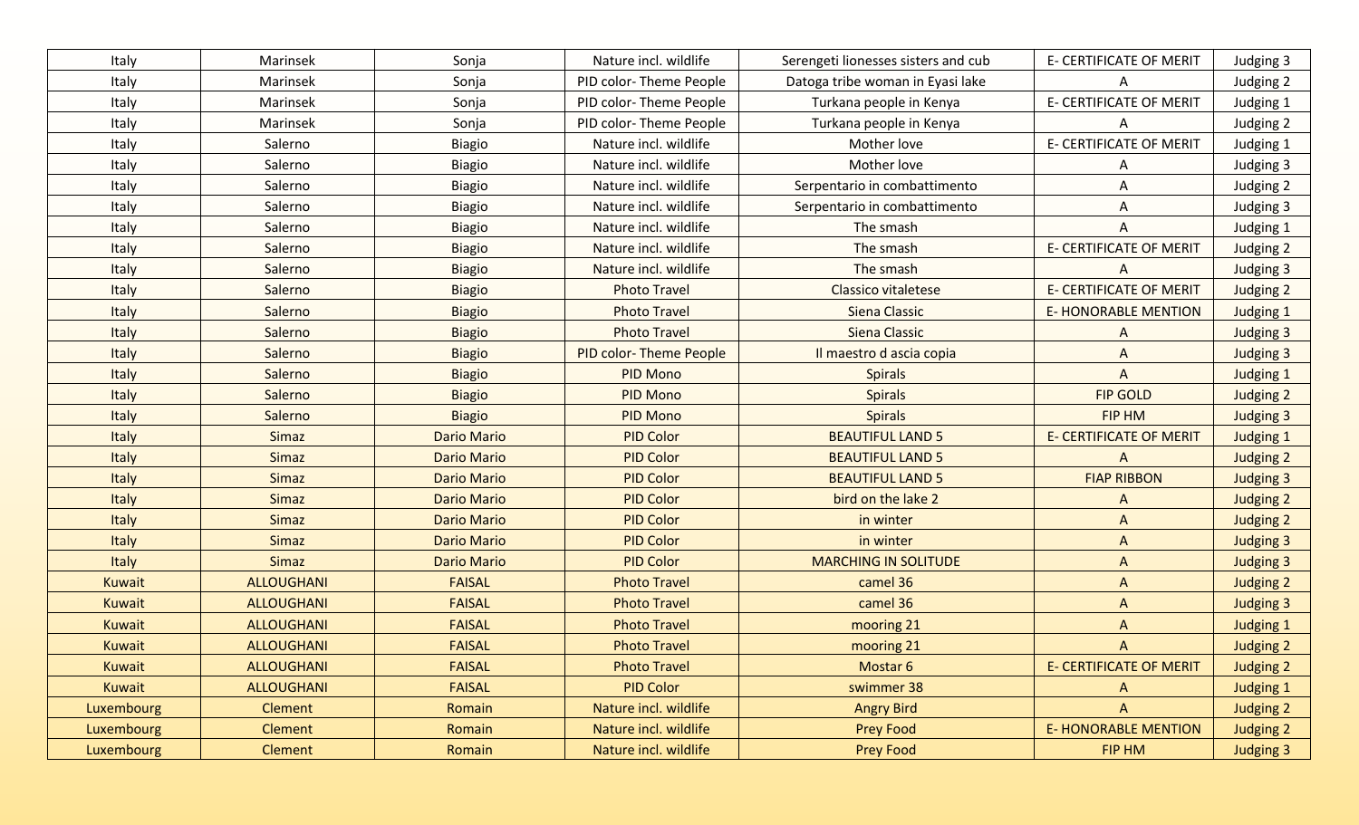| Italy | Marinsek | Sonja | Nature incl. wildlife | Serengeti lionesses sisters and cub | E- CERTIFICATE OF MERIT | Judging 3 |
|---|---|---|---|---|---|---|
| Italy | Marinsek | Sonja | PID color- Theme People | Datoga tribe woman in Eyasi lake | A | Judging 2 |
| Italy | Marinsek | Sonja | PID color- Theme People | Turkana people in Kenya | E- CERTIFICATE OF MERIT | Judging 1 |
| Italy | Marinsek | Sonja | PID color- Theme People | Turkana people in Kenya | A | Judging 2 |
| Italy | Salerno | Biagio | Nature incl. wildlife | Mother love | E- CERTIFICATE OF MERIT | Judging 1 |
| Italy | Salerno | Biagio | Nature incl. wildlife | Mother love | A | Judging 3 |
| Italy | Salerno | Biagio | Nature incl. wildlife | Serpentario in combattimento | A | Judging 2 |
| Italy | Salerno | Biagio | Nature incl. wildlife | Serpentario in combattimento | A | Judging 3 |
| Italy | Salerno | Biagio | Nature incl. wildlife | The smash | A | Judging 1 |
| Italy | Salerno | Biagio | Nature incl. wildlife | The smash | E- CERTIFICATE OF MERIT | Judging 2 |
| Italy | Salerno | Biagio | Nature incl. wildlife | The smash | A | Judging 3 |
| Italy | Salerno | Biagio | Photo Travel | Classico vitaletese | E- CERTIFICATE OF MERIT | Judging 2 |
| Italy | Salerno | Biagio | Photo Travel | Siena Classic | E- HONORABLE MENTION | Judging 1 |
| Italy | Salerno | Biagio | Photo Travel | Siena Classic | A | Judging 3 |
| Italy | Salerno | Biagio | PID color- Theme People | Il maestro d ascia copia | A | Judging 3 |
| Italy | Salerno | Biagio | PID Mono | Spirals | A | Judging 1 |
| Italy | Salerno | Biagio | PID Mono | Spirals | FIP GOLD | Judging 2 |
| Italy | Salerno | Biagio | PID Mono | Spirals | FIP HM | Judging 3 |
| Italy | Simaz | Dario Mario | PID Color | BEAUTIFUL LAND 5 | E- CERTIFICATE OF MERIT | Judging 1 |
| Italy | Simaz | Dario Mario | PID Color | BEAUTIFUL LAND 5 | A | Judging 2 |
| Italy | Simaz | Dario Mario | PID Color | BEAUTIFUL LAND 5 | FIAP RIBBON | Judging 3 |
| Italy | Simaz | Dario Mario | PID Color | bird on the lake 2 | A | Judging 2 |
| Italy | Simaz | Dario Mario | PID Color | in winter | A | Judging 2 |
| Italy | Simaz | Dario Mario | PID Color | in winter | A | Judging 3 |
| Italy | Simaz | Dario Mario | PID Color | MARCHING IN SOLITUDE | A | Judging 3 |
| Kuwait | ALLOUGHANI | FAISAL | Photo Travel | camel 36 | A | Judging 2 |
| Kuwait | ALLOUGHANI | FAISAL | Photo Travel | camel 36 | A | Judging 3 |
| Kuwait | ALLOUGHANI | FAISAL | Photo Travel | mooring 21 | A | Judging 1 |
| Kuwait | ALLOUGHANI | FAISAL | Photo Travel | mooring 21 | A | Judging 2 |
| Kuwait | ALLOUGHANI | FAISAL | Photo Travel | Mostar 6 | E- CERTIFICATE OF MERIT | Judging 2 |
| Kuwait | ALLOUGHANI | FAISAL | PID Color | swimmer 38 | A | Judging 1 |
| Luxembourg | Clement | Romain | Nature incl. wildlife | Angry Bird | A | Judging 2 |
| Luxembourg | Clement | Romain | Nature incl. wildlife | Prey Food | E- HONORABLE MENTION | Judging 2 |
| Luxembourg | Clement | Romain | Nature incl. wildlife | Prey Food | FIP HM | Judging 3 |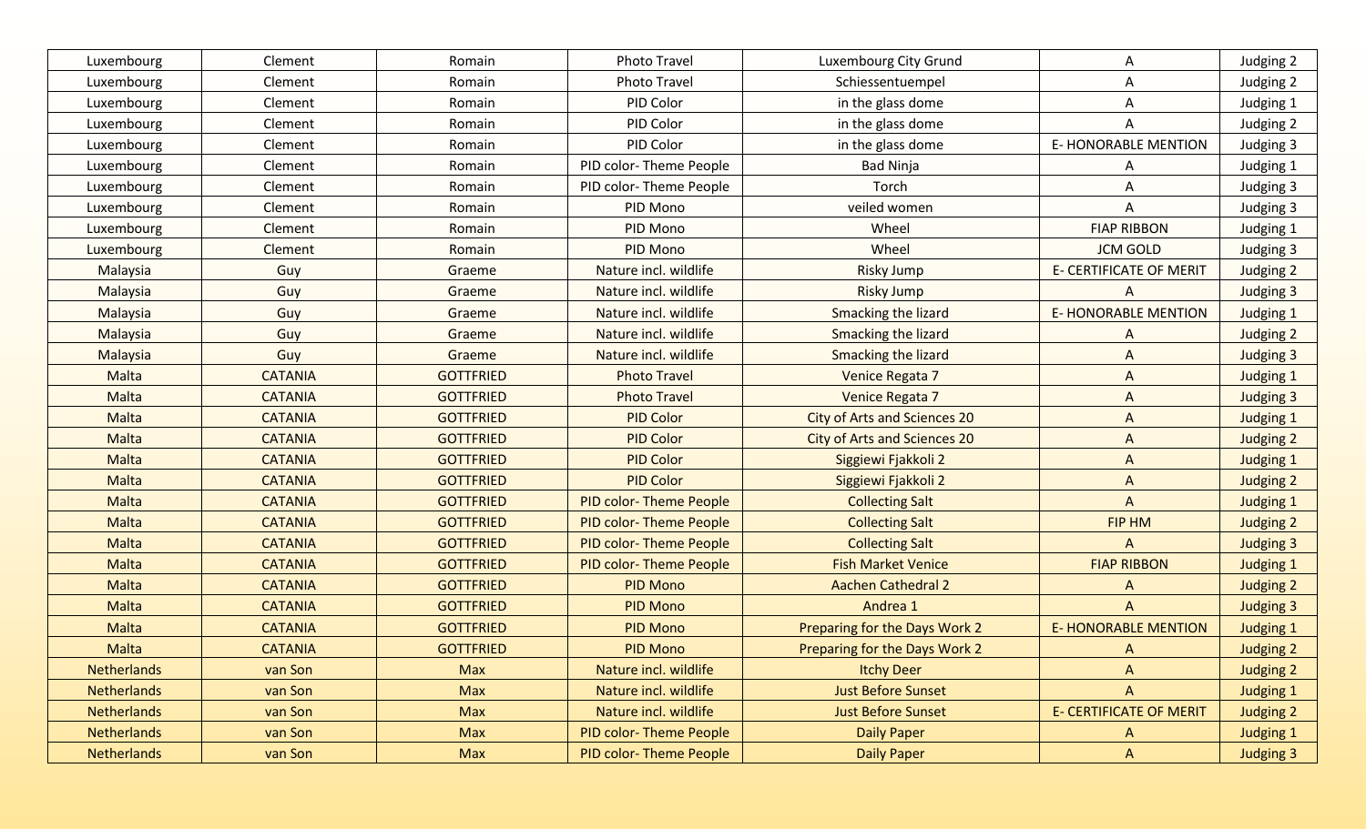| Luxembourg | Clement | Romain | Photo Travel | Luxembourg City Grund | A | Judging 2 |
|---|---|---|---|---|---|---|
| Luxembourg | Clement | Romain | Photo Travel | Schiessentuempel | A | Judging 2 |
| Luxembourg | Clement | Romain | PID Color | in the glass dome | A | Judging 1 |
| Luxembourg | Clement | Romain | PID Color | in the glass dome | A | Judging 2 |
| Luxembourg | Clement | Romain | PID Color | in the glass dome | E- HONORABLE MENTION | Judging 3 |
| Luxembourg | Clement | Romain | PID color- Theme People | Bad Ninja | A | Judging 1 |
| Luxembourg | Clement | Romain | PID color- Theme People | Torch | A | Judging 3 |
| Luxembourg | Clement | Romain | PID Mono | veiled women | A | Judging 3 |
| Luxembourg | Clement | Romain | PID Mono | Wheel | FIAP RIBBON | Judging 1 |
| Luxembourg | Clement | Romain | PID Mono | Wheel | JCM GOLD | Judging 3 |
| Malaysia | Guy | Graeme | Nature incl. wildlife | Risky Jump | E- CERTIFICATE OF MERIT | Judging 2 |
| Malaysia | Guy | Graeme | Nature incl. wildlife | Risky Jump | A | Judging 3 |
| Malaysia | Guy | Graeme | Nature incl. wildlife | Smacking the lizard | E- HONORABLE MENTION | Judging 1 |
| Malaysia | Guy | Graeme | Nature incl. wildlife | Smacking the lizard | A | Judging 2 |
| Malaysia | Guy | Graeme | Nature incl. wildlife | Smacking the lizard | A | Judging 3 |
| Malta | CATANIA | GOTTFRIED | Photo Travel | Venice Regata 7 | A | Judging 1 |
| Malta | CATANIA | GOTTFRIED | Photo Travel | Venice Regata 7 | A | Judging 3 |
| Malta | CATANIA | GOTTFRIED | PID Color | City of Arts and Sciences 20 | A | Judging 1 |
| Malta | CATANIA | GOTTFRIED | PID Color | City of Arts and Sciences 20 | A | Judging 2 |
| Malta | CATANIA | GOTTFRIED | PID Color | Siggiewi Fjakkoli 2 | A | Judging 1 |
| Malta | CATANIA | GOTTFRIED | PID Color | Siggiewi Fjakkoli 2 | A | Judging 2 |
| Malta | CATANIA | GOTTFRIED | PID color- Theme People | Collecting Salt | A | Judging 1 |
| Malta | CATANIA | GOTTFRIED | PID color- Theme People | Collecting Salt | FIP HM | Judging 2 |
| Malta | CATANIA | GOTTFRIED | PID color- Theme People | Collecting Salt | A | Judging 3 |
| Malta | CATANIA | GOTTFRIED | PID color- Theme People | Fish Market Venice | FIAP RIBBON | Judging 1 |
| Malta | CATANIA | GOTTFRIED | PID Mono | Aachen Cathedral 2 | A | Judging 2 |
| Malta | CATANIA | GOTTFRIED | PID Mono | Andrea 1 | A | Judging 3 |
| Malta | CATANIA | GOTTFRIED | PID Mono | Preparing for the Days Work 2 | E- HONORABLE MENTION | Judging 1 |
| Malta | CATANIA | GOTTFRIED | PID Mono | Preparing for the Days Work 2 | A | Judging 2 |
| Netherlands | van Son | Max | Nature incl. wildlife | Itchy Deer | A | Judging 2 |
| Netherlands | van Son | Max | Nature incl. wildlife | Just Before Sunset | A | Judging 1 |
| Netherlands | van Son | Max | Nature incl. wildlife | Just Before Sunset | E- CERTIFICATE OF MERIT | Judging 2 |
| Netherlands | van Son | Max | PID color- Theme People | Daily Paper | A | Judging 1 |
| Netherlands | van Son | Max | PID color- Theme People | Daily Paper | A | Judging 3 |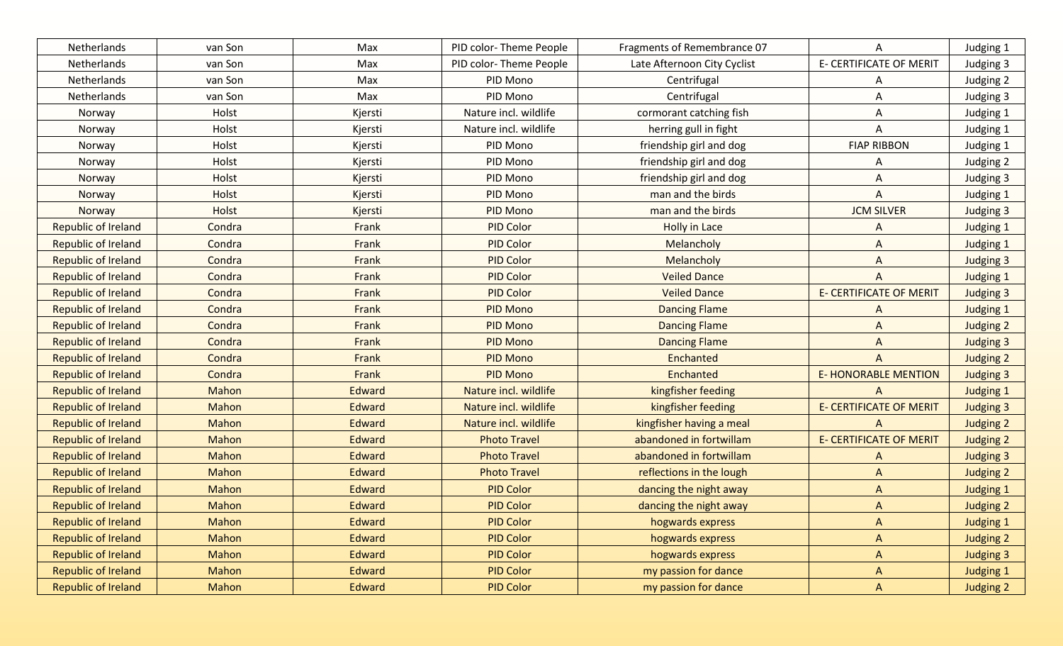| Netherlands | van Son | Max | PID color- Theme People | Fragments of Remembrance 07 | A | Judging 1 |
|---|---|---|---|---|---|---|
| Netherlands | van Son | Max | PID color- Theme People | Late Afternoon City Cyclist | E- CERTIFICATE OF MERIT | Judging 3 |
| Netherlands | van Son | Max | PID Mono | Centrifugal | A | Judging 2 |
| Netherlands | van Son | Max | PID Mono | Centrifugal | A | Judging 3 |
| Norway | Holst | Kjersti | Nature incl. wildlife | cormorant catching fish | A | Judging 1 |
| Norway | Holst | Kjersti | Nature incl. wildlife | herring gull in fight | A | Judging 1 |
| Norway | Holst | Kjersti | PID Mono | friendship girl and dog | FIAP RIBBON | Judging 1 |
| Norway | Holst | Kjersti | PID Mono | friendship girl and dog | A | Judging 2 |
| Norway | Holst | Kjersti | PID Mono | friendship girl and dog | A | Judging 3 |
| Norway | Holst | Kjersti | PID Mono | man and the birds | A | Judging 1 |
| Norway | Holst | Kjersti | PID Mono | man and the birds | JCM SILVER | Judging 3 |
| Republic of Ireland | Condra | Frank | PID Color | Holly in Lace | A | Judging 1 |
| Republic of Ireland | Condra | Frank | PID Color | Melancholy | A | Judging 1 |
| Republic of Ireland | Condra | Frank | PID Color | Melancholy | A | Judging 3 |
| Republic of Ireland | Condra | Frank | PID Color | Veiled Dance | A | Judging 1 |
| Republic of Ireland | Condra | Frank | PID Color | Veiled Dance | E- CERTIFICATE OF MERIT | Judging 3 |
| Republic of Ireland | Condra | Frank | PID Mono | Dancing Flame | A | Judging 1 |
| Republic of Ireland | Condra | Frank | PID Mono | Dancing Flame | A | Judging 2 |
| Republic of Ireland | Condra | Frank | PID Mono | Dancing Flame | A | Judging 3 |
| Republic of Ireland | Condra | Frank | PID Mono | Enchanted | A | Judging 2 |
| Republic of Ireland | Condra | Frank | PID Mono | Enchanted | E- HONORABLE MENTION | Judging 3 |
| Republic of Ireland | Mahon | Edward | Nature incl. wildlife | kingfisher feeding | A | Judging 1 |
| Republic of Ireland | Mahon | Edward | Nature incl. wildlife | kingfisher feeding | E- CERTIFICATE OF MERIT | Judging 3 |
| Republic of Ireland | Mahon | Edward | Nature incl. wildlife | kingfisher having a meal | A | Judging 2 |
| Republic of Ireland | Mahon | Edward | Photo Travel | abandoned in fortwillam | E- CERTIFICATE OF MERIT | Judging 2 |
| Republic of Ireland | Mahon | Edward | Photo Travel | abandoned in fortwillam | A | Judging 3 |
| Republic of Ireland | Mahon | Edward | Photo Travel | reflections in the lough | A | Judging 2 |
| Republic of Ireland | Mahon | Edward | PID Color | dancing the night away | A | Judging 1 |
| Republic of Ireland | Mahon | Edward | PID Color | dancing the night away | A | Judging 2 |
| Republic of Ireland | Mahon | Edward | PID Color | hogwards express | A | Judging 1 |
| Republic of Ireland | Mahon | Edward | PID Color | hogwards express | A | Judging 2 |
| Republic of Ireland | Mahon | Edward | PID Color | hogwards express | A | Judging 3 |
| Republic of Ireland | Mahon | Edward | PID Color | my passion for dance | A | Judging 1 |
| Republic of Ireland | Mahon | Edward | PID Color | my passion for dance | A | Judging 2 |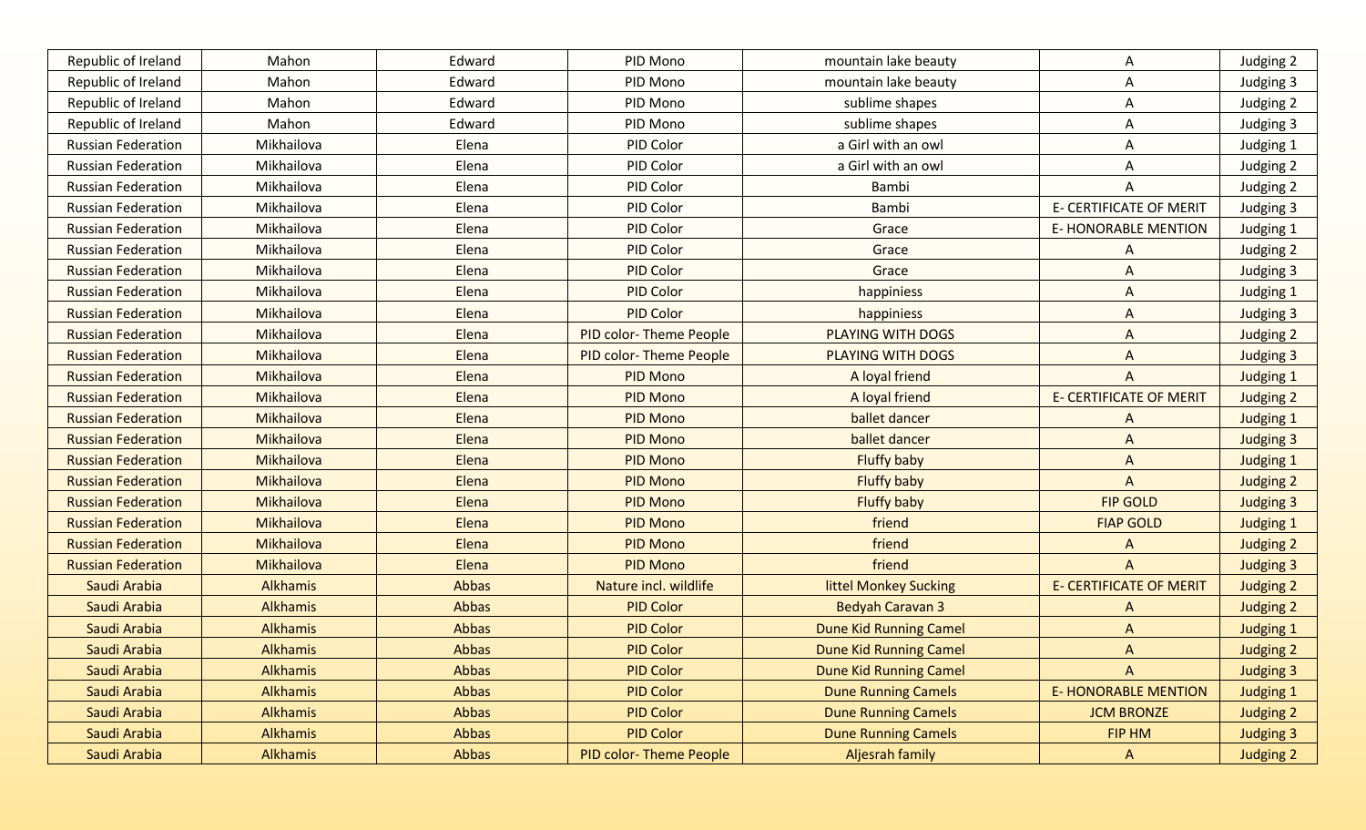| Republic of Ireland | Mahon | Edward | PID Mono | mountain lake beauty | A | Judging 2 |
|---|---|---|---|---|---|---|
| Republic of Ireland | Mahon | Edward | PID Mono | mountain lake beauty | A | Judging 3 |
| Republic of Ireland | Mahon | Edward | PID Mono | sublime shapes | A | Judging 2 |
| Republic of Ireland | Mahon | Edward | PID Mono | sublime shapes | A | Judging 3 |
| Russian Federation | Mikhailova | Elena | PID Color | a Girl with an owl | A | Judging 1 |
| Russian Federation | Mikhailova | Elena | PID Color | a Girl with an owl | A | Judging 2 |
| Russian Federation | Mikhailova | Elena | PID Color | Bambi | A | Judging 2 |
| Russian Federation | Mikhailova | Elena | PID Color | Bambi | E- CERTIFICATE OF MERIT | Judging 3 |
| Russian Federation | Mikhailova | Elena | PID Color | Grace | E- HONORABLE MENTION | Judging 1 |
| Russian Federation | Mikhailova | Elena | PID Color | Grace | A | Judging 2 |
| Russian Federation | Mikhailova | Elena | PID Color | Grace | A | Judging 3 |
| Russian Federation | Mikhailova | Elena | PID Color | happiniess | A | Judging 1 |
| Russian Federation | Mikhailova | Elena | PID Color | happiniess | A | Judging 3 |
| Russian Federation | Mikhailova | Elena | PID color- Theme People | PLAYING WITH DOGS | A | Judging 2 |
| Russian Federation | Mikhailova | Elena | PID color- Theme People | PLAYING WITH DOGS | A | Judging 3 |
| Russian Federation | Mikhailova | Elena | PID Mono | A loyal friend | A | Judging 1 |
| Russian Federation | Mikhailova | Elena | PID Mono | A loyal friend | E- CERTIFICATE OF MERIT | Judging 2 |
| Russian Federation | Mikhailova | Elena | PID Mono | ballet dancer | A | Judging 1 |
| Russian Federation | Mikhailova | Elena | PID Mono | ballet dancer | A | Judging 3 |
| Russian Federation | Mikhailova | Elena | PID Mono | Fluffy baby | A | Judging 1 |
| Russian Federation | Mikhailova | Elena | PID Mono | Fluffy baby | A | Judging 2 |
| Russian Federation | Mikhailova | Elena | PID Mono | Fluffy baby | FIP GOLD | Judging 3 |
| Russian Federation | Mikhailova | Elena | PID Mono | friend | FIAP GOLD | Judging 1 |
| Russian Federation | Mikhailova | Elena | PID Mono | friend | A | Judging 2 |
| Russian Federation | Mikhailova | Elena | PID Mono | friend | A | Judging 3 |
| Saudi Arabia | Alkhamis | Abbas | Nature incl. wildlife | littel Monkey Sucking | E- CERTIFICATE OF MERIT | Judging 2 |
| Saudi Arabia | Alkhamis | Abbas | PID Color | Bedyah Caravan 3 | A | Judging 2 |
| Saudi Arabia | Alkhamis | Abbas | PID Color | Dune Kid Running Camel | A | Judging 1 |
| Saudi Arabia | Alkhamis | Abbas | PID Color | Dune Kid Running Camel | A | Judging 2 |
| Saudi Arabia | Alkhamis | Abbas | PID Color | Dune Kid Running Camel | A | Judging 3 |
| Saudi Arabia | Alkhamis | Abbas | PID Color | Dune Running Camels | E- HONORABLE MENTION | Judging 1 |
| Saudi Arabia | Alkhamis | Abbas | PID Color | Dune Running Camels | JCM BRONZE | Judging 2 |
| Saudi Arabia | Alkhamis | Abbas | PID Color | Dune Running Camels | FIP HM | Judging 3 |
| Saudi Arabia | Alkhamis | Abbas | PID color- Theme People | Aljesrah family | A | Judging 2 |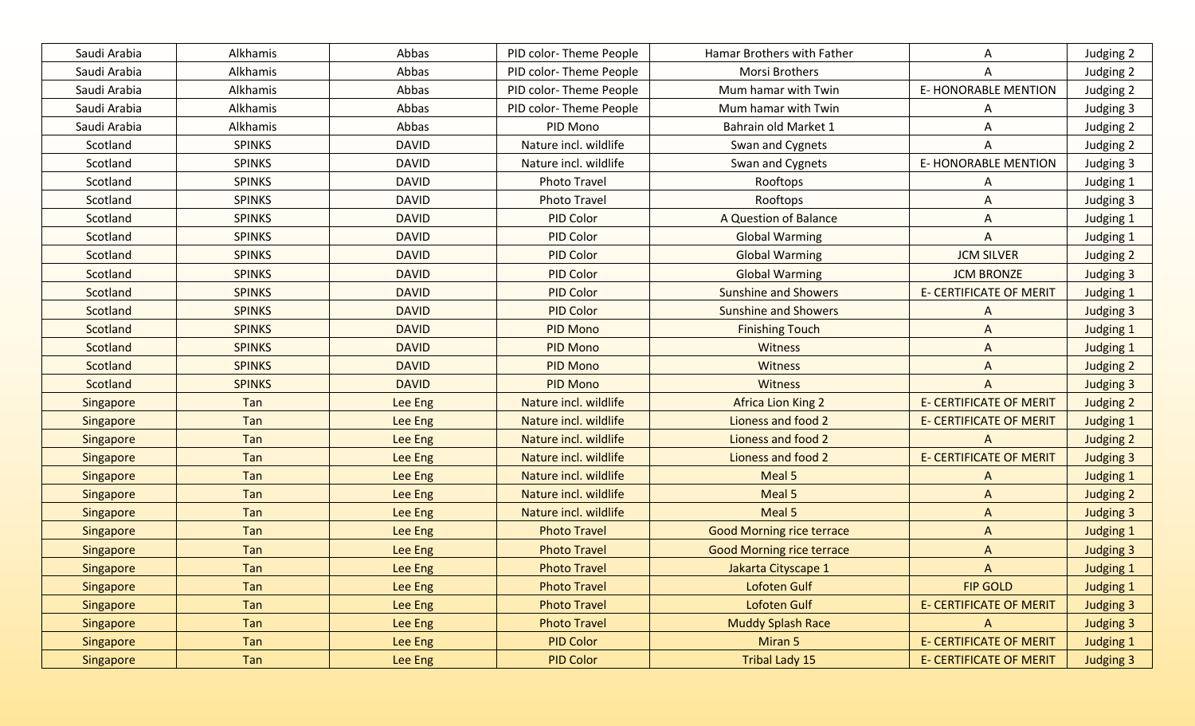| | | | | | | |
|---|---|---|---|---|---|---|
| Saudi Arabia | Alkhamis | Abbas | PID color- Theme People | Hamar Brothers with Father | A | Judging 2 |
| Saudi Arabia | Alkhamis | Abbas | PID color- Theme People | Morsi Brothers | A | Judging 2 |
| Saudi Arabia | Alkhamis | Abbas | PID color- Theme People | Mum hamar with Twin | E- HONORABLE MENTION | Judging 2 |
| Saudi Arabia | Alkhamis | Abbas | PID color- Theme People | Mum hamar with Twin | A | Judging 3 |
| Saudi Arabia | Alkhamis | Abbas | PID Mono | Bahrain old Market 1 | A | Judging 2 |
| Scotland | SPINKS | DAVID | Nature incl. wildlife | Swan and Cygnets | A | Judging 2 |
| Scotland | SPINKS | DAVID | Nature incl. wildlife | Swan and Cygnets | E- HONORABLE MENTION | Judging 3 |
| Scotland | SPINKS | DAVID | Photo Travel | Rooftops | A | Judging 1 |
| Scotland | SPINKS | DAVID | Photo Travel | Rooftops | A | Judging 3 |
| Scotland | SPINKS | DAVID | PID Color | A Question of Balance | A | Judging 1 |
| Scotland | SPINKS | DAVID | PID Color | Global Warming | A | Judging 1 |
| Scotland | SPINKS | DAVID | PID Color | Global Warming | JCM SILVER | Judging 2 |
| Scotland | SPINKS | DAVID | PID Color | Global Warming | JCM BRONZE | Judging 3 |
| Scotland | SPINKS | DAVID | PID Color | Sunshine and Showers | E- CERTIFICATE OF MERIT | Judging 1 |
| Scotland | SPINKS | DAVID | PID Color | Sunshine and Showers | A | Judging 3 |
| Scotland | SPINKS | DAVID | PID Mono | Finishing Touch | A | Judging 1 |
| Scotland | SPINKS | DAVID | PID Mono | Witness | A | Judging 1 |
| Scotland | SPINKS | DAVID | PID Mono | Witness | A | Judging 2 |
| Scotland | SPINKS | DAVID | PID Mono | Witness | A | Judging 3 |
| Singapore | Tan | Lee Eng | Nature incl. wildlife | Africa Lion King 2 | E- CERTIFICATE OF MERIT | Judging 2 |
| Singapore | Tan | Lee Eng | Nature incl. wildlife | Lioness and food 2 | E- CERTIFICATE OF MERIT | Judging 1 |
| Singapore | Tan | Lee Eng | Nature incl. wildlife | Lioness and food 2 | A | Judging 2 |
| Singapore | Tan | Lee Eng | Nature incl. wildlife | Lioness and food 2 | E- CERTIFICATE OF MERIT | Judging 3 |
| Singapore | Tan | Lee Eng | Nature incl. wildlife | Meal 5 | A | Judging 1 |
| Singapore | Tan | Lee Eng | Nature incl. wildlife | Meal 5 | A | Judging 2 |
| Singapore | Tan | Lee Eng | Nature incl. wildlife | Meal 5 | A | Judging 3 |
| Singapore | Tan | Lee Eng | Photo Travel | Good Morning rice terrace | A | Judging 1 |
| Singapore | Tan | Lee Eng | Photo Travel | Good Morning rice terrace | A | Judging 3 |
| Singapore | Tan | Lee Eng | Photo Travel | Jakarta Cityscape 1 | A | Judging 1 |
| Singapore | Tan | Lee Eng | Photo Travel | Lofoten Gulf | FIP GOLD | Judging 1 |
| Singapore | Tan | Lee Eng | Photo Travel | Lofoten Gulf | E- CERTIFICATE OF MERIT | Judging 3 |
| Singapore | Tan | Lee Eng | Photo Travel | Muddy Splash Race | A | Judging 3 |
| Singapore | Tan | Lee Eng | PID Color | Miran 5 | E- CERTIFICATE OF MERIT | Judging 1 |
| Singapore | Tan | Lee Eng | PID Color | Tribal Lady 15 | E- CERTIFICATE OF MERIT | Judging 3 |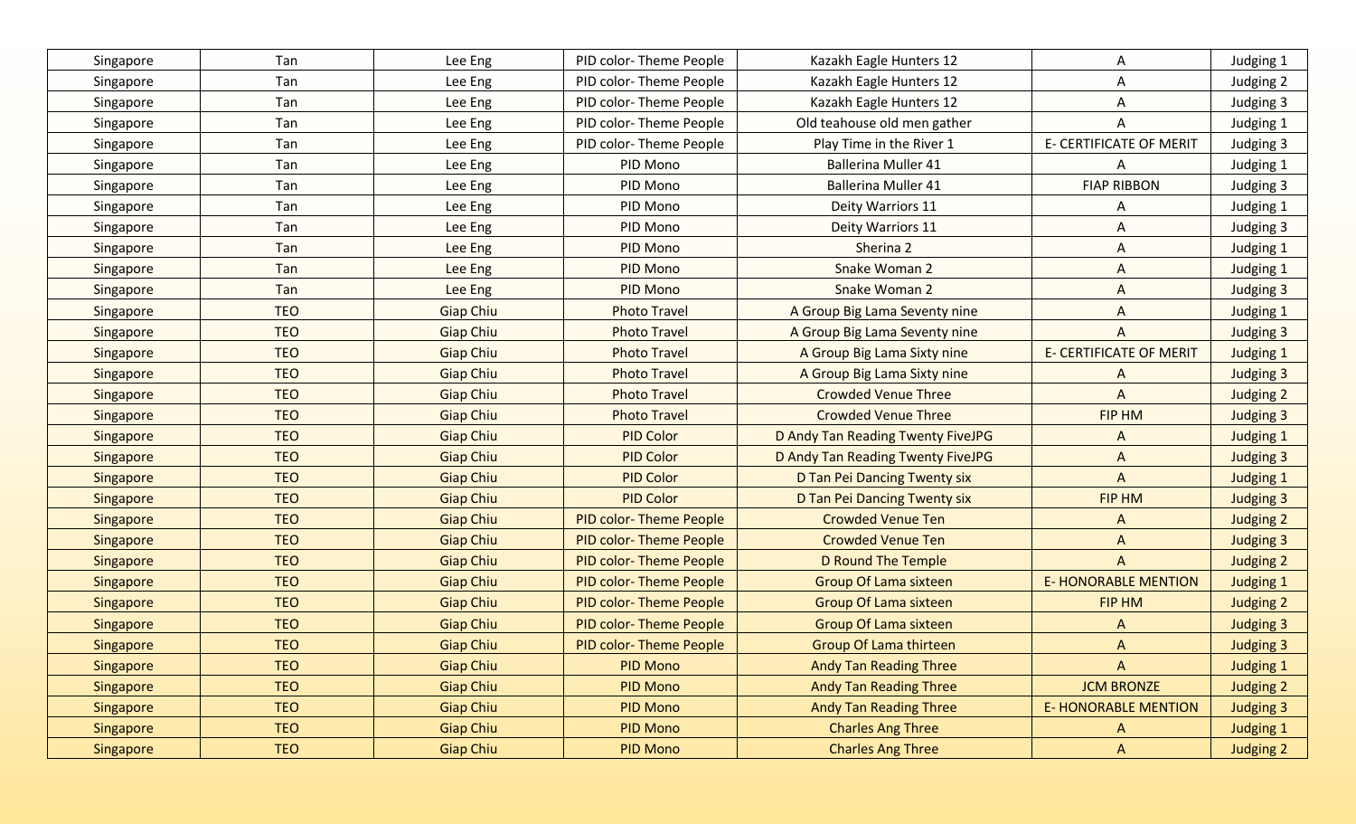| | | | | | | |
|---|---|---|---|---|---|---|
| Singapore | Tan | Lee Eng | PID color- Theme People | Kazakh Eagle Hunters 12 | A | Judging 1 |
| Singapore | Tan | Lee Eng | PID color- Theme People | Kazakh Eagle Hunters 12 | A | Judging 2 |
| Singapore | Tan | Lee Eng | PID color- Theme People | Kazakh Eagle Hunters 12 | A | Judging 3 |
| Singapore | Tan | Lee Eng | PID color- Theme People | Old teahouse old men gather | A | Judging 1 |
| Singapore | Tan | Lee Eng | PID color- Theme People | Play Time in the River 1 | E- CERTIFICATE OF MERIT | Judging 3 |
| Singapore | Tan | Lee Eng | PID Mono | Ballerina Muller 41 | A | Judging 1 |
| Singapore | Tan | Lee Eng | PID Mono | Ballerina Muller 41 | FIAP RIBBON | Judging 3 |
| Singapore | Tan | Lee Eng | PID Mono | Deity Warriors 11 | A | Judging 1 |
| Singapore | Tan | Lee Eng | PID Mono | Deity Warriors 11 | A | Judging 3 |
| Singapore | Tan | Lee Eng | PID Mono | Sherina 2 | A | Judging 1 |
| Singapore | Tan | Lee Eng | PID Mono | Snake Woman 2 | A | Judging 1 |
| Singapore | Tan | Lee Eng | PID Mono | Snake Woman 2 | A | Judging 3 |
| Singapore | TEO | Giap Chiu | Photo Travel | A Group Big Lama Seventy nine | A | Judging 1 |
| Singapore | TEO | Giap Chiu | Photo Travel | A Group Big Lama Seventy nine | A | Judging 3 |
| Singapore | TEO | Giap Chiu | Photo Travel | A Group Big Lama Sixty nine | E- CERTIFICATE OF MERIT | Judging 1 |
| Singapore | TEO | Giap Chiu | Photo Travel | A Group Big Lama Sixty nine | A | Judging 3 |
| Singapore | TEO | Giap Chiu | Photo Travel | Crowded Venue Three | A | Judging 2 |
| Singapore | TEO | Giap Chiu | Photo Travel | Crowded Venue Three | FIP HM | Judging 3 |
| Singapore | TEO | Giap Chiu | PID Color | D Andy Tan Reading Twenty FiveJPG | A | Judging 1 |
| Singapore | TEO | Giap Chiu | PID Color | D Andy Tan Reading Twenty FiveJPG | A | Judging 3 |
| Singapore | TEO | Giap Chiu | PID Color | D Tan Pei Dancing Twenty six | A | Judging 1 |
| Singapore | TEO | Giap Chiu | PID Color | D Tan Pei Dancing Twenty six | FIP HM | Judging 3 |
| Singapore | TEO | Giap Chiu | PID color- Theme People | Crowded Venue Ten | A | Judging 2 |
| Singapore | TEO | Giap Chiu | PID color- Theme People | Crowded Venue Ten | A | Judging 3 |
| Singapore | TEO | Giap Chiu | PID color- Theme People | D Round The Temple | A | Judging 2 |
| Singapore | TEO | Giap Chiu | PID color- Theme People | Group Of Lama sixteen | E- HONORABLE MENTION | Judging 1 |
| Singapore | TEO | Giap Chiu | PID color- Theme People | Group Of Lama sixteen | FIP HM | Judging 2 |
| Singapore | TEO | Giap Chiu | PID color- Theme People | Group Of Lama sixteen | A | Judging 3 |
| Singapore | TEO | Giap Chiu | PID color- Theme People | Group Of Lama thirteen | A | Judging 3 |
| Singapore | TEO | Giap Chiu | PID Mono | Andy Tan Reading Three | A | Judging 1 |
| Singapore | TEO | Giap Chiu | PID Mono | Andy Tan Reading Three | JCM BRONZE | Judging 2 |
| Singapore | TEO | Giap Chiu | PID Mono | Andy Tan Reading Three | E- HONORABLE MENTION | Judging 3 |
| Singapore | TEO | Giap Chiu | PID Mono | Charles Ang Three | A | Judging 1 |
| Singapore | TEO | Giap Chiu | PID Mono | Charles Ang Three | A | Judging 2 |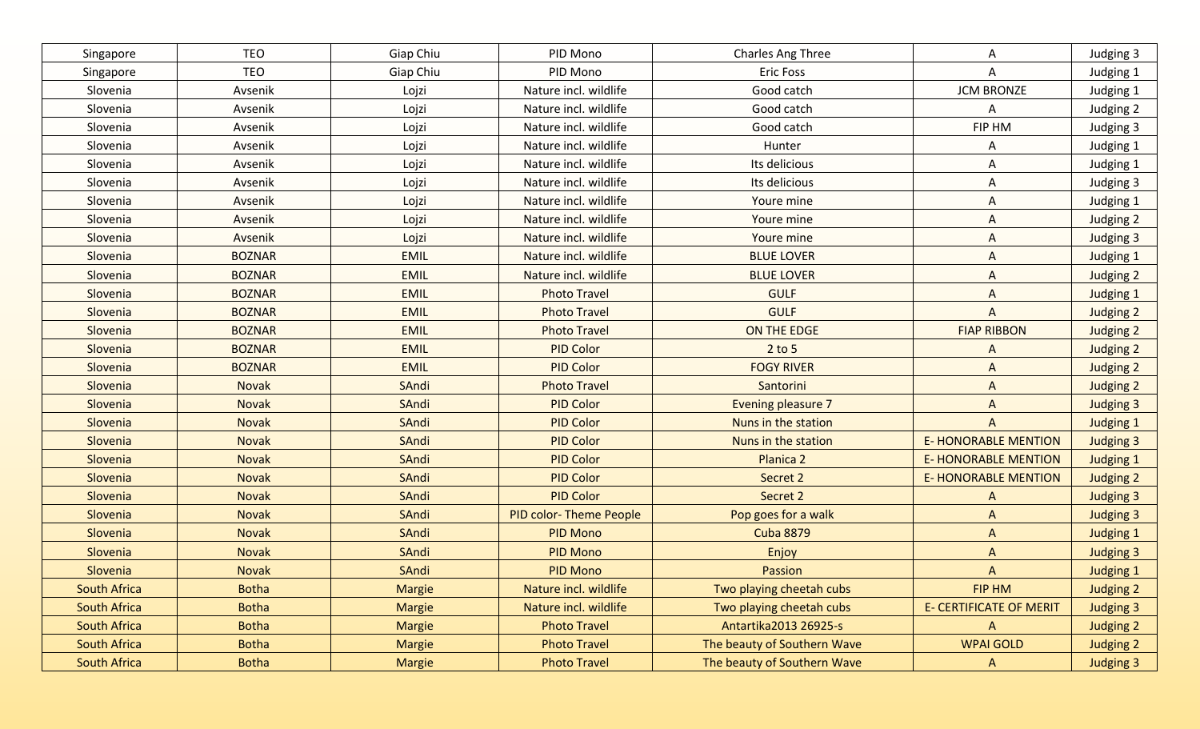| Singapore | TEO | Giap Chiu | PID Mono | Charles Ang Three | A | Judging 3 |
|---|---|---|---|---|---|---|
| Singapore | TEO | Giap Chiu | PID Mono | Eric Foss | A | Judging 1 |
| Slovenia | Avsenik | Lojzi | Nature incl. wildlife | Good catch | JCM BRONZE | Judging 1 |
| Slovenia | Avsenik | Lojzi | Nature incl. wildlife | Good catch | A | Judging 2 |
| Slovenia | Avsenik | Lojzi | Nature incl. wildlife | Good catch | FIP HM | Judging 3 |
| Slovenia | Avsenik | Lojzi | Nature incl. wildlife | Hunter | A | Judging 1 |
| Slovenia | Avsenik | Lojzi | Nature incl. wildlife | Its delicious | A | Judging 1 |
| Slovenia | Avsenik | Lojzi | Nature incl. wildlife | Its delicious | A | Judging 3 |
| Slovenia | Avsenik | Lojzi | Nature incl. wildlife | Youre mine | A | Judging 1 |
| Slovenia | Avsenik | Lojzi | Nature incl. wildlife | Youre mine | A | Judging 2 |
| Slovenia | Avsenik | Lojzi | Nature incl. wildlife | Youre mine | A | Judging 3 |
| Slovenia | BOZNAR | EMIL | Nature incl. wildlife | BLUE LOVER | A | Judging 1 |
| Slovenia | BOZNAR | EMIL | Nature incl. wildlife | BLUE LOVER | A | Judging 2 |
| Slovenia | BOZNAR | EMIL | Photo Travel | GULF | A | Judging 1 |
| Slovenia | BOZNAR | EMIL | Photo Travel | GULF | A | Judging 2 |
| Slovenia | BOZNAR | EMIL | Photo Travel | ON THE EDGE | FIAP RIBBON | Judging 2 |
| Slovenia | BOZNAR | EMIL | PID Color | 2 to 5 | A | Judging 2 |
| Slovenia | BOZNAR | EMIL | PID Color | FOGY RIVER | A | Judging 2 |
| Slovenia | Novak | SAndi | Photo Travel | Santorini | A | Judging 2 |
| Slovenia | Novak | SAndi | PID Color | Evening pleasure 7 | A | Judging 3 |
| Slovenia | Novak | SAndi | PID Color | Nuns in the station | A | Judging 1 |
| Slovenia | Novak | SAndi | PID Color | Nuns in the station | E- HONORABLE MENTION | Judging 3 |
| Slovenia | Novak | SAndi | PID Color | Planica 2 | E- HONORABLE MENTION | Judging 1 |
| Slovenia | Novak | SAndi | PID Color | Secret 2 | E- HONORABLE MENTION | Judging 2 |
| Slovenia | Novak | SAndi | PID Color | Secret 2 | A | Judging 3 |
| Slovenia | Novak | SAndi | PID color- Theme People | Pop goes for a walk | A | Judging 3 |
| Slovenia | Novak | SAndi | PID Mono | Cuba 8879 | A | Judging 1 |
| Slovenia | Novak | SAndi | PID Mono | Enjoy | A | Judging 3 |
| Slovenia | Novak | SAndi | PID Mono | Passion | A | Judging 1 |
| South Africa | Botha | Margie | Nature incl. wildlife | Two playing cheetah cubs | FIP HM | Judging 2 |
| South Africa | Botha | Margie | Nature incl. wildlife | Two playing cheetah cubs | E- CERTIFICATE OF MERIT | Judging 3 |
| South Africa | Botha | Margie | Photo Travel | Antartika2013 26925-s | A | Judging 2 |
| South Africa | Botha | Margie | Photo Travel | The beauty of Southern Wave | WPAI GOLD | Judging 2 |
| South Africa | Botha | Margie | Photo Travel | The beauty of Southern Wave | A | Judging 3 |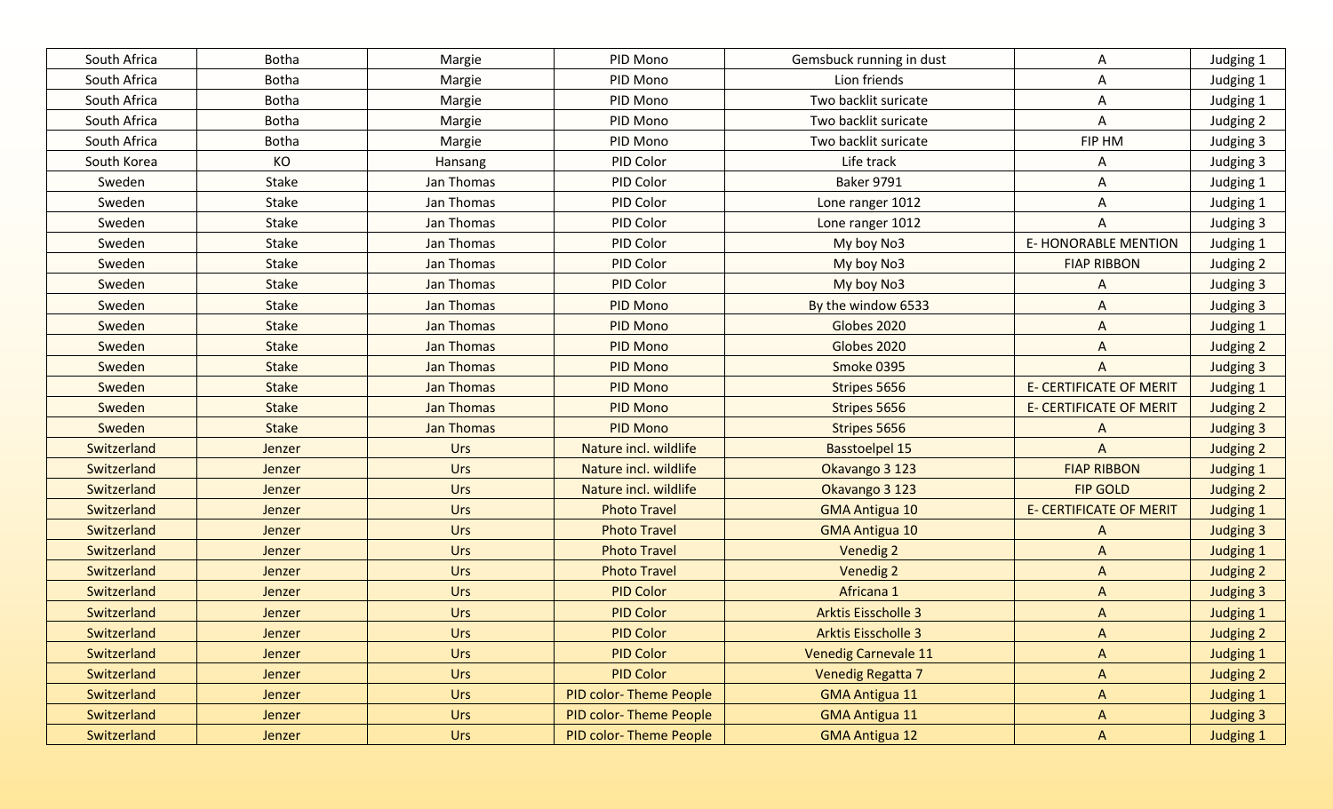| South Africa | Botha | Margie | PID Mono | Gemsbuck running in dust | A | Judging 1 |
|---|---|---|---|---|---|---|
| South Africa | Botha | Margie | PID Mono | Lion friends | A | Judging 1 |
| South Africa | Botha | Margie | PID Mono | Two backlit suricate | A | Judging 1 |
| South Africa | Botha | Margie | PID Mono | Two backlit suricate | A | Judging 2 |
| South Africa | Botha | Margie | PID Mono | Two backlit suricate | FIP HM | Judging 3 |
| South Korea | KO | Hansang | PID Color | Life track | A | Judging 3 |
| Sweden | Stake | Jan Thomas | PID Color | Baker 9791 | A | Judging 1 |
| Sweden | Stake | Jan Thomas | PID Color | Lone ranger 1012 | A | Judging 1 |
| Sweden | Stake | Jan Thomas | PID Color | Lone ranger 1012 | A | Judging 3 |
| Sweden | Stake | Jan Thomas | PID Color | My boy No3 | E- HONORABLE MENTION | Judging 1 |
| Sweden | Stake | Jan Thomas | PID Color | My boy No3 | FIAP RIBBON | Judging 2 |
| Sweden | Stake | Jan Thomas | PID Color | My boy No3 | A | Judging 3 |
| Sweden | Stake | Jan Thomas | PID Mono | By the window 6533 | A | Judging 3 |
| Sweden | Stake | Jan Thomas | PID Mono | Globes 2020 | A | Judging 1 |
| Sweden | Stake | Jan Thomas | PID Mono | Globes 2020 | A | Judging 2 |
| Sweden | Stake | Jan Thomas | PID Mono | Smoke 0395 | A | Judging 3 |
| Sweden | Stake | Jan Thomas | PID Mono | Stripes 5656 | E- CERTIFICATE OF MERIT | Judging 1 |
| Sweden | Stake | Jan Thomas | PID Mono | Stripes 5656 | E- CERTIFICATE OF MERIT | Judging 2 |
| Sweden | Stake | Jan Thomas | PID Mono | Stripes 5656 | A | Judging 3 |
| Switzerland | Jenzer | Urs | Nature incl. wildlife | Basstoelpel 15 | A | Judging 2 |
| Switzerland | Jenzer | Urs | Nature incl. wildlife | Okavango 3 123 | FIAP RIBBON | Judging 1 |
| Switzerland | Jenzer | Urs | Nature incl. wildlife | Okavango 3 123 | FIP GOLD | Judging 2 |
| Switzerland | Jenzer | Urs | Photo Travel | GMA Antigua 10 | E- CERTIFICATE OF MERIT | Judging 1 |
| Switzerland | Jenzer | Urs | Photo Travel | GMA Antigua 10 | A | Judging 3 |
| Switzerland | Jenzer | Urs | Photo Travel | Venedig 2 | A | Judging 1 |
| Switzerland | Jenzer | Urs | Photo Travel | Venedig 2 | A | Judging 2 |
| Switzerland | Jenzer | Urs | PID Color | Africana 1 | A | Judging 3 |
| Switzerland | Jenzer | Urs | PID Color | Arktis Eisscholle 3 | A | Judging 1 |
| Switzerland | Jenzer | Urs | PID Color | Arktis Eisscholle 3 | A | Judging 2 |
| Switzerland | Jenzer | Urs | PID Color | Venedig Carnevale 11 | A | Judging 1 |
| Switzerland | Jenzer | Urs | PID Color | Venedig Regatta 7 | A | Judging 2 |
| Switzerland | Jenzer | Urs | PID color- Theme People | GMA Antigua 11 | A | Judging 1 |
| Switzerland | Jenzer | Urs | PID color- Theme People | GMA Antigua 11 | A | Judging 3 |
| Switzerland | Jenzer | Urs | PID color- Theme People | GMA Antigua 12 | A | Judging 1 |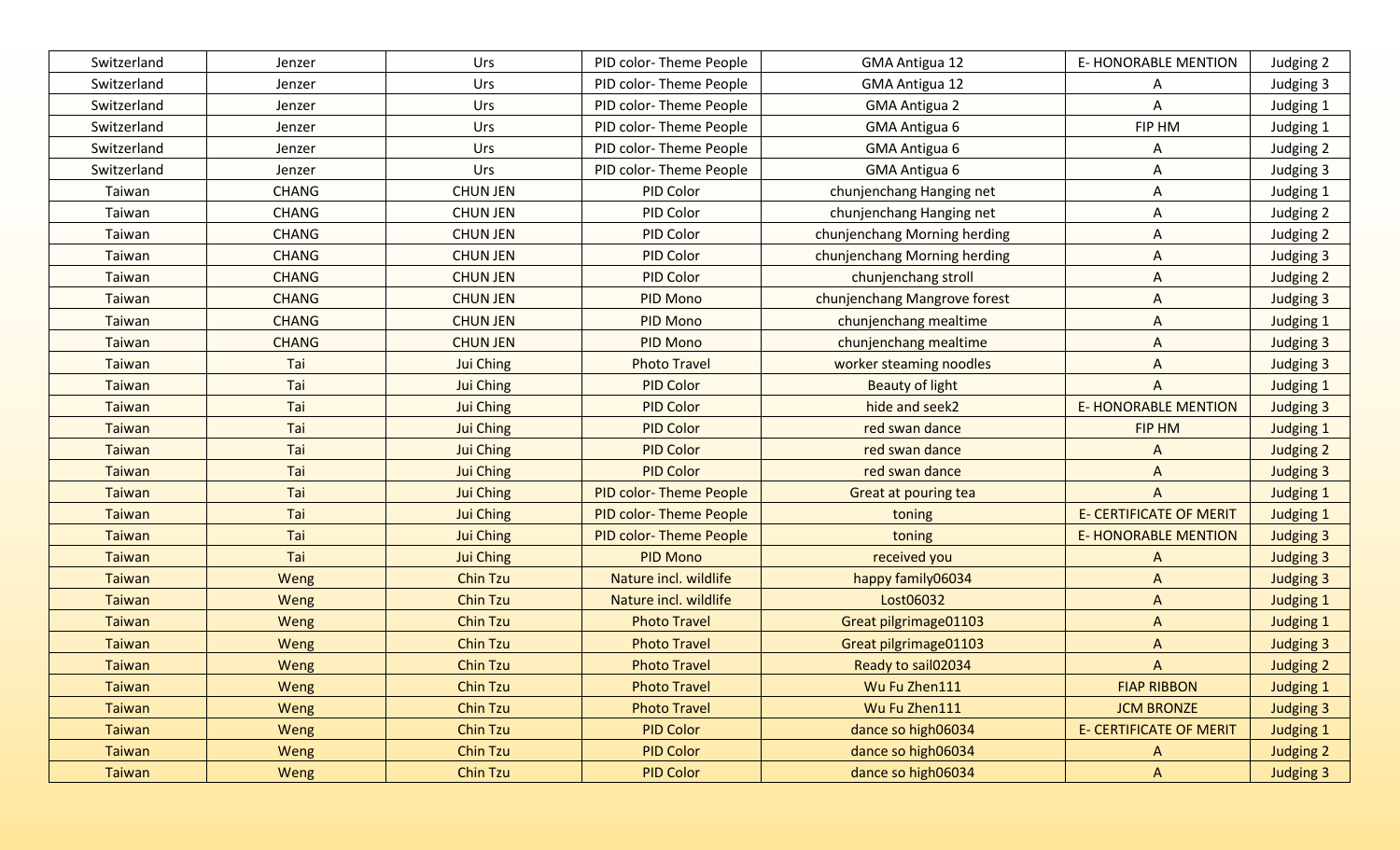| Switzerland | Jenzer | Urs | PID color- Theme People | GMA Antigua 12 | E- HONORABLE MENTION | Judging 2 |
|---|---|---|---|---|---|---|
| Switzerland | Jenzer | Urs | PID color- Theme People | GMA Antigua 12 | A | Judging 3 |
| Switzerland | Jenzer | Urs | PID color- Theme People | GMA Antigua 2 | A | Judging 1 |
| Switzerland | Jenzer | Urs | PID color- Theme People | GMA Antigua 6 | FIP HM | Judging 1 |
| Switzerland | Jenzer | Urs | PID color- Theme People | GMA Antigua 6 | A | Judging 2 |
| Switzerland | Jenzer | Urs | PID color- Theme People | GMA Antigua 6 | A | Judging 3 |
| Taiwan | CHANG | CHUN JEN | PID Color | chunjenchang Hanging net | A | Judging 1 |
| Taiwan | CHANG | CHUN JEN | PID Color | chunjenchang Hanging net | A | Judging 2 |
| Taiwan | CHANG | CHUN JEN | PID Color | chunjenchang Morning herding | A | Judging 2 |
| Taiwan | CHANG | CHUN JEN | PID Color | chunjenchang Morning herding | A | Judging 3 |
| Taiwan | CHANG | CHUN JEN | PID Color | chunjenchang stroll | A | Judging 2 |
| Taiwan | CHANG | CHUN JEN | PID Mono | chunjenchang Mangrove forest | A | Judging 3 |
| Taiwan | CHANG | CHUN JEN | PID Mono | chunjenchang mealtime | A | Judging 1 |
| Taiwan | CHANG | CHUN JEN | PID Mono | chunjenchang mealtime | A | Judging 3 |
| Taiwan | Tai | Jui Ching | Photo Travel | worker steaming noodles | A | Judging 3 |
| Taiwan | Tai | Jui Ching | PID Color | Beauty of light | A | Judging 1 |
| Taiwan | Tai | Jui Ching | PID Color | hide and seek2 | E- HONORABLE MENTION | Judging 3 |
| Taiwan | Tai | Jui Ching | PID Color | red swan dance | FIP HM | Judging 1 |
| Taiwan | Tai | Jui Ching | PID Color | red swan dance | A | Judging 2 |
| Taiwan | Tai | Jui Ching | PID Color | red swan dance | A | Judging 3 |
| Taiwan | Tai | Jui Ching | PID color- Theme People | Great at pouring tea | A | Judging 1 |
| Taiwan | Tai | Jui Ching | PID color- Theme People | toning | E- CERTIFICATE OF MERIT | Judging 1 |
| Taiwan | Tai | Jui Ching | PID color- Theme People | toning | E- HONORABLE MENTION | Judging 3 |
| Taiwan | Tai | Jui Ching | PID Mono | received you | A | Judging 3 |
| Taiwan | Weng | Chin Tzu | Nature incl. wildlife | happy family06034 | A | Judging 3 |
| Taiwan | Weng | Chin Tzu | Nature incl. wildlife | Lost06032 | A | Judging 1 |
| Taiwan | Weng | Chin Tzu | Photo Travel | Great pilgrimage01103 | A | Judging 1 |
| Taiwan | Weng | Chin Tzu | Photo Travel | Great pilgrimage01103 | A | Judging 3 |
| Taiwan | Weng | Chin Tzu | Photo Travel | Ready to sail02034 | A | Judging 2 |
| Taiwan | Weng | Chin Tzu | Photo Travel | Wu Fu Zhen111 | FIAP RIBBON | Judging 1 |
| Taiwan | Weng | Chin Tzu | Photo Travel | Wu Fu Zhen111 | JCM BRONZE | Judging 3 |
| Taiwan | Weng | Chin Tzu | PID Color | dance so high06034 | E- CERTIFICATE OF MERIT | Judging 1 |
| Taiwan | Weng | Chin Tzu | PID Color | dance so high06034 | A | Judging 2 |
| Taiwan | Weng | Chin Tzu | PID Color | dance so high06034 | A | Judging 3 |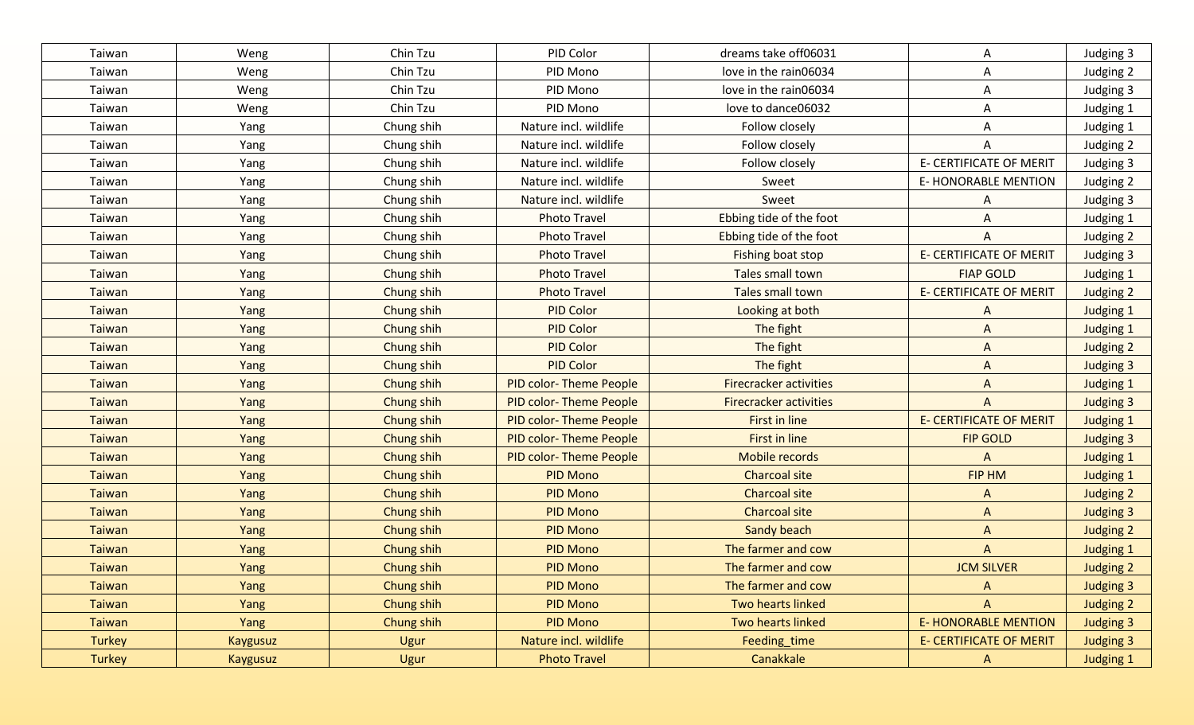| | | | | | | |
|---|---|---|---|---|---|---|
| Taiwan | Weng | Chin Tzu | PID Color | dreams take off06031 | A | Judging 3 |
| Taiwan | Weng | Chin Tzu | PID Mono | love in the rain06034 | A | Judging 2 |
| Taiwan | Weng | Chin Tzu | PID Mono | love in the rain06034 | A | Judging 3 |
| Taiwan | Weng | Chin Tzu | PID Mono | love to dance06032 | A | Judging 1 |
| Taiwan | Yang | Chung shih | Nature incl. wildlife | Follow closely | A | Judging 1 |
| Taiwan | Yang | Chung shih | Nature incl. wildlife | Follow closely | A | Judging 2 |
| Taiwan | Yang | Chung shih | Nature incl. wildlife | Follow closely | E- CERTIFICATE OF MERIT | Judging 3 |
| Taiwan | Yang | Chung shih | Nature incl. wildlife | Sweet | E- HONORABLE MENTION | Judging 2 |
| Taiwan | Yang | Chung shih | Nature incl. wildlife | Sweet | A | Judging 3 |
| Taiwan | Yang | Chung shih | Photo Travel | Ebbing tide of the foot | A | Judging 1 |
| Taiwan | Yang | Chung shih | Photo Travel | Ebbing tide of the foot | A | Judging 2 |
| Taiwan | Yang | Chung shih | Photo Travel | Fishing boat stop | E- CERTIFICATE OF MERIT | Judging 3 |
| Taiwan | Yang | Chung shih | Photo Travel | Tales small town | FIAP GOLD | Judging 1 |
| Taiwan | Yang | Chung shih | Photo Travel | Tales small town | E- CERTIFICATE OF MERIT | Judging 2 |
| Taiwan | Yang | Chung shih | PID Color | Looking at both | A | Judging 1 |
| Taiwan | Yang | Chung shih | PID Color | The fight | A | Judging 1 |
| Taiwan | Yang | Chung shih | PID Color | The fight | A | Judging 2 |
| Taiwan | Yang | Chung shih | PID Color | The fight | A | Judging 3 |
| Taiwan | Yang | Chung shih | PID color- Theme People | Firecracker activities | A | Judging 1 |
| Taiwan | Yang | Chung shih | PID color- Theme People | Firecracker activities | A | Judging 3 |
| Taiwan | Yang | Chung shih | PID color- Theme People | First in line | E- CERTIFICATE OF MERIT | Judging 1 |
| Taiwan | Yang | Chung shih | PID color- Theme People | First in line | FIP GOLD | Judging 3 |
| Taiwan | Yang | Chung shih | PID color- Theme People | Mobile records | A | Judging 1 |
| Taiwan | Yang | Chung shih | PID Mono | Charcoal site | FIP HM | Judging 1 |
| Taiwan | Yang | Chung shih | PID Mono | Charcoal site | A | Judging 2 |
| Taiwan | Yang | Chung shih | PID Mono | Charcoal site | A | Judging 3 |
| Taiwan | Yang | Chung shih | PID Mono | Sandy beach | A | Judging 2 |
| Taiwan | Yang | Chung shih | PID Mono | The farmer and cow | A | Judging 1 |
| Taiwan | Yang | Chung shih | PID Mono | The farmer and cow | JCM SILVER | Judging 2 |
| Taiwan | Yang | Chung shih | PID Mono | The farmer and cow | A | Judging 3 |
| Taiwan | Yang | Chung shih | PID Mono | Two hearts linked | A | Judging 2 |
| Taiwan | Yang | Chung shih | PID Mono | Two hearts linked | E- HONORABLE MENTION | Judging 3 |
| Turkey | Kaygusuz | Ugur | Nature incl. wildlife | Feeding_time | E- CERTIFICATE OF MERIT | Judging 3 |
| Turkey | Kaygusuz | Ugur | Photo Travel | Canakkale | A | Judging 1 |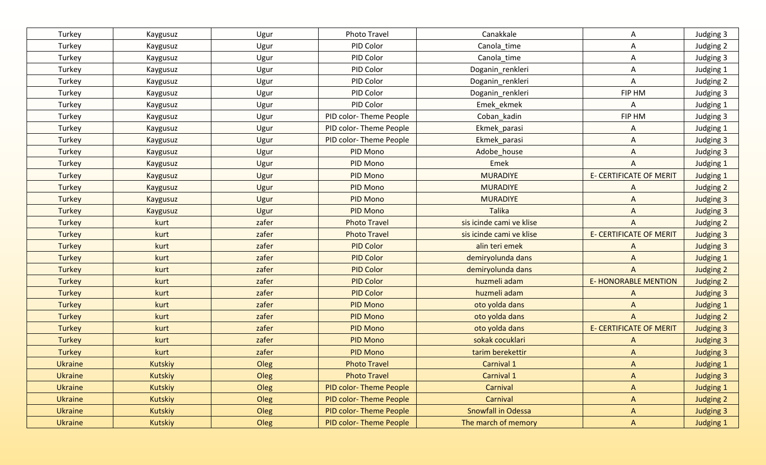| | | | | | | |
|---|---|---|---|---|---|---|
| Turkey | Kaygusuz | Ugur | Photo Travel | Canakkale | A | Judging 3 |
| Turkey | Kaygusuz | Ugur | PID Color | Canola_time | A | Judging 2 |
| Turkey | Kaygusuz | Ugur | PID Color | Canola_time | A | Judging 3 |
| Turkey | Kaygusuz | Ugur | PID Color | Doganin_renkleri | A | Judging 1 |
| Turkey | Kaygusuz | Ugur | PID Color | Doganin_renkleri | A | Judging 2 |
| Turkey | Kaygusuz | Ugur | PID Color | Doganin_renkleri | FIP HM | Judging 3 |
| Turkey | Kaygusuz | Ugur | PID Color | Emek_ekmek | A | Judging 1 |
| Turkey | Kaygusuz | Ugur | PID color- Theme People | Coban_kadin | FIP HM | Judging 3 |
| Turkey | Kaygusuz | Ugur | PID color- Theme People | Ekmek_parasi | A | Judging 1 |
| Turkey | Kaygusuz | Ugur | PID color- Theme People | Ekmek_parasi | A | Judging 3 |
| Turkey | Kaygusuz | Ugur | PID Mono | Adobe_house | A | Judging 3 |
| Turkey | Kaygusuz | Ugur | PID Mono | Emek | A | Judging 1 |
| Turkey | Kaygusuz | Ugur | PID Mono | MURADIYE | E- CERTIFICATE OF MERIT | Judging 1 |
| Turkey | Kaygusuz | Ugur | PID Mono | MURADIYE | A | Judging 2 |
| Turkey | Kaygusuz | Ugur | PID Mono | MURADIYE | A | Judging 3 |
| Turkey | Kaygusuz | Ugur | PID Mono | Talika | A | Judging 3 |
| Turkey | kurt | zafer | Photo Travel | sis icinde cami ve klise | A | Judging 2 |
| Turkey | kurt | zafer | Photo Travel | sis icinde cami ve klise | E- CERTIFICATE OF MERIT | Judging 3 |
| Turkey | kurt | zafer | PID Color | alin teri emek | A | Judging 3 |
| Turkey | kurt | zafer | PID Color | demiryolunda dans | A | Judging 1 |
| Turkey | kurt | zafer | PID Color | demiryolunda dans | A | Judging 2 |
| Turkey | kurt | zafer | PID Color | huzmeli adam | E- HONORABLE MENTION | Judging 2 |
| Turkey | kurt | zafer | PID Color | huzmeli adam | A | Judging 3 |
| Turkey | kurt | zafer | PID Mono | oto yolda dans | A | Judging 1 |
| Turkey | kurt | zafer | PID Mono | oto yolda dans | A | Judging 2 |
| Turkey | kurt | zafer | PID Mono | oto yolda dans | E- CERTIFICATE OF MERIT | Judging 3 |
| Turkey | kurt | zafer | PID Mono | sokak cocuklari | A | Judging 3 |
| Turkey | kurt | zafer | PID Mono | tarim berekettir | A | Judging 3 |
| Ukraine | Kutskiy | Oleg | Photo Travel | Carnival 1 | A | Judging 1 |
| Ukraine | Kutskiy | Oleg | Photo Travel | Carnival 1 | A | Judging 3 |
| Ukraine | Kutskiy | Oleg | PID color- Theme People | Carnival | A | Judging 1 |
| Ukraine | Kutskiy | Oleg | PID color- Theme People | Carnival | A | Judging 2 |
| Ukraine | Kutskiy | Oleg | PID color- Theme People | Snowfall in Odessa | A | Judging 3 |
| Ukraine | Kutskiy | Oleg | PID color- Theme People | The march of memory | A | Judging 1 |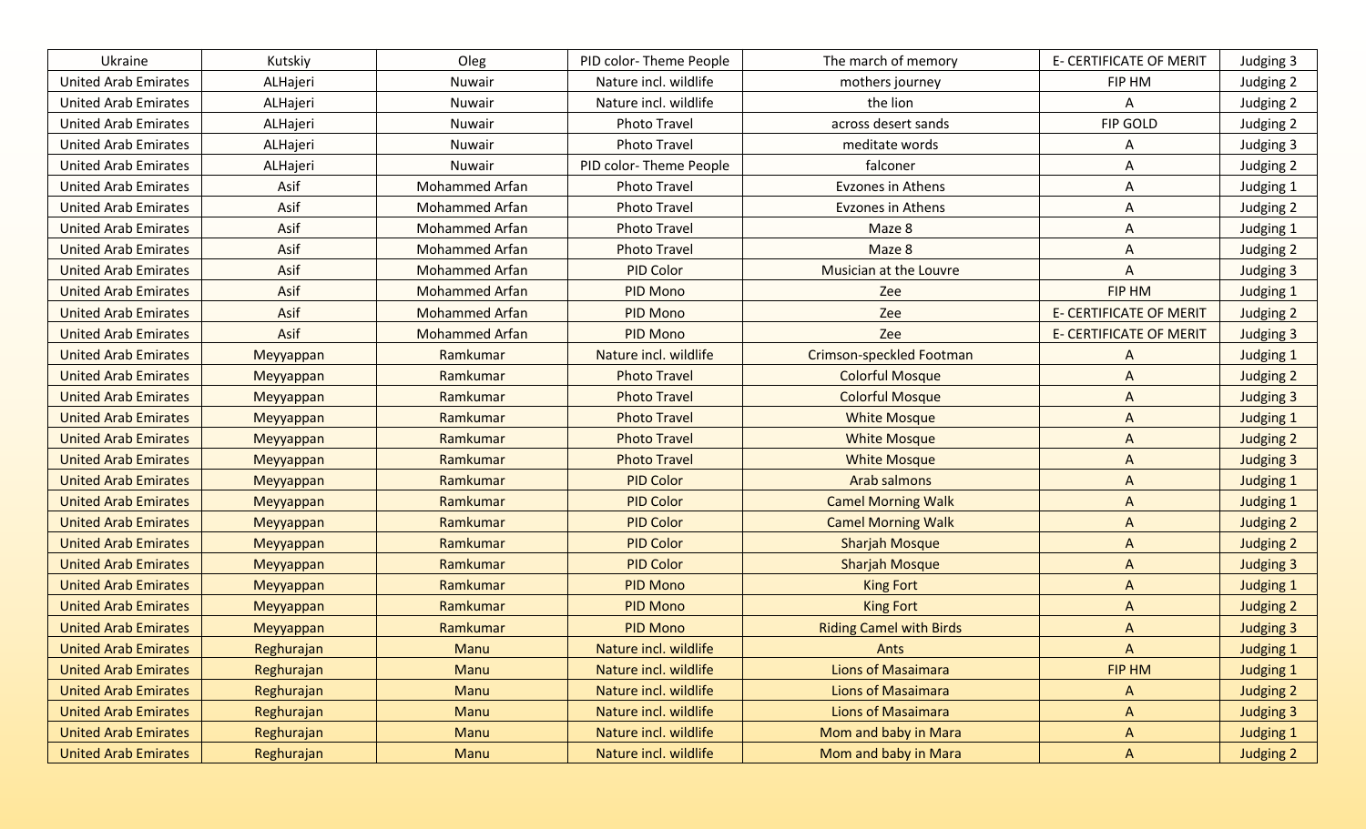| Ukraine | Kutskiy | Oleg | PID color- Theme People | The march of memory | E- CERTIFICATE OF MERIT | Judging 3 |
|---|---|---|---|---|---|---|
| United Arab Emirates | ALHajeri | Nuwair | Nature incl. wildlife | mothers journey | FIP HM | Judging 2 |
| United Arab Emirates | ALHajeri | Nuwair | Nature incl. wildlife | the lion | A | Judging 2 |
| United Arab Emirates | ALHajeri | Nuwair | Photo Travel | across desert sands | FIP GOLD | Judging 2 |
| United Arab Emirates | ALHajeri | Nuwair | Photo Travel | meditate words | A | Judging 3 |
| United Arab Emirates | ALHajeri | Nuwair | PID color- Theme People | falconer | A | Judging 2 |
| United Arab Emirates | Asif | Mohammed Arfan | Photo Travel | Evzones in Athens | A | Judging 1 |
| United Arab Emirates | Asif | Mohammed Arfan | Photo Travel | Evzones in Athens | A | Judging 2 |
| United Arab Emirates | Asif | Mohammed Arfan | Photo Travel | Maze 8 | A | Judging 1 |
| United Arab Emirates | Asif | Mohammed Arfan | Photo Travel | Maze 8 | A | Judging 2 |
| United Arab Emirates | Asif | Mohammed Arfan | PID Color | Musician at the Louvre | A | Judging 3 |
| United Arab Emirates | Asif | Mohammed Arfan | PID Mono | Zee | FIP HM | Judging 1 |
| United Arab Emirates | Asif | Mohammed Arfan | PID Mono | Zee | E- CERTIFICATE OF MERIT | Judging 2 |
| United Arab Emirates | Asif | Mohammed Arfan | PID Mono | Zee | E- CERTIFICATE OF MERIT | Judging 3 |
| United Arab Emirates | Meyyappan | Ramkumar | Nature incl. wildlife | Crimson-speckled Footman | A | Judging 1 |
| United Arab Emirates | Meyyappan | Ramkumar | Photo Travel | Colorful Mosque | A | Judging 2 |
| United Arab Emirates | Meyyappan | Ramkumar | Photo Travel | Colorful Mosque | A | Judging 3 |
| United Arab Emirates | Meyyappan | Ramkumar | Photo Travel | White Mosque | A | Judging 1 |
| United Arab Emirates | Meyyappan | Ramkumar | Photo Travel | White Mosque | A | Judging 2 |
| United Arab Emirates | Meyyappan | Ramkumar | Photo Travel | White Mosque | A | Judging 3 |
| United Arab Emirates | Meyyappan | Ramkumar | PID Color | Arab salmons | A | Judging 1 |
| United Arab Emirates | Meyyappan | Ramkumar | PID Color | Camel Morning Walk | A | Judging 1 |
| United Arab Emirates | Meyyappan | Ramkumar | PID Color | Camel Morning Walk | A | Judging 2 |
| United Arab Emirates | Meyyappan | Ramkumar | PID Color | Sharjah Mosque | A | Judging 2 |
| United Arab Emirates | Meyyappan | Ramkumar | PID Color | Sharjah Mosque | A | Judging 3 |
| United Arab Emirates | Meyyappan | Ramkumar | PID Mono | King Fort | A | Judging 1 |
| United Arab Emirates | Meyyappan | Ramkumar | PID Mono | King Fort | A | Judging 2 |
| United Arab Emirates | Meyyappan | Ramkumar | PID Mono | Riding Camel with Birds | A | Judging 3 |
| United Arab Emirates | Reghurajan | Manu | Nature incl. wildlife | Ants | A | Judging 1 |
| United Arab Emirates | Reghurajan | Manu | Nature incl. wildlife | Lions of Masaimara | FIP HM | Judging 1 |
| United Arab Emirates | Reghurajan | Manu | Nature incl. wildlife | Lions of Masaimara | A | Judging 2 |
| United Arab Emirates | Reghurajan | Manu | Nature incl. wildlife | Lions of Masaimara | A | Judging 3 |
| United Arab Emirates | Reghurajan | Manu | Nature incl. wildlife | Mom and baby in Mara | A | Judging 1 |
| United Arab Emirates | Reghurajan | Manu | Nature incl. wildlife | Mom and baby in Mara | A | Judging 2 |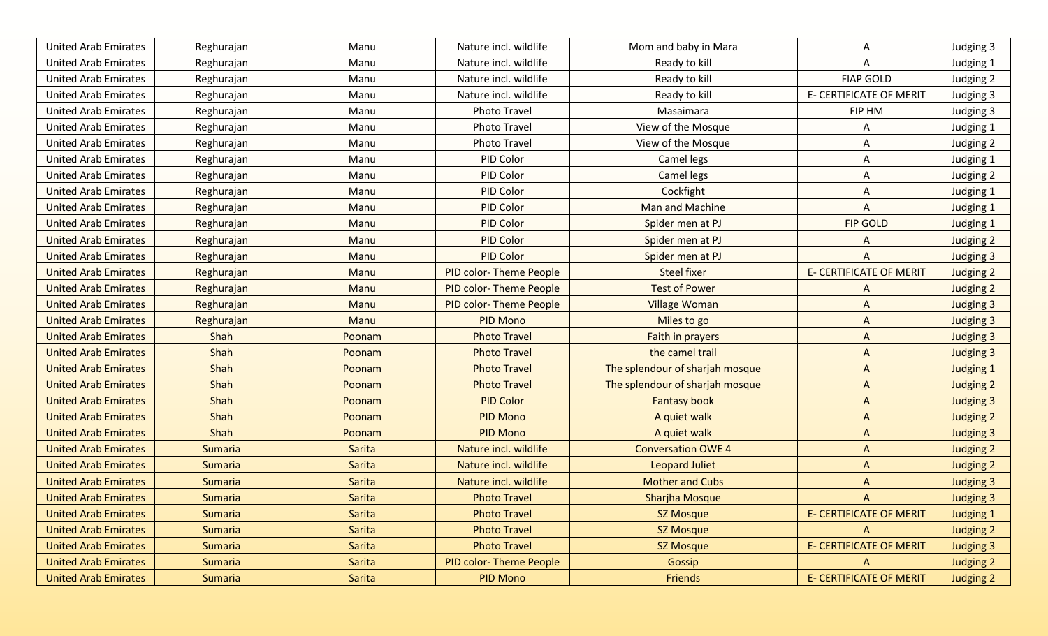| | | | | | | |
|---|---|---|---|---|---|---|
| United Arab Emirates | Reghurajan | Manu | Nature incl. wildlife | Mom and baby in Mara | A | Judging 3 |
| United Arab Emirates | Reghurajan | Manu | Nature incl. wildlife | Ready to kill | A | Judging 1 |
| United Arab Emirates | Reghurajan | Manu | Nature incl. wildlife | Ready to kill | FIAP GOLD | Judging 2 |
| United Arab Emirates | Reghurajan | Manu | Nature incl. wildlife | Ready to kill | E- CERTIFICATE OF MERIT | Judging 3 |
| United Arab Emirates | Reghurajan | Manu | Photo Travel | Masaimara | FIP HM | Judging 3 |
| United Arab Emirates | Reghurajan | Manu | Photo Travel | View of the Mosque | A | Judging 1 |
| United Arab Emirates | Reghurajan | Manu | Photo Travel | View of the Mosque | A | Judging 2 |
| United Arab Emirates | Reghurajan | Manu | PID Color | Camel legs | A | Judging 1 |
| United Arab Emirates | Reghurajan | Manu | PID Color | Camel legs | A | Judging 2 |
| United Arab Emirates | Reghurajan | Manu | PID Color | Cockfight | A | Judging 1 |
| United Arab Emirates | Reghurajan | Manu | PID Color | Man and Machine | A | Judging 1 |
| United Arab Emirates | Reghurajan | Manu | PID Color | Spider men at PJ | FIP GOLD | Judging 1 |
| United Arab Emirates | Reghurajan | Manu | PID Color | Spider men at PJ | A | Judging 2 |
| United Arab Emirates | Reghurajan | Manu | PID Color | Spider men at PJ | A | Judging 3 |
| United Arab Emirates | Reghurajan | Manu | PID color- Theme People | Steel fixer | E- CERTIFICATE OF MERIT | Judging 2 |
| United Arab Emirates | Reghurajan | Manu | PID color- Theme People | Test of Power | A | Judging 2 |
| United Arab Emirates | Reghurajan | Manu | PID color- Theme People | Village Woman | A | Judging 3 |
| United Arab Emirates | Reghurajan | Manu | PID Mono | Miles to go | A | Judging 3 |
| United Arab Emirates | Shah | Poonam | Photo Travel | Faith in prayers | A | Judging 3 |
| United Arab Emirates | Shah | Poonam | Photo Travel | the camel trail | A | Judging 3 |
| United Arab Emirates | Shah | Poonam | Photo Travel | The splendour of sharjah mosque | A | Judging 1 |
| United Arab Emirates | Shah | Poonam | Photo Travel | The splendour of sharjah mosque | A | Judging 2 |
| United Arab Emirates | Shah | Poonam | PID Color | Fantasy book | A | Judging 3 |
| United Arab Emirates | Shah | Poonam | PID Mono | A quiet walk | A | Judging 2 |
| United Arab Emirates | Shah | Poonam | PID Mono | A quiet walk | A | Judging 3 |
| United Arab Emirates | Sumaria | Sarita | Nature incl. wildlife | Conversation OWE 4 | A | Judging 2 |
| United Arab Emirates | Sumaria | Sarita | Nature incl. wildlife | Leopard Juliet | A | Judging 2 |
| United Arab Emirates | Sumaria | Sarita | Nature incl. wildlife | Mother and Cubs | A | Judging 3 |
| United Arab Emirates | Sumaria | Sarita | Photo Travel | Sharjha Mosque | A | Judging 3 |
| United Arab Emirates | Sumaria | Sarita | Photo Travel | SZ Mosque | E- CERTIFICATE OF MERIT | Judging 1 |
| United Arab Emirates | Sumaria | Sarita | Photo Travel | SZ Mosque | A | Judging 2 |
| United Arab Emirates | Sumaria | Sarita | Photo Travel | SZ Mosque | E- CERTIFICATE OF MERIT | Judging 3 |
| United Arab Emirates | Sumaria | Sarita | PID color- Theme People | Gossip | A | Judging 2 |
| United Arab Emirates | Sumaria | Sarita | PID Mono | Friends | E- CERTIFICATE OF MERIT | Judging 2 |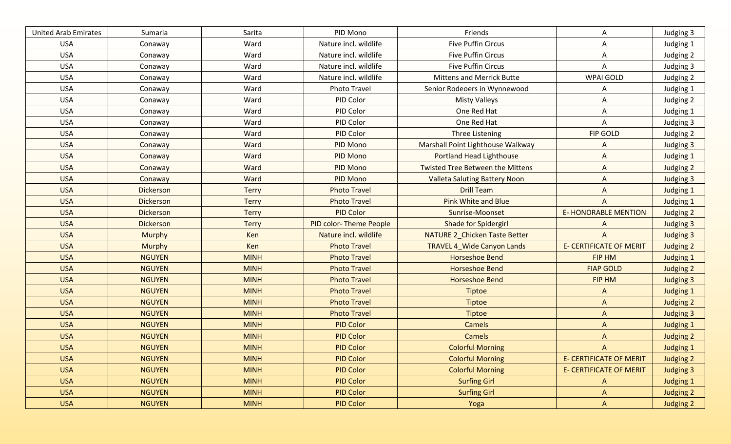| United Arab Emirates | Sumaria | Sarita | PID Mono | Friends | A | Judging 3 |
|---|---|---|---|---|---|---|
| USA | Conaway | Ward | Nature incl. wildlife | Five Puffin Circus | A | Judging 1 |
| USA | Conaway | Ward | Nature incl. wildlife | Five Puffin Circus | A | Judging 2 |
| USA | Conaway | Ward | Nature incl. wildlife | Five Puffin Circus | A | Judging 3 |
| USA | Conaway | Ward | Nature incl. wildlife | Mittens and Merrick Butte | WPAI GOLD | Judging 2 |
| USA | Conaway | Ward | Photo Travel | Senior Rodeoers in Wynnewood | A | Judging 1 |
| USA | Conaway | Ward | PID Color | Misty Valleys | A | Judging 2 |
| USA | Conaway | Ward | PID Color | One Red Hat | A | Judging 1 |
| USA | Conaway | Ward | PID Color | One Red Hat | A | Judging 3 |
| USA | Conaway | Ward | PID Color | Three Listening | FIP GOLD | Judging 2 |
| USA | Conaway | Ward | PID Mono | Marshall Point Lighthouse Walkway | A | Judging 3 |
| USA | Conaway | Ward | PID Mono | Portland Head Lighthouse | A | Judging 1 |
| USA | Conaway | Ward | PID Mono | Twisted Tree Between the Mittens | A | Judging 2 |
| USA | Conaway | Ward | PID Mono | Valleta Saluting Battery Noon | A | Judging 3 |
| USA | Dickerson | Terry | Photo Travel | Drill Team | A | Judging 1 |
| USA | Dickerson | Terry | Photo Travel | Pink White and Blue | A | Judging 1 |
| USA | Dickerson | Terry | PID Color | Sunrise-Moonset | E- HONORABLE MENTION | Judging 2 |
| USA | Dickerson | Terry | PID color- Theme People | Shade for Spidergirl | A | Judging 3 |
| USA | Murphy | Ken | Nature incl. wildlife | NATURE 2_Chicken Taste Better | A | Judging 3 |
| USA | Murphy | Ken | Photo Travel | TRAVEL 4_Wide Canyon Lands | E- CERTIFICATE OF MERIT | Judging 2 |
| USA | NGUYEN | MINH | Photo Travel | Horseshoe Bend | FIP HM | Judging 1 |
| USA | NGUYEN | MINH | Photo Travel | Horseshoe Bend | FIAP GOLD | Judging 2 |
| USA | NGUYEN | MINH | Photo Travel | Horseshoe Bend | FIP HM | Judging 3 |
| USA | NGUYEN | MINH | Photo Travel | Tiptoe | A | Judging 1 |
| USA | NGUYEN | MINH | Photo Travel | Tiptoe | A | Judging 2 |
| USA | NGUYEN | MINH | Photo Travel | Tiptoe | A | Judging 3 |
| USA | NGUYEN | MINH | PID Color | Camels | A | Judging 1 |
| USA | NGUYEN | MINH | PID Color | Camels | A | Judging 2 |
| USA | NGUYEN | MINH | PID Color | Colorful Morning | A | Judging 1 |
| USA | NGUYEN | MINH | PID Color | Colorful Morning | E- CERTIFICATE OF MERIT | Judging 2 |
| USA | NGUYEN | MINH | PID Color | Colorful Morning | E- CERTIFICATE OF MERIT | Judging 3 |
| USA | NGUYEN | MINH | PID Color | Surfing Girl | A | Judging 1 |
| USA | NGUYEN | MINH | PID Color | Surfing Girl | A | Judging 2 |
| USA | NGUYEN | MINH | PID Color | Yoga | A | Judging 2 |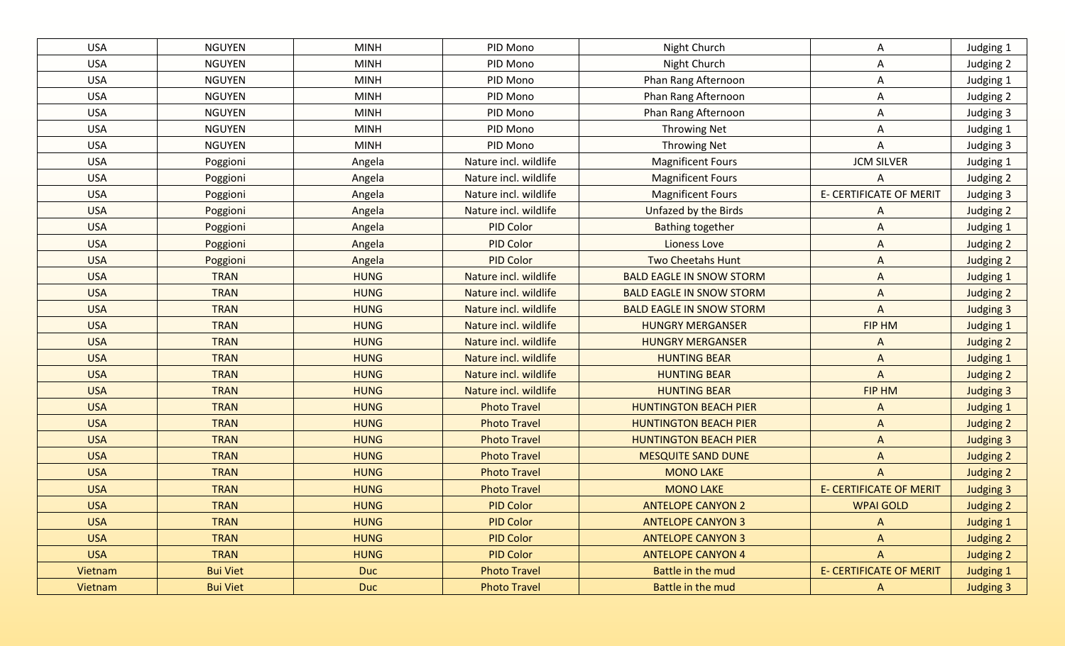| | | | | | | |
|---|---|---|---|---|---|---|
| USA | NGUYEN | MINH | PID Mono | Night Church | A | Judging 1 |
| USA | NGUYEN | MINH | PID Mono | Night Church | A | Judging 2 |
| USA | NGUYEN | MINH | PID Mono | Phan Rang Afternoon | A | Judging 1 |
| USA | NGUYEN | MINH | PID Mono | Phan Rang Afternoon | A | Judging 2 |
| USA | NGUYEN | MINH | PID Mono | Phan Rang Afternoon | A | Judging 3 |
| USA | NGUYEN | MINH | PID Mono | Throwing Net | A | Judging 1 |
| USA | NGUYEN | MINH | PID Mono | Throwing Net | A | Judging 3 |
| USA | Poggioni | Angela | Nature incl. wildlife | Magnificent Fours | JCM SILVER | Judging 1 |
| USA | Poggioni | Angela | Nature incl. wildlife | Magnificent Fours | A | Judging 2 |
| USA | Poggioni | Angela | Nature incl. wildlife | Magnificent Fours | E- CERTIFICATE OF MERIT | Judging 3 |
| USA | Poggioni | Angela | Nature incl. wildlife | Unfazed by the Birds | A | Judging 2 |
| USA | Poggioni | Angela | PID Color | Bathing together | A | Judging 1 |
| USA | Poggioni | Angela | PID Color | Lioness Love | A | Judging 2 |
| USA | Poggioni | Angela | PID Color | Two Cheetahs Hunt | A | Judging 2 |
| USA | TRAN | HUNG | Nature incl. wildlife | BALD EAGLE IN SNOW STORM | A | Judging 1 |
| USA | TRAN | HUNG | Nature incl. wildlife | BALD EAGLE IN SNOW STORM | A | Judging 2 |
| USA | TRAN | HUNG | Nature incl. wildlife | BALD EAGLE IN SNOW STORM | A | Judging 3 |
| USA | TRAN | HUNG | Nature incl. wildlife | HUNGRY MERGANSER | FIP HM | Judging 1 |
| USA | TRAN | HUNG | Nature incl. wildlife | HUNGRY MERGANSER | A | Judging 2 |
| USA | TRAN | HUNG | Nature incl. wildlife | HUNTING BEAR | A | Judging 1 |
| USA | TRAN | HUNG | Nature incl. wildlife | HUNTING BEAR | A | Judging 2 |
| USA | TRAN | HUNG | Nature incl. wildlife | HUNTING BEAR | FIP HM | Judging 3 |
| USA | TRAN | HUNG | Photo Travel | HUNTINGTON BEACH PIER | A | Judging 1 |
| USA | TRAN | HUNG | Photo Travel | HUNTINGTON BEACH PIER | A | Judging 2 |
| USA | TRAN | HUNG | Photo Travel | HUNTINGTON BEACH PIER | A | Judging 3 |
| USA | TRAN | HUNG | Photo Travel | MESQUITE SAND DUNE | A | Judging 2 |
| USA | TRAN | HUNG | Photo Travel | MONO LAKE | A | Judging 2 |
| USA | TRAN | HUNG | Photo Travel | MONO LAKE | E- CERTIFICATE OF MERIT | Judging 3 |
| USA | TRAN | HUNG | PID Color | ANTELOPE CANYON 2 | WPAI GOLD | Judging 2 |
| USA | TRAN | HUNG | PID Color | ANTELOPE CANYON 3 | A | Judging 1 |
| USA | TRAN | HUNG | PID Color | ANTELOPE CANYON 3 | A | Judging 2 |
| USA | TRAN | HUNG | PID Color | ANTELOPE CANYON 4 | A | Judging 2 |
| Vietnam | Bui Viet | Duc | Photo Travel | Battle in the mud | E- CERTIFICATE OF MERIT | Judging 1 |
| Vietnam | Bui Viet | Duc | Photo Travel | Battle in the mud | A | Judging 3 |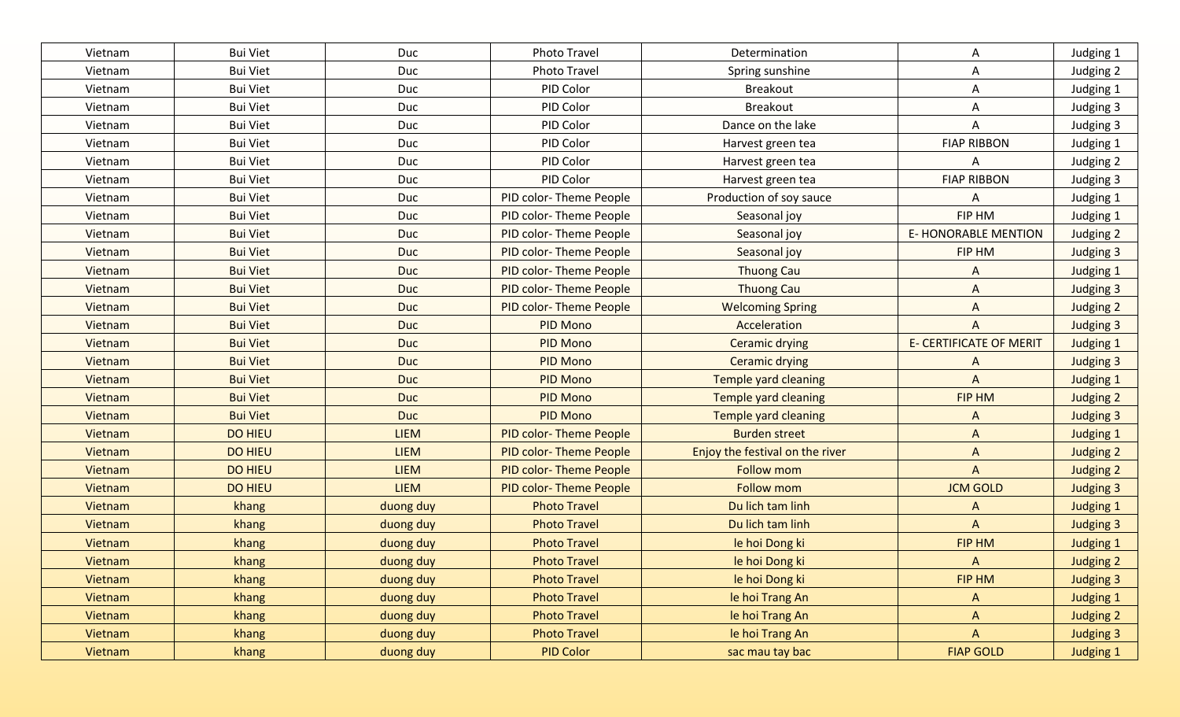| Vietnam | Bui Viet | Duc | Photo Travel | Determination | A | Judging 1 |
|---|---|---|---|---|---|---|
| Vietnam | Bui Viet | Duc | Photo Travel | Spring sunshine | A | Judging 2 |
| Vietnam | Bui Viet | Duc | PID Color | Breakout | A | Judging 1 |
| Vietnam | Bui Viet | Duc | PID Color | Breakout | A | Judging 3 |
| Vietnam | Bui Viet | Duc | PID Color | Dance on the lake | A | Judging 3 |
| Vietnam | Bui Viet | Duc | PID Color | Harvest green tea | FIAP RIBBON | Judging 1 |
| Vietnam | Bui Viet | Duc | PID Color | Harvest green tea | A | Judging 2 |
| Vietnam | Bui Viet | Duc | PID Color | Harvest green tea | FIAP RIBBON | Judging 3 |
| Vietnam | Bui Viet | Duc | PID color- Theme People | Production of soy sauce | A | Judging 1 |
| Vietnam | Bui Viet | Duc | PID color- Theme People | Seasonal joy | FIP HM | Judging 1 |
| Vietnam | Bui Viet | Duc | PID color- Theme People | Seasonal joy | E- HONORABLE MENTION | Judging 2 |
| Vietnam | Bui Viet | Duc | PID color- Theme People | Seasonal joy | FIP HM | Judging 3 |
| Vietnam | Bui Viet | Duc | PID color- Theme People | Thuong Cau | A | Judging 1 |
| Vietnam | Bui Viet | Duc | PID color- Theme People | Thuong Cau | A | Judging 3 |
| Vietnam | Bui Viet | Duc | PID color- Theme People | Welcoming Spring | A | Judging 2 |
| Vietnam | Bui Viet | Duc | PID Mono | Acceleration | A | Judging 3 |
| Vietnam | Bui Viet | Duc | PID Mono | Ceramic drying | E- CERTIFICATE OF MERIT | Judging 1 |
| Vietnam | Bui Viet | Duc | PID Mono | Ceramic drying | A | Judging 3 |
| Vietnam | Bui Viet | Duc | PID Mono | Temple yard cleaning | A | Judging 1 |
| Vietnam | Bui Viet | Duc | PID Mono | Temple yard cleaning | FIP HM | Judging 2 |
| Vietnam | Bui Viet | Duc | PID Mono | Temple yard cleaning | A | Judging 3 |
| Vietnam | DO HIEU | LIEM | PID color- Theme People | Burden street | A | Judging 1 |
| Vietnam | DO HIEU | LIEM | PID color- Theme People | Enjoy the festival on the river | A | Judging 2 |
| Vietnam | DO HIEU | LIEM | PID color- Theme People | Follow mom | A | Judging 2 |
| Vietnam | DO HIEU | LIEM | PID color- Theme People | Follow mom | JCM GOLD | Judging 3 |
| Vietnam | khang | duong duy | Photo Travel | Du lich tam linh | A | Judging 1 |
| Vietnam | khang | duong duy | Photo Travel | Du lich tam linh | A | Judging 3 |
| Vietnam | khang | duong duy | Photo Travel | le hoi Dong ki | FIP HM | Judging 1 |
| Vietnam | khang | duong duy | Photo Travel | le hoi Dong ki | A | Judging 2 |
| Vietnam | khang | duong duy | Photo Travel | le hoi Dong ki | FIP HM | Judging 3 |
| Vietnam | khang | duong duy | Photo Travel | le hoi Trang An | A | Judging 1 |
| Vietnam | khang | duong duy | Photo Travel | le hoi Trang An | A | Judging 2 |
| Vietnam | khang | duong duy | Photo Travel | le hoi Trang An | A | Judging 3 |
| Vietnam | khang | duong duy | PID Color | sac mau tay bac | FIAP GOLD | Judging 1 |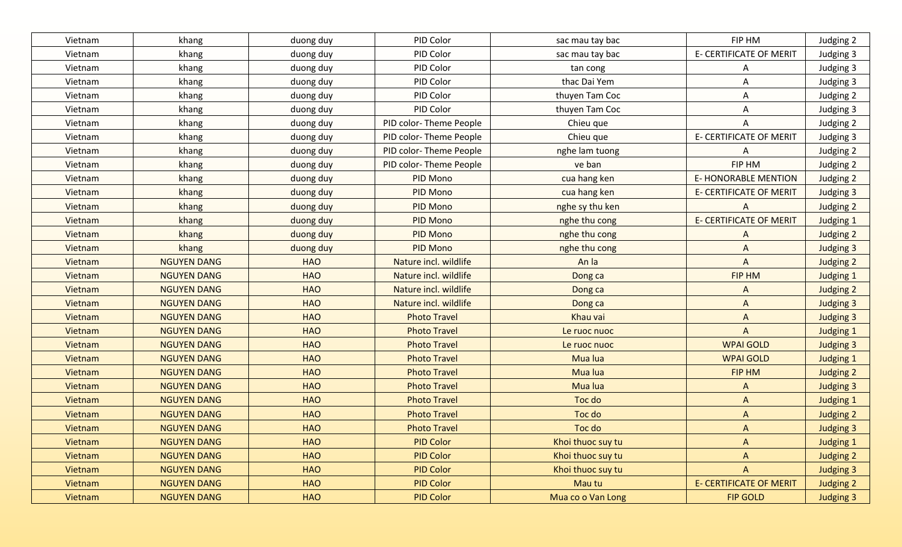| Vietnam | khang | duong duy | PID Color | sac mau tay bac | FIP HM | Judging 2 |
|---|---|---|---|---|---|---|
| Vietnam | khang | duong duy | PID Color | sac mau tay bac | E- CERTIFICATE OF MERIT | Judging 3 |
| Vietnam | khang | duong duy | PID Color | tan cong | A | Judging 3 |
| Vietnam | khang | duong duy | PID Color | thac Dai Yem | A | Judging 3 |
| Vietnam | khang | duong duy | PID Color | thuyen Tam Coc | A | Judging 2 |
| Vietnam | khang | duong duy | PID Color | thuyen Tam Coc | A | Judging 3 |
| Vietnam | khang | duong duy | PID color- Theme People | Chieu que | A | Judging 2 |
| Vietnam | khang | duong duy | PID color- Theme People | Chieu que | E- CERTIFICATE OF MERIT | Judging 3 |
| Vietnam | khang | duong duy | PID color- Theme People | nghe lam tuong | A | Judging 2 |
| Vietnam | khang | duong duy | PID color- Theme People | ve ban | FIP HM | Judging 2 |
| Vietnam | khang | duong duy | PID Mono | cua hang ken | E- HONORABLE MENTION | Judging 2 |
| Vietnam | khang | duong duy | PID Mono | cua hang ken | E- CERTIFICATE OF MERIT | Judging 3 |
| Vietnam | khang | duong duy | PID Mono | nghe sy thu ken | A | Judging 2 |
| Vietnam | khang | duong duy | PID Mono | nghe thu cong | E- CERTIFICATE OF MERIT | Judging 1 |
| Vietnam | khang | duong duy | PID Mono | nghe thu cong | A | Judging 2 |
| Vietnam | khang | duong duy | PID Mono | nghe thu cong | A | Judging 3 |
| Vietnam | NGUYEN DANG | HAO | Nature incl. wildlife | An la | A | Judging 2 |
| Vietnam | NGUYEN DANG | HAO | Nature incl. wildlife | Dong ca | FIP HM | Judging 1 |
| Vietnam | NGUYEN DANG | HAO | Nature incl. wildlife | Dong ca | A | Judging 2 |
| Vietnam | NGUYEN DANG | HAO | Nature incl. wildlife | Dong ca | A | Judging 3 |
| Vietnam | NGUYEN DANG | HAO | Photo Travel | Khau vai | A | Judging 3 |
| Vietnam | NGUYEN DANG | HAO | Photo Travel | Le ruoc nuoc | A | Judging 1 |
| Vietnam | NGUYEN DANG | HAO | Photo Travel | Le ruoc nuoc | WPAI GOLD | Judging 3 |
| Vietnam | NGUYEN DANG | HAO | Photo Travel | Mua lua | WPAI GOLD | Judging 1 |
| Vietnam | NGUYEN DANG | HAO | Photo Travel | Mua lua | FIP HM | Judging 2 |
| Vietnam | NGUYEN DANG | HAO | Photo Travel | Mua lua | A | Judging 3 |
| Vietnam | NGUYEN DANG | HAO | Photo Travel | Toc do | A | Judging 1 |
| Vietnam | NGUYEN DANG | HAO | Photo Travel | Toc do | A | Judging 2 |
| Vietnam | NGUYEN DANG | HAO | Photo Travel | Toc do | A | Judging 3 |
| Vietnam | NGUYEN DANG | HAO | PID Color | Khoi thuoc suy tu | A | Judging 1 |
| Vietnam | NGUYEN DANG | HAO | PID Color | Khoi thuoc suy tu | A | Judging 2 |
| Vietnam | NGUYEN DANG | HAO | PID Color | Khoi thuoc suy tu | A | Judging 3 |
| Vietnam | NGUYEN DANG | HAO | PID Color | Mau tu | E- CERTIFICATE OF MERIT | Judging 2 |
| Vietnam | NGUYEN DANG | HAO | PID Color | Mua co o Van Long | FIP GOLD | Judging 3 |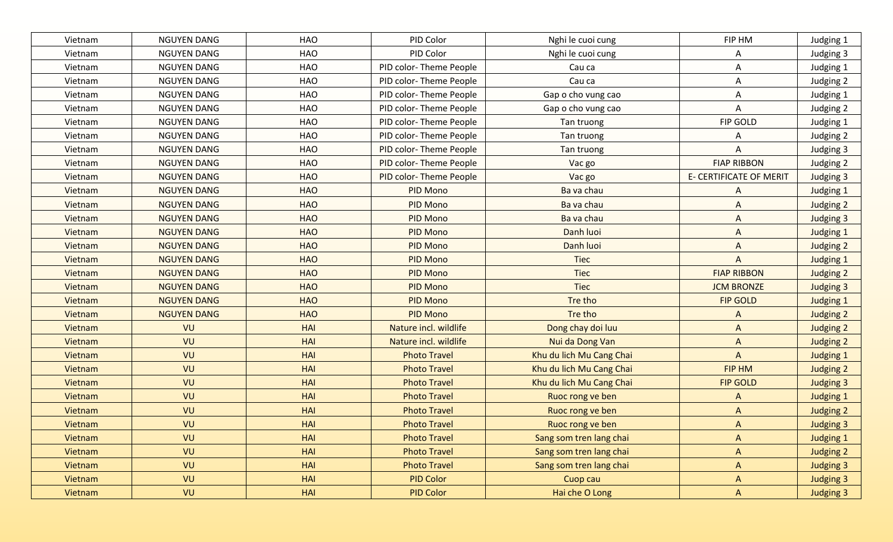| Vietnam | NGUYEN DANG | HAO | PID Color | Nghi le cuoi cung | FIP HM | Judging 1 |
|---|---|---|---|---|---|---|
| Vietnam | NGUYEN DANG | HAO | PID Color | Nghi le cuoi cung | A | Judging 3 |
| Vietnam | NGUYEN DANG | HAO | PID color- Theme People | Cau ca | A | Judging 1 |
| Vietnam | NGUYEN DANG | HAO | PID color- Theme People | Cau ca | A | Judging 2 |
| Vietnam | NGUYEN DANG | HAO | PID color- Theme People | Gap o cho vung cao | A | Judging 1 |
| Vietnam | NGUYEN DANG | HAO | PID color- Theme People | Gap o cho vung cao | A | Judging 2 |
| Vietnam | NGUYEN DANG | HAO | PID color- Theme People | Tan truong | FIP GOLD | Judging 1 |
| Vietnam | NGUYEN DANG | HAO | PID color- Theme People | Tan truong | A | Judging 2 |
| Vietnam | NGUYEN DANG | HAO | PID color- Theme People | Tan truong | A | Judging 3 |
| Vietnam | NGUYEN DANG | HAO | PID color- Theme People | Vac go | FIAP RIBBON | Judging 2 |
| Vietnam | NGUYEN DANG | HAO | PID color- Theme People | Vac go | E- CERTIFICATE OF MERIT | Judging 3 |
| Vietnam | NGUYEN DANG | HAO | PID Mono | Ba va chau | A | Judging 1 |
| Vietnam | NGUYEN DANG | HAO | PID Mono | Ba va chau | A | Judging 2 |
| Vietnam | NGUYEN DANG | HAO | PID Mono | Ba va chau | A | Judging 3 |
| Vietnam | NGUYEN DANG | HAO | PID Mono | Danh luoi | A | Judging 1 |
| Vietnam | NGUYEN DANG | HAO | PID Mono | Danh luoi | A | Judging 2 |
| Vietnam | NGUYEN DANG | HAO | PID Mono | Tiec | A | Judging 1 |
| Vietnam | NGUYEN DANG | HAO | PID Mono | Tiec | FIAP RIBBON | Judging 2 |
| Vietnam | NGUYEN DANG | HAO | PID Mono | Tiec | JCM BRONZE | Judging 3 |
| Vietnam | NGUYEN DANG | HAO | PID Mono | Tre tho | FIP GOLD | Judging 1 |
| Vietnam | NGUYEN DANG | HAO | PID Mono | Tre tho | A | Judging 2 |
| Vietnam | VU | HAI | Nature incl. wildlife | Dong chay doi luu | A | Judging 2 |
| Vietnam | VU | HAI | Nature incl. wildlife | Nui da Dong Van | A | Judging 2 |
| Vietnam | VU | HAI | Photo Travel | Khu du lich Mu Cang Chai | A | Judging 1 |
| Vietnam | VU | HAI | Photo Travel | Khu du lich Mu Cang Chai | FIP HM | Judging 2 |
| Vietnam | VU | HAI | Photo Travel | Khu du lich Mu Cang Chai | FIP GOLD | Judging 3 |
| Vietnam | VU | HAI | Photo Travel | Ruoc rong ve ben | A | Judging 1 |
| Vietnam | VU | HAI | Photo Travel | Ruoc rong ve ben | A | Judging 2 |
| Vietnam | VU | HAI | Photo Travel | Ruoc rong ve ben | A | Judging 3 |
| Vietnam | VU | HAI | Photo Travel | Sang som tren lang chai | A | Judging 1 |
| Vietnam | VU | HAI | Photo Travel | Sang som tren lang chai | A | Judging 2 |
| Vietnam | VU | HAI | Photo Travel | Sang som tren lang chai | A | Judging 3 |
| Vietnam | VU | HAI | PID Color | Cuop cau | A | Judging 3 |
| Vietnam | VU | HAI | PID Color | Hai che O Long | A | Judging 3 |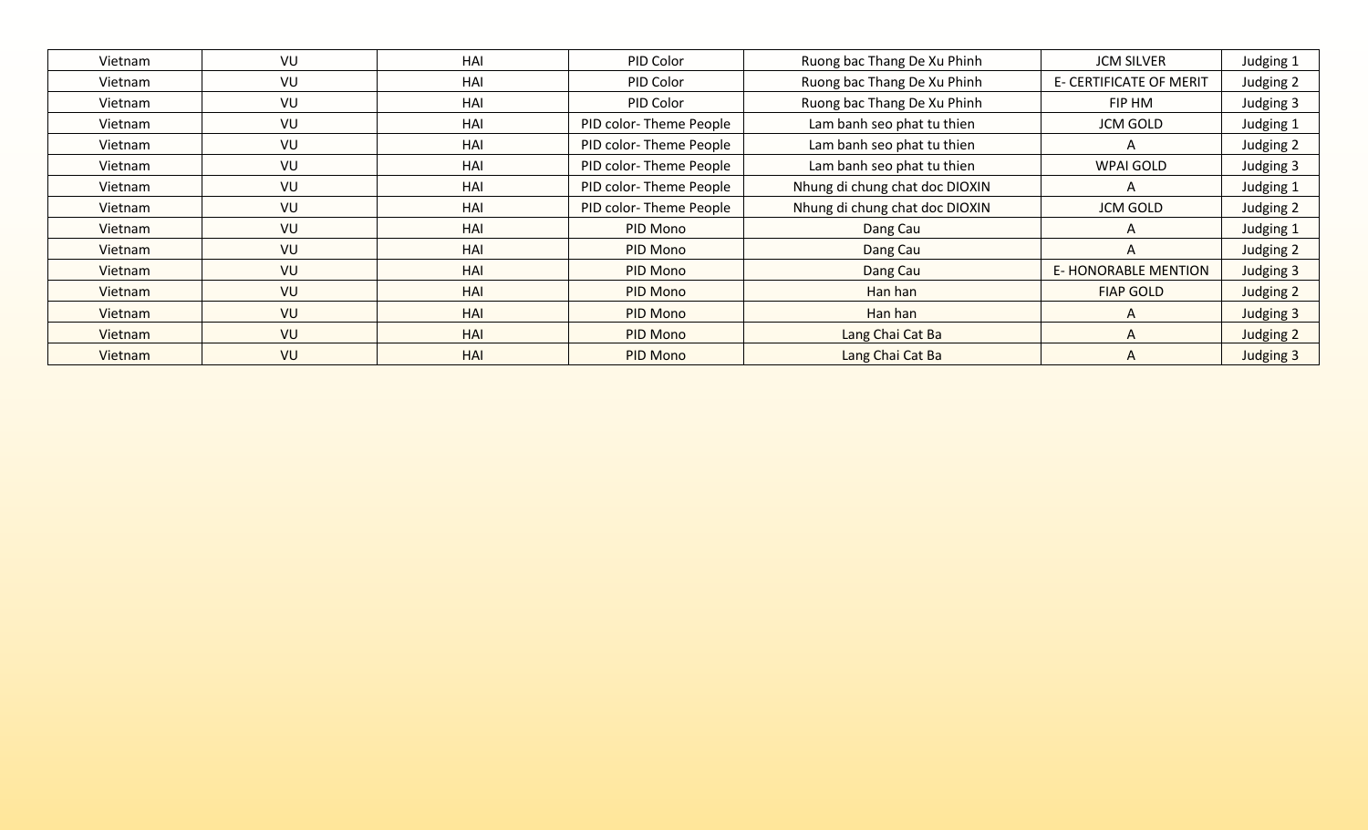| | | | | | | |
|---|---|---|---|---|---|---|
| Vietnam | VU | HAI | PID Color | Ruong bac Thang De Xu Phinh | JCM SILVER | Judging 1 |
| Vietnam | VU | HAI | PID Color | Ruong bac Thang De Xu Phinh | E- CERTIFICATE OF MERIT | Judging 2 |
| Vietnam | VU | HAI | PID Color | Ruong bac Thang De Xu Phinh | FIP HM | Judging 3 |
| Vietnam | VU | HAI | PID color- Theme People | Lam banh seo phat tu thien | JCM GOLD | Judging 1 |
| Vietnam | VU | HAI | PID color- Theme People | Lam banh seo phat tu thien | A | Judging 2 |
| Vietnam | VU | HAI | PID color- Theme People | Lam banh seo phat tu thien | WPAI GOLD | Judging 3 |
| Vietnam | VU | HAI | PID color- Theme People | Nhung di chung chat doc DIOXIN | A | Judging 1 |
| Vietnam | VU | HAI | PID color- Theme People | Nhung di chung chat doc DIOXIN | JCM GOLD | Judging 2 |
| Vietnam | VU | HAI | PID Mono | Dang Cau | A | Judging 1 |
| Vietnam | VU | HAI | PID Mono | Dang Cau | A | Judging 2 |
| Vietnam | VU | HAI | PID Mono | Dang Cau | E- HONORABLE MENTION | Judging 3 |
| Vietnam | VU | HAI | PID Mono | Han han | FIAP GOLD | Judging 2 |
| Vietnam | VU | HAI | PID Mono | Han han | A | Judging 3 |
| Vietnam | VU | HAI | PID Mono | Lang Chai Cat Ba | A | Judging 2 |
| Vietnam | VU | HAI | PID Mono | Lang Chai Cat Ba | A | Judging 3 |